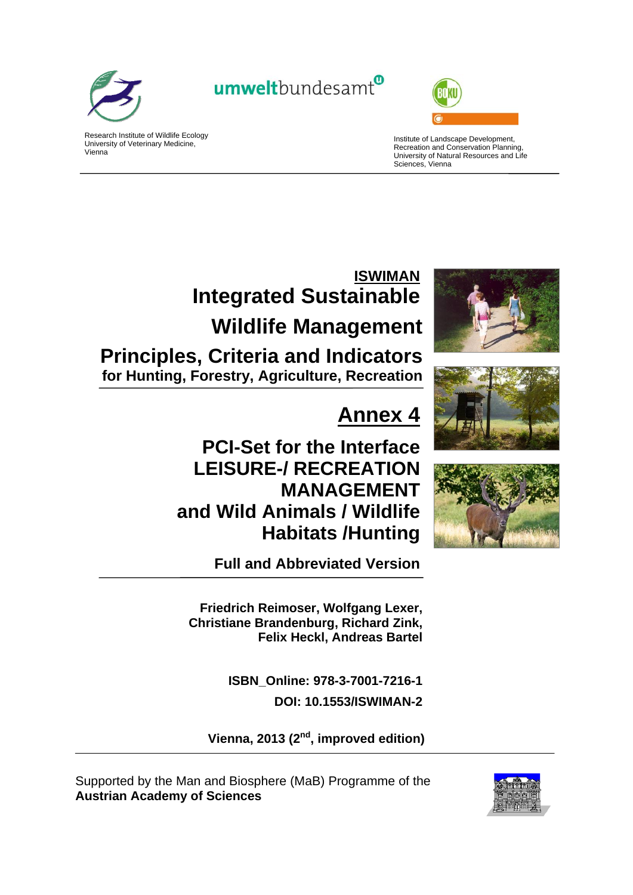Research Institute of Wildlife Ecology
University of Veterinary Medicine,
Vienna

umweltbundesamt

Institute of Landscape Development,
Recreation and Conservation Planning,
University of Natural Resources and Life
Sciences, Vienna

**ISWIMAN**

# Integrated Sustainable Wildlife Management

# Principles, Criteria and Indicators

**for Hunting, Forestry, Agriculture, Recreation**

## Annex 4

## PCI-Set for the Interface LEISURE-/ RECREATION MANAGEMENT and Wild Animals / Wildlife Habitats /Hunting

**Full and Abbreviated Version**

**Friedrich Reimoser, Wolfgang Lexer,**
**Christiane Brandenburg, Richard Zink,**
**Felix Heckl, Andreas Bartel**

**ISBN_Online: 978-3-7001-7216-1**

**DOI: 10.1553/ISWIMAN-2**

**Vienna, 2013 (2nd, improved edition)**

Supported by the Man and Biosphere (MaB) Programme of the
**Austrian Academy of Sciences**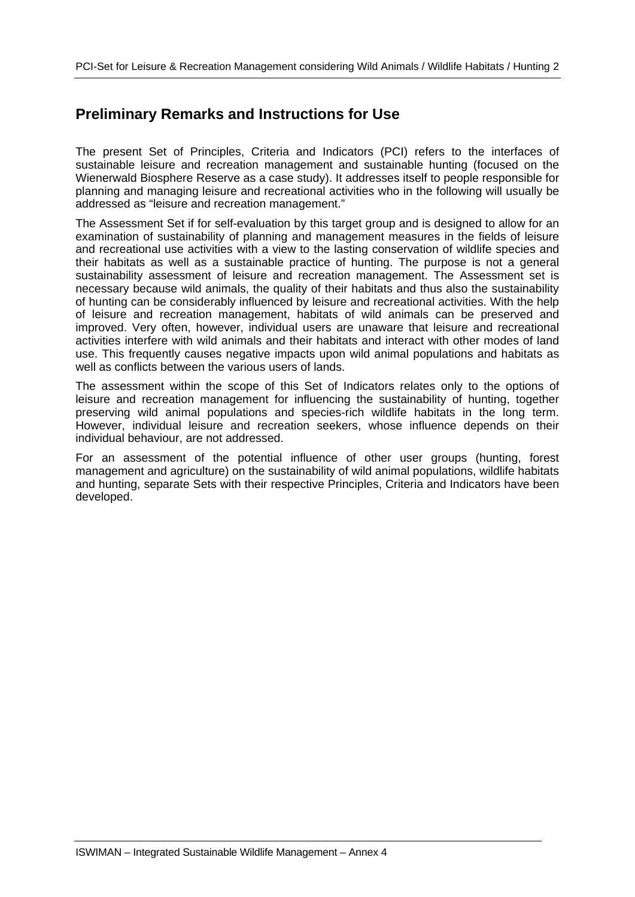## Preliminary Remarks and Instructions for Use

The present Set of Principles, Criteria and Indicators (PCI) refers to the interfaces of sustainable leisure and recreation management and sustainable hunting (focused on the Wienerwald Biosphere Reserve as a case study). It addresses itself to people responsible for planning and managing leisure and recreational activities who in the following will usually be addressed as "leisure and recreation management."

The Assessment Set if for self-evaluation by this target group and is designed to allow for an examination of sustainability of planning and management measures in the fields of leisure and recreational use activities with a view to the lasting conservation of wildlife species and their habitats as well as a sustainable practice of hunting. The purpose is not a general sustainability assessment of leisure and recreation management. The Assessment set is necessary because wild animals, the quality of their habitats and thus also the sustainability of hunting can be considerably influenced by leisure and recreational activities. With the help of leisure and recreation management, habitats of wild animals can be preserved and improved. Very often, however, individual users are unaware that leisure and recreational activities interfere with wild animals and their habitats and interact with other modes of land use. This frequently causes negative impacts upon wild animal populations and habitats as well as conflicts between the various users of lands.

The assessment within the scope of this Set of Indicators relates only to the options of leisure and recreation management for influencing the sustainability of hunting, together preserving wild animal populations and species-rich wildlife habitats in the long term. However, individual leisure and recreation seekers, whose influence depends on their individual behaviour, are not addressed.

For an assessment of the potential influence of other user groups (hunting, forest management and agriculture) on the sustainability of wild animal populations, wildlife habitats and hunting, separate Sets with their respective Principles, Criteria and Indicators have been developed.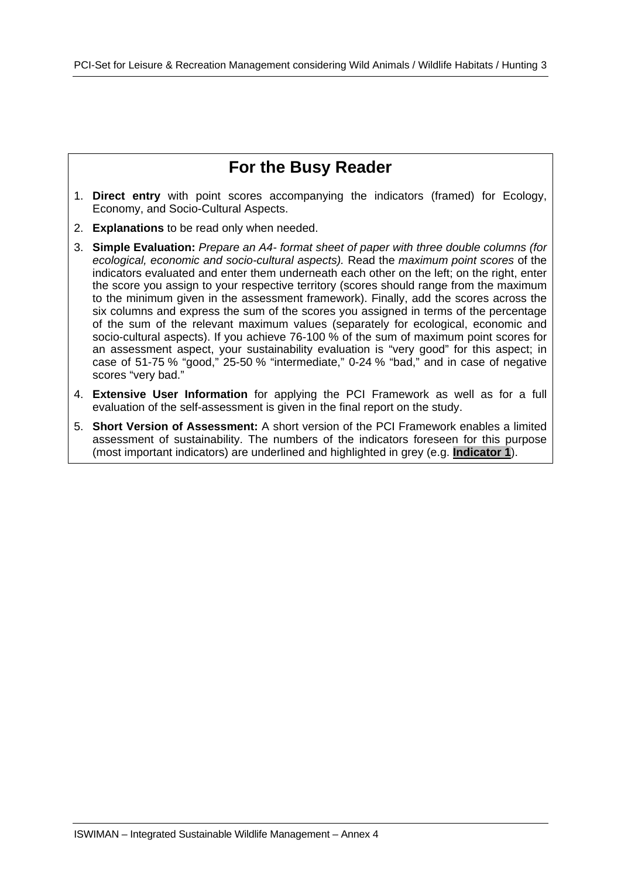## For the Busy Reader

1. **Direct entry** with point scores accompanying the indicators (framed) for Ecology, Economy, and Socio-Cultural Aspects.
2. **Explanations** to be read only when needed.
3. **Simple Evaluation:** *Prepare an A4- format sheet of paper with three double columns (for ecological, economic and socio-cultural aspects).* Read the *maximum point scores* of the indicators evaluated and enter them underneath each other on the left; on the right, enter the score you assign to your respective territory (scores should range from the maximum to the minimum given in the assessment framework). Finally, add the scores across the six columns and express the sum of the scores you assigned in terms of the percentage of the sum of the relevant maximum values (separately for ecological, economic and socio-cultural aspects). If you achieve 76-100 % of the sum of maximum point scores for an assessment aspect, your sustainability evaluation is "very good" for this aspect; in case of 51-75 % "good," 25-50 % "intermediate," 0-24 % "bad," and in case of negative scores "very bad."
4. **Extensive User Information** for applying the PCI Framework as well as for a full evaluation of the self-assessment is given in the final report on the study.
5. **Short Version of Assessment:** A short version of the PCI Framework enables a limited assessment of sustainability. The numbers of the indicators foreseen for this purpose (most important indicators) are underlined and highlighted in grey (e.g. **Indicator 1**).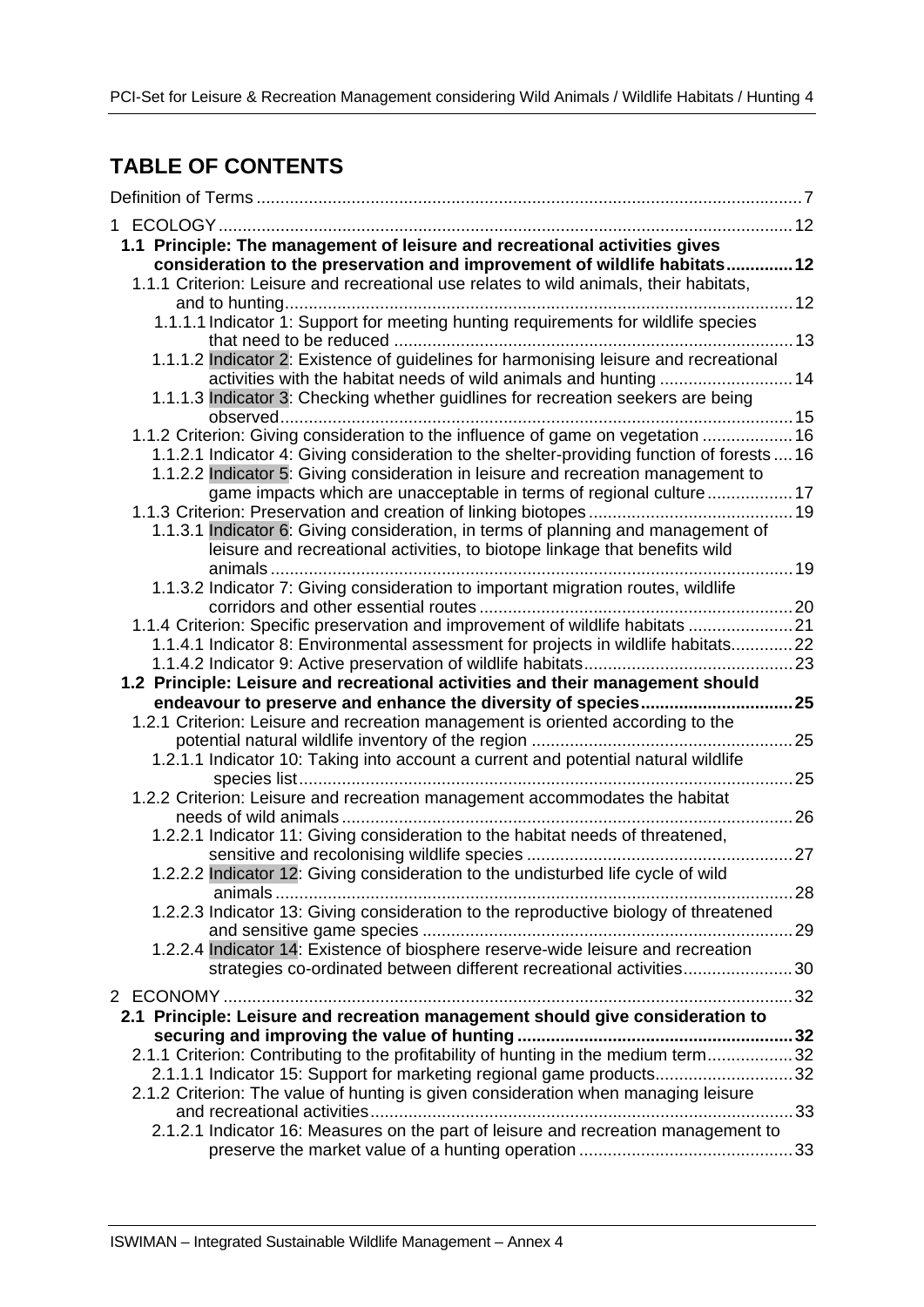# TABLE OF CONTENTS

Definition of Terms ..... 7

1 ECOLOGY ..... 12

**1.1 Principle: The management of leisure and recreational activities gives consideration to the preservation and improvement of wildlife habitats ..... 12**

1.1.1 Criterion: Leisure and recreational use relates to wild animals, their habitats, and to hunting ..... 12

1.1.1.1 Indicator 1: Support for meeting hunting requirements for wildlife species that need to be reduced ..... 13

1.1.1.2 Indicator 2: Existence of guidelines for harmonising leisure and recreational activities with the habitat needs of wild animals and hunting ..... 14

1.1.1.3 Indicator 3: Checking whether guidlines for recreation seekers are being observed ..... 15

1.1.2 Criterion: Giving consideration to the influence of game on vegetation ..... 16

1.1.2.1 Indicator 4: Giving consideration to the shelter-providing function of forests ..... 16

1.1.2.2 Indicator 5: Giving consideration in leisure and recreation management to game impacts which are unacceptable in terms of regional culture ..... 17

1.1.3 Criterion: Preservation and creation of linking biotopes ..... 19

1.1.3.1 Indicator 6: Giving consideration, in terms of planning and management of leisure and recreational activities, to biotope linkage that benefits wild animals ..... 19

1.1.3.2 Indicator 7: Giving consideration to important migration routes, wildlife corridors and other essential routes ..... 20

1.1.4 Criterion: Specific preservation and improvement of wildlife habitats ..... 21

1.1.4.1 Indicator 8: Environmental assessment for projects in wildlife habitats ..... 22

1.1.4.2 Indicator 9: Active preservation of wildlife habitats ..... 23

**1.2 Principle: Leisure and recreational activities and their management should endeavour to preserve and enhance the diversity of species ..... 25**

1.2.1 Criterion: Leisure and recreation management is oriented according to the potential natural wildlife inventory of the region ..... 25

1.2.1.1 Indicator 10: Taking into account a current and potential natural wildlife species list ..... 25

1.2.2 Criterion: Leisure and recreation management accommodates the habitat needs of wild animals ..... 26

1.2.2.1 Indicator 11: Giving consideration to the habitat needs of threatened, sensitive and recolonising wildlife species ..... 27

1.2.2.2 Indicator 12: Giving consideration to the undisturbed life cycle of wild animals ..... 28

1.2.2.3 Indicator 13: Giving consideration to the reproductive biology of threatened and sensitive game species ..... 29

1.2.2.4 Indicator 14: Existence of biosphere reserve-wide leisure and recreation strategies co-ordinated between different recreational activities ..... 30

2 ECONOMY ..... 32

**2.1 Principle: Leisure and recreation management should give consideration to securing and improving the value of hunting ..... 32**

2.1.1 Criterion: Contributing to the profitability of hunting in the medium term ..... 32

2.1.1.1 Indicator 15: Support for marketing regional game products ..... 32

2.1.2 Criterion: The value of hunting is given consideration when managing leisure and recreational activities ..... 33

2.1.2.1 Indicator 16: Measures on the part of leisure and recreation management to preserve the market value of a hunting operation ..... 33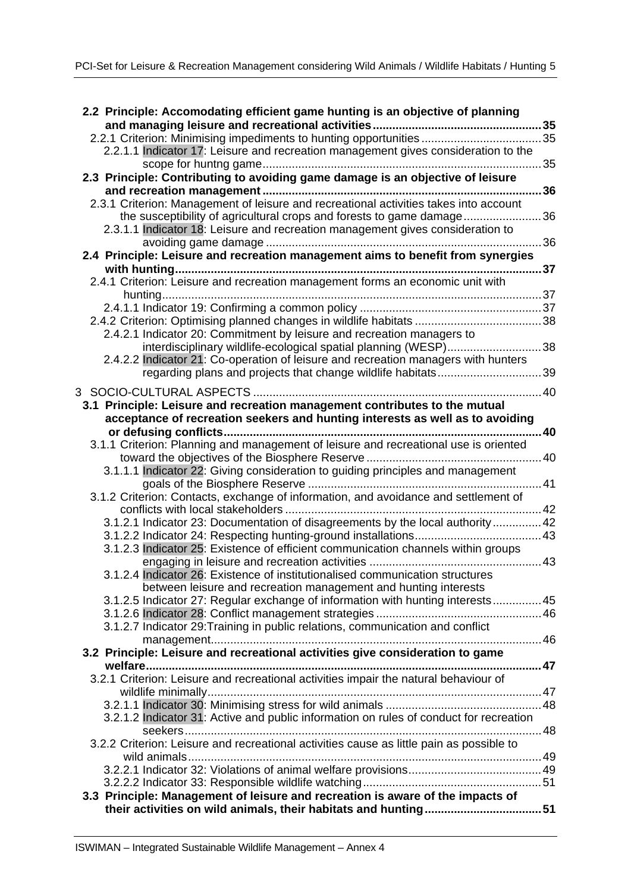**2.2 Principle: Accomodating efficient game hunting is an objective of planning and managing leisure and recreational activities ... 35**

2.2.1 Criterion: Minimising impediments to hunting opportunities ... 35

2.2.1.1 Indicator 17: Leisure and recreation management gives consideration to the scope for huntng game ... 35

**2.3 Principle: Contributing to avoiding game damage is an objective of leisure and recreation management ... 36**

2.3.1 Criterion: Management of leisure and recreational activities takes into account the susceptibility of agricultural crops and forests to game damage ... 36

2.3.1.1 Indicator 18: Leisure and recreation management gives consideration to avoiding game damage ... 36

**2.4 Principle: Leisure and recreation management aims to benefit from synergies with hunting ... 37**

2.4.1 Criterion: Leisure and recreation management forms an economic unit with hunting ... 37

2.4.1.1 Indicator 19: Confirming a common policy ... 37

2.4.2 Criterion: Optimising planned changes in wildlife habitats ... 38

2.4.2.1 Indicator 20: Commitment by leisure and recreation managers to interdisciplinary wildlife-ecological spatial planning (WESP) ... 38

2.4.2.2 Indicator 21: Co-operation of leisure and recreation managers with hunters regarding plans and projects that change wildlife habitats ... 39

3 SOCIO-CULTURAL ASPECTS ... 40

**3.1 Principle: Leisure and recreation management contributes to the mutual acceptance of recreation seekers and hunting interests as well as to avoiding or defusing conflicts ... 40**

3.1.1 Criterion: Planning and management of leisure and recreational use is oriented toward the objectives of the Biosphere Reserve ... 40

3.1.1.1 Indicator 22: Giving consideration to guiding principles and management goals of the Biosphere Reserve ... 41

3.1.2 Criterion: Contacts, exchange of information, and avoidance and settlement of conflicts with local stakeholders ... 42

3.1.2.1 Indicator 23: Documentation of disagreements by the local authority ... 42

3.1.2.2 Indicator 24: Respecting hunting-ground installations ... 43

3.1.2.3 Indicator 25: Existence of efficient communication channels within groups engaging in leisure and recreation activities ... 43

3.1.2.4 Indicator 26: Existence of institutionalised communication structures between leisure and recreation management and hunting interests

3.1.2.5 Indicator 27: Regular exchange of information with hunting interests ... 45

3.1.2.6 Indicator 28: Conflict management strategies ... 46

3.1.2.7 Indicator 29:Training in public relations, communication and conflict management ... 46

**3.2 Principle: Leisure and recreational activities give consideration to game welfare ... 47**

3.2.1 Criterion: Leisure and recreational activities impair the natural behaviour of wildlife minimally ... 47

3.2.1.1 Indicator 30: Minimising stress for wild animals ... 48

3.2.1.2 Indicator 31: Active and public information on rules of conduct for recreation seekers ... 48

3.2.2 Criterion: Leisure and recreational activities cause as little pain as possible to wild animals ... 49

3.2.2.1 Indicator 32: Violations of animal welfare provisions ... 49

3.2.2.2 Indicator 33: Responsible wildlife watching ... 51

**3.3 Principle: Management of leisure and recreation is aware of the impacts of their activities on wild animals, their habitats and hunting ... 51**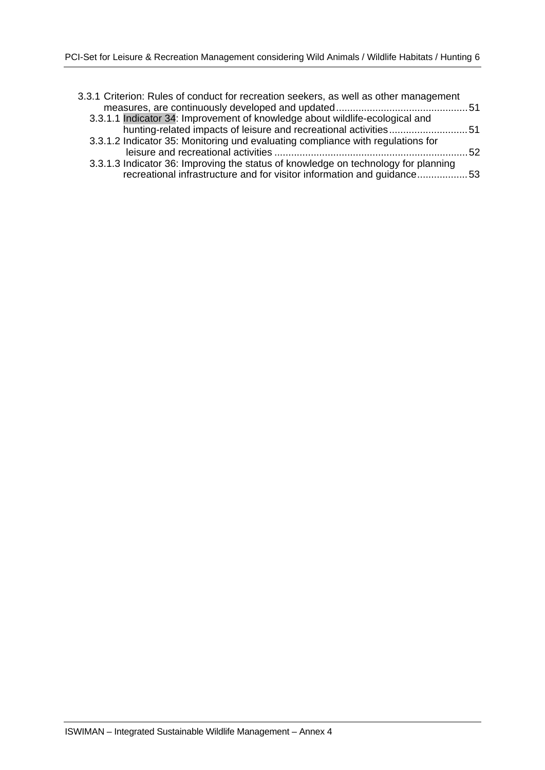3.3.1 Criterion: Rules of conduct for recreation seekers, as well as other management measures, are continuously developed and updated .............................................. 51

3.3.1.1 Indicator 34: Improvement of knowledge about wildlife-ecological and hunting-related impacts of leisure and recreational activities ............................ 51

3.3.1.2 Indicator 35: Monitoring und evaluating compliance with regulations for leisure and recreational activities .................................................................... 52

3.3.1.3 Indicator 36: Improving the status of knowledge on technology for planning recreational infrastructure and for visitor information and guidance .................. 53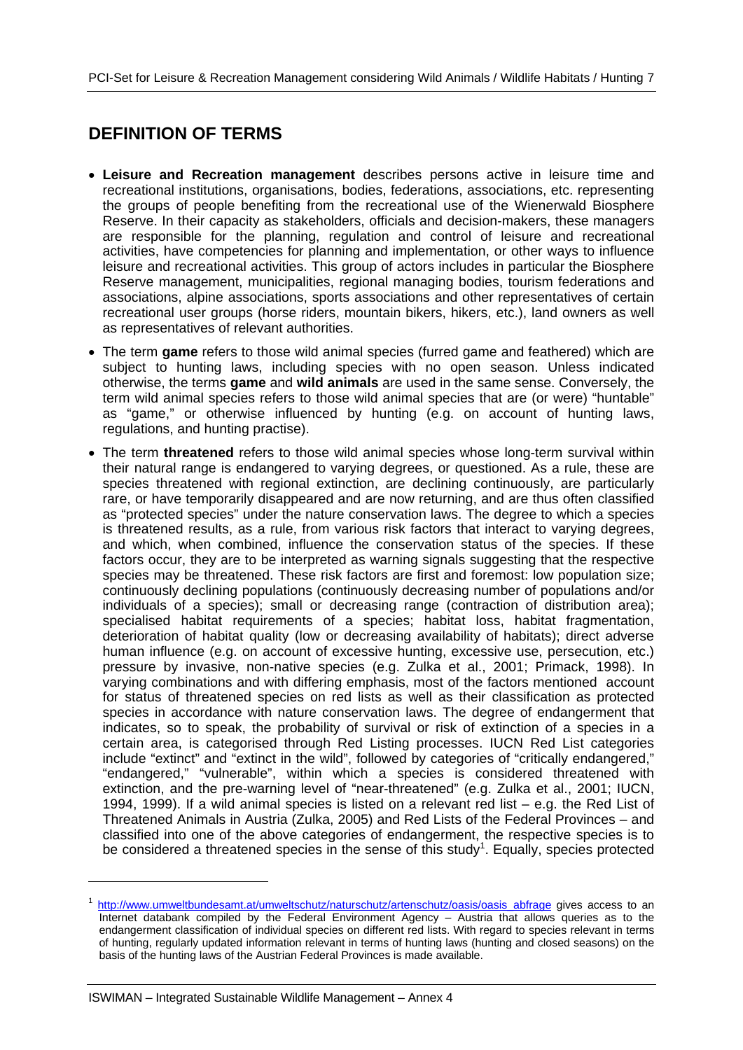## DEFINITION OF TERMS

- **Leisure and Recreation management** describes persons active in leisure time and recreational institutions, organisations, bodies, federations, associations, etc. representing the groups of people benefiting from the recreational use of the Wienerwald Biosphere Reserve. In their capacity as stakeholders, officials and decision-makers, these managers are responsible for the planning, regulation and control of leisure and recreational activities, have competencies for planning and implementation, or other ways to influence leisure and recreational activities. This group of actors includes in particular the Biosphere Reserve management, municipalities, regional managing bodies, tourism federations and associations, alpine associations, sports associations and other representatives of certain recreational user groups (horse riders, mountain bikers, hikers, etc.), land owners as well as representatives of relevant authorities.
- The term **game** refers to those wild animal species (furred game and feathered) which are subject to hunting laws, including species with no open season. Unless indicated otherwise, the terms **game** and **wild animals** are used in the same sense. Conversely, the term wild animal species refers to those wild animal species that are (or were) "huntable" as "game," or otherwise influenced by hunting (e.g. on account of hunting laws, regulations, and hunting practise).
- The term **threatened** refers to those wild animal species whose long-term survival within their natural range is endangered to varying degrees, or questioned. As a rule, these are species threatened with regional extinction, are declining continuously, are particularly rare, or have temporarily disappeared and are now returning, and are thus often classified as "protected species" under the nature conservation laws. The degree to which a species is threatened results, as a rule, from various risk factors that interact to varying degrees, and which, when combined, influence the conservation status of the species. If these factors occur, they are to be interpreted as warning signals suggesting that the respective species may be threatened. These risk factors are first and foremost: low population size; continuously declining populations (continuously decreasing number of populations and/or individuals of a species); small or decreasing range (contraction of distribution area); specialised habitat requirements of a species; habitat loss, habitat fragmentation, deterioration of habitat quality (low or decreasing availability of habitats); direct adverse human influence (e.g. on account of excessive hunting, excessive use, persecution, etc.) pressure by invasive, non-native species (e.g. Zulka et al., 2001; Primack, 1998). In varying combinations and with differing emphasis, most of the factors mentioned account for status of threatened species on red lists as well as their classification as protected species in accordance with nature conservation laws. The degree of endangerment that indicates, so to speak, the probability of survival or risk of extinction of a species in a certain area, is categorised through Red Listing processes. IUCN Red List categories include "extinct" and "extinct in the wild", followed by categories of "critically endangered," "endangered," "vulnerable", within which a species is considered threatened with extinction, and the pre-warning level of "near-threatened" (e.g. Zulka et al., 2001; IUCN, 1994, 1999). If a wild animal species is listed on a relevant red list – e.g. the Red List of Threatened Animals in Austria (Zulka, 2005) and Red Lists of the Federal Provinces – and classified into one of the above categories of endangerment, the respective species is to be considered a threatened species in the sense of this study[1]. Equally, species protected

---

[1] http://www.umweltbundesamt.at/umweltschutz/naturschutz/artenschutz/oasis/oasis_abfrage gives access to an Internet databank compiled by the Federal Environment Agency – Austria that allows queries as to the endangerment classification of individual species on different red lists. With regard to species relevant in terms of hunting, regularly updated information relevant in terms of hunting laws (hunting and closed seasons) on the basis of the hunting laws of the Austrian Federal Provinces is made available.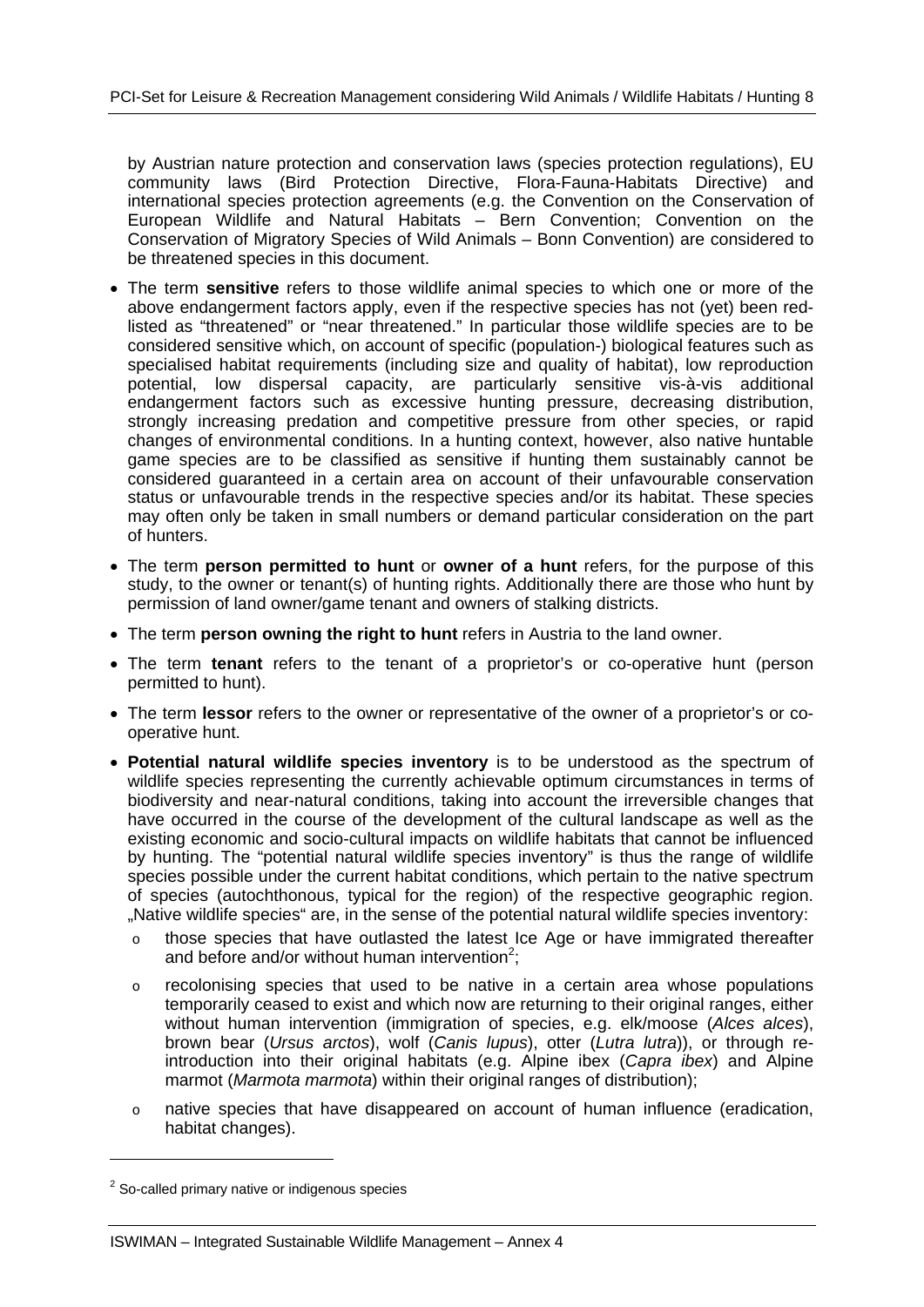by Austrian nature protection and conservation laws (species protection regulations), EU community laws (Bird Protection Directive, Flora-Fauna-Habitats Directive) and international species protection agreements (e.g. the Convention on the Conservation of European Wildlife and Natural Habitats – Bern Convention; Convention on the Conservation of Migratory Species of Wild Animals – Bonn Convention) are considered to be threatened species in this document.

- The term **sensitive** refers to those wildlife animal species to which one or more of the above endangerment factors apply, even if the respective species has not (yet) been red-listed as "threatened" or "near threatened." In particular those wildlife species are to be considered sensitive which, on account of specific (population-) biological features such as specialised habitat requirements (including size and quality of habitat), low reproduction potential, low dispersal capacity, are particularly sensitive vis-à-vis additional endangerment factors such as excessive hunting pressure, decreasing distribution, strongly increasing predation and competitive pressure from other species, or rapid changes of environmental conditions. In a hunting context, however, also native huntable game species are to be classified as sensitive if hunting them sustainably cannot be considered guaranteed in a certain area on account of their unfavourable conservation status or unfavourable trends in the respective species and/or its habitat. These species may often only be taken in small numbers or demand particular consideration on the part of hunters.
- The term **person permitted to hunt** or **owner of a hunt** refers, for the purpose of this study, to the owner or tenant(s) of hunting rights. Additionally there are those who hunt by permission of land owner/game tenant and owners of stalking districts.
- The term **person owning the right to hunt** refers in Austria to the land owner.
- The term **tenant** refers to the tenant of a proprietor's or co-operative hunt (person permitted to hunt).
- The term **lessor** refers to the owner or representative of the owner of a proprietor's or co-operative hunt.
- **Potential natural wildlife species inventory** is to be understood as the spectrum of wildlife species representing the currently achievable optimum circumstances in terms of biodiversity and near-natural conditions, taking into account the irreversible changes that have occurred in the course of the development of the cultural landscape as well as the existing economic and socio-cultural impacts on wildlife habitats that cannot be influenced by hunting. The "potential natural wildlife species inventory" is thus the range of wildlife species possible under the current habitat conditions, which pertain to the native spectrum of species (autochthonous, typical for the region) of the respective geographic region. „Native wildlife species" are, in the sense of the potential natural wildlife species inventory:
  - those species that have outlasted the latest Ice Age or have immigrated thereafter and before and/or without human intervention[2];
  - recolonising species that used to be native in a certain area whose populations temporarily ceased to exist and which now are returning to their original ranges, either without human intervention (immigration of species, e.g. elk/moose (*Alces alces*), brown bear (*Ursus arctos*), wolf (*Canis lupus*), otter (*Lutra lutra*)), or through re-introduction into their original habitats (e.g. Alpine ibex (*Capra ibex*) and Alpine marmot (*Marmota marmota*) within their original ranges of distribution);
  - native species that have disappeared on account of human influence (eradication, habitat changes).

[2] So-called primary native or indigenous species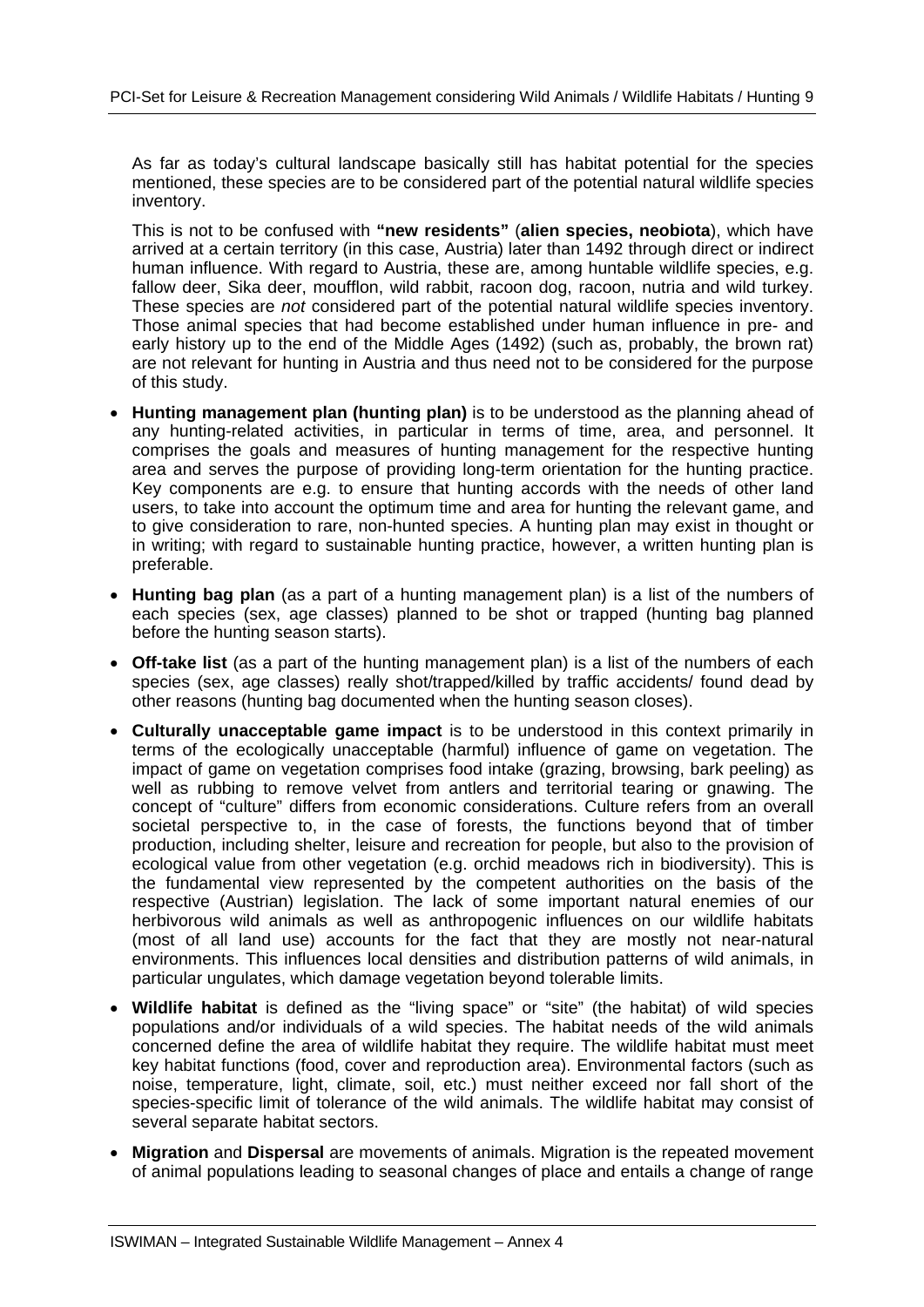As far as today's cultural landscape basically still has habitat potential for the species mentioned, these species are to be considered part of the potential natural wildlife species inventory.

This is not to be confused with **"new residents"** (**alien species, neobiota**), which have arrived at a certain territory (in this case, Austria) later than 1492 through direct or indirect human influence. With regard to Austria, these are, among huntable wildlife species, e.g. fallow deer, Sika deer, moufflon, wild rabbit, racoon dog, racoon, nutria and wild turkey. These species are *not* considered part of the potential natural wildlife species inventory. Those animal species that had become established under human influence in pre- and early history up to the end of the Middle Ages (1492) (such as, probably, the brown rat) are not relevant for hunting in Austria and thus need not to be considered for the purpose of this study.

- **Hunting management plan (hunting plan)** is to be understood as the planning ahead of any hunting-related activities, in particular in terms of time, area, and personnel. It comprises the goals and measures of hunting management for the respective hunting area and serves the purpose of providing long-term orientation for the hunting practice. Key components are e.g. to ensure that hunting accords with the needs of other land users, to take into account the optimum time and area for hunting the relevant game, and to give consideration to rare, non-hunted species. A hunting plan may exist in thought or in writing; with regard to sustainable hunting practice, however, a written hunting plan is preferable.
- **Hunting bag plan** (as a part of a hunting management plan) is a list of the numbers of each species (sex, age classes) planned to be shot or trapped (hunting bag planned before the hunting season starts).
- **Off-take list** (as a part of the hunting management plan) is a list of the numbers of each species (sex, age classes) really shot/trapped/killed by traffic accidents/ found dead by other reasons (hunting bag documented when the hunting season closes).
- **Culturally unacceptable game impact** is to be understood in this context primarily in terms of the ecologically unacceptable (harmful) influence of game on vegetation. The impact of game on vegetation comprises food intake (grazing, browsing, bark peeling) as well as rubbing to remove velvet from antlers and territorial tearing or gnawing. The concept of "culture" differs from economic considerations. Culture refers from an overall societal perspective to, in the case of forests, the functions beyond that of timber production, including shelter, leisure and recreation for people, but also to the provision of ecological value from other vegetation (e.g. orchid meadows rich in biodiversity). This is the fundamental view represented by the competent authorities on the basis of the respective (Austrian) legislation. The lack of some important natural enemies of our herbivorous wild animals as well as anthropogenic influences on our wildlife habitats (most of all land use) accounts for the fact that they are mostly not near-natural environments. This influences local densities and distribution patterns of wild animals, in particular ungulates, which damage vegetation beyond tolerable limits.
- **Wildlife habitat** is defined as the "living space" or "site" (the habitat) of wild species populations and/or individuals of a wild species. The habitat needs of the wild animals concerned define the area of wildlife habitat they require. The wildlife habitat must meet key habitat functions (food, cover and reproduction area). Environmental factors (such as noise, temperature, light, climate, soil, etc.) must neither exceed nor fall short of the species-specific limit of tolerance of the wild animals. The wildlife habitat may consist of several separate habitat sectors.
- **Migration** and **Dispersal** are movements of animals. Migration is the repeated movement of animal populations leading to seasonal changes of place and entails a change of range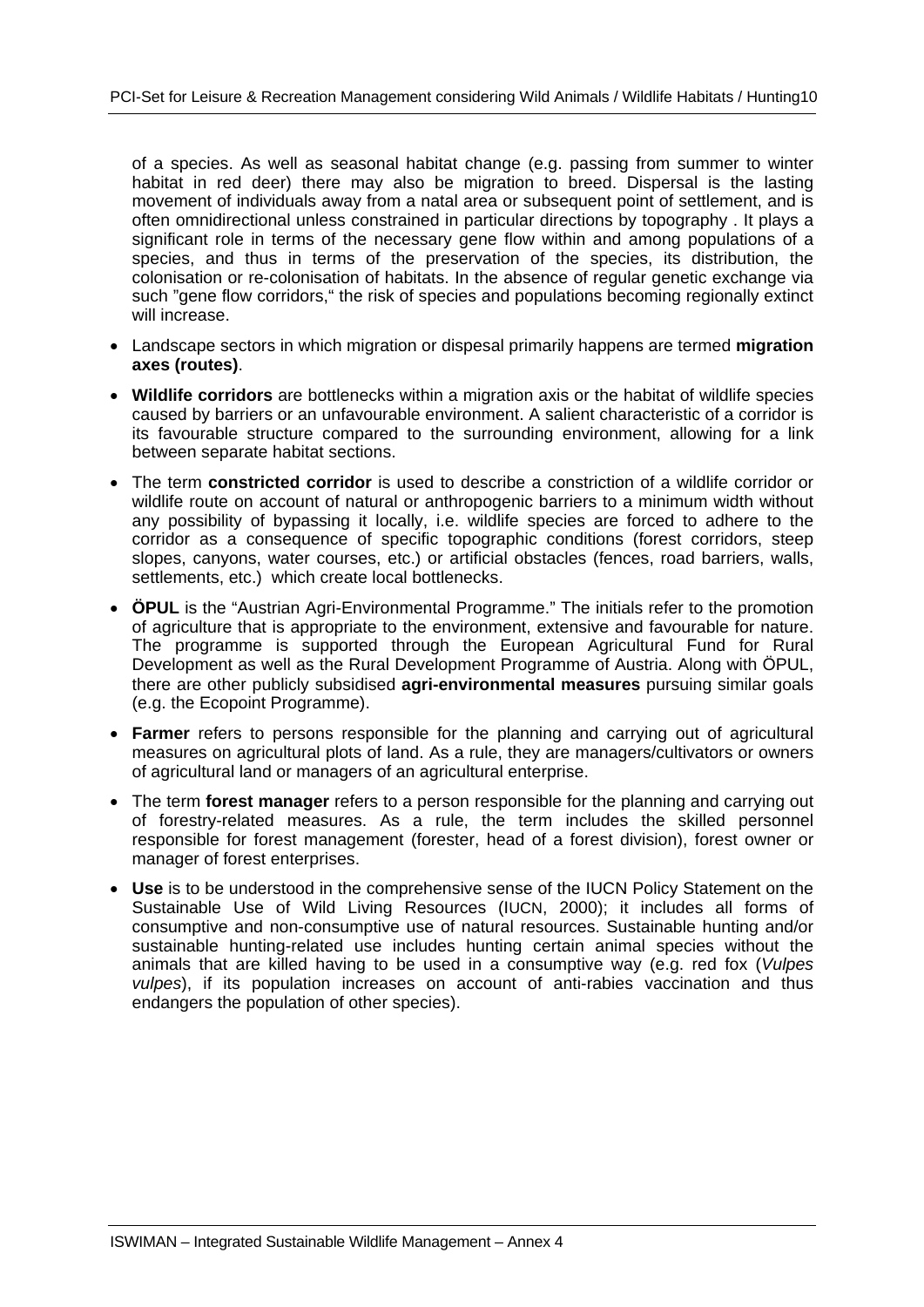of a species. As well as seasonal habitat change (e.g. passing from summer to winter habitat in red deer) there may also be migration to breed. Dispersal is the lasting movement of individuals away from a natal area or subsequent point of settlement, and is often omnidirectional unless constrained in particular directions by topography . It plays a significant role in terms of the necessary gene flow within and among populations of a species, and thus in terms of the preservation of the species, its distribution, the colonisation or re-colonisation of habitats. In the absence of regular genetic exchange via such "gene flow corridors," the risk of species and populations becoming regionally extinct will increase.

- Landscape sectors in which migration or dispesal primarily happens are termed **migration axes (routes)**.
- **Wildlife corridors** are bottlenecks within a migration axis or the habitat of wildlife species caused by barriers or an unfavourable environment. A salient characteristic of a corridor is its favourable structure compared to the surrounding environment, allowing for a link between separate habitat sections.
- The term **constricted corridor** is used to describe a constriction of a wildlife corridor or wildlife route on account of natural or anthropogenic barriers to a minimum width without any possibility of bypassing it locally, i.e. wildlife species are forced to adhere to the corridor as a consequence of specific topographic conditions (forest corridors, steep slopes, canyons, water courses, etc.) or artificial obstacles (fences, road barriers, walls, settlements, etc.) which create local bottlenecks.
- **ÖPUL** is the "Austrian Agri-Environmental Programme." The initials refer to the promotion of agriculture that is appropriate to the environment, extensive and favourable for nature. The programme is supported through the European Agricultural Fund for Rural Development as well as the Rural Development Programme of Austria. Along with ÖPUL, there are other publicly subsidised **agri-environmental measures** pursuing similar goals (e.g. the Ecopoint Programme).
- **Farmer** refers to persons responsible for the planning and carrying out of agricultural measures on agricultural plots of land. As a rule, they are managers/cultivators or owners of agricultural land or managers of an agricultural enterprise.
- The term **forest manager** refers to a person responsible for the planning and carrying out of forestry-related measures. As a rule, the term includes the skilled personnel responsible for forest management (forester, head of a forest division), forest owner or manager of forest enterprises.
- **Use** is to be understood in the comprehensive sense of the IUCN Policy Statement on the Sustainable Use of Wild Living Resources (IUCN, 2000); it includes all forms of consumptive and non-consumptive use of natural resources. Sustainable hunting and/or sustainable hunting-related use includes hunting certain animal species without the animals that are killed having to be used in a consumptive way (e.g. red fox (*Vulpes vulpes*), if its population increases on account of anti-rabies vaccination and thus endangers the population of other species).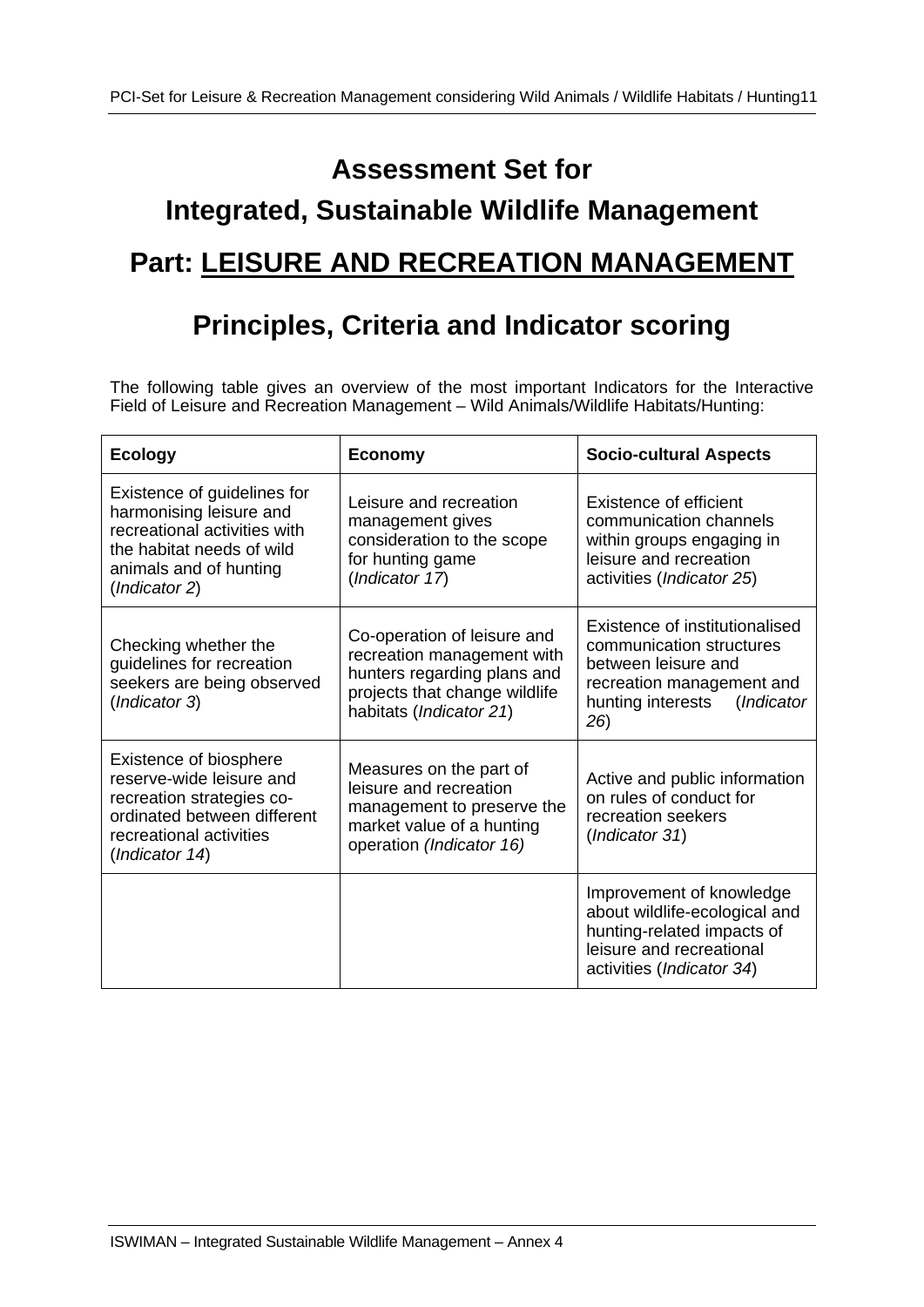# Assessment Set for Integrated, Sustainable Wildlife Management

# Part: LEISURE AND RECREATION MANAGEMENT

## Principles, Criteria and Indicator scoring

The following table gives an overview of the most important Indicators for the Interactive Field of Leisure and Recreation Management – Wild Animals/Wildlife Habitats/Hunting:

| Ecology | Economy | Socio-cultural Aspects |
|---|---|---|
| Existence of guidelines for harmonising leisure and recreational activities with the habitat needs of wild animals and of hunting (*Indicator 2*) | Leisure and recreation management gives consideration to the scope for hunting game (*Indicator 17*) | Existence of efficient communication channels within groups engaging in leisure and recreation activities (*Indicator 25*) |
| Checking whether the guidelines for recreation seekers are being observed (*Indicator 3*) | Co-operation of leisure and recreation management with hunters regarding plans and projects that change wildlife habitats (*Indicator 21*) | Existence of institutionalised communication structures between leisure and recreation management and hunting interests (*Indicator 26*) |
| Existence of biosphere reserve-wide leisure and recreation strategies co-ordinated between different recreational activities (*Indicator 14*) | Measures on the part of leisure and recreation management to preserve the market value of a hunting operation *(Indicator 16)* | Active and public information on rules of conduct for recreation seekers (*Indicator 31*) |
| | | Improvement of knowledge about wildlife-ecological and hunting-related impacts of leisure and recreational activities (*Indicator 34*) |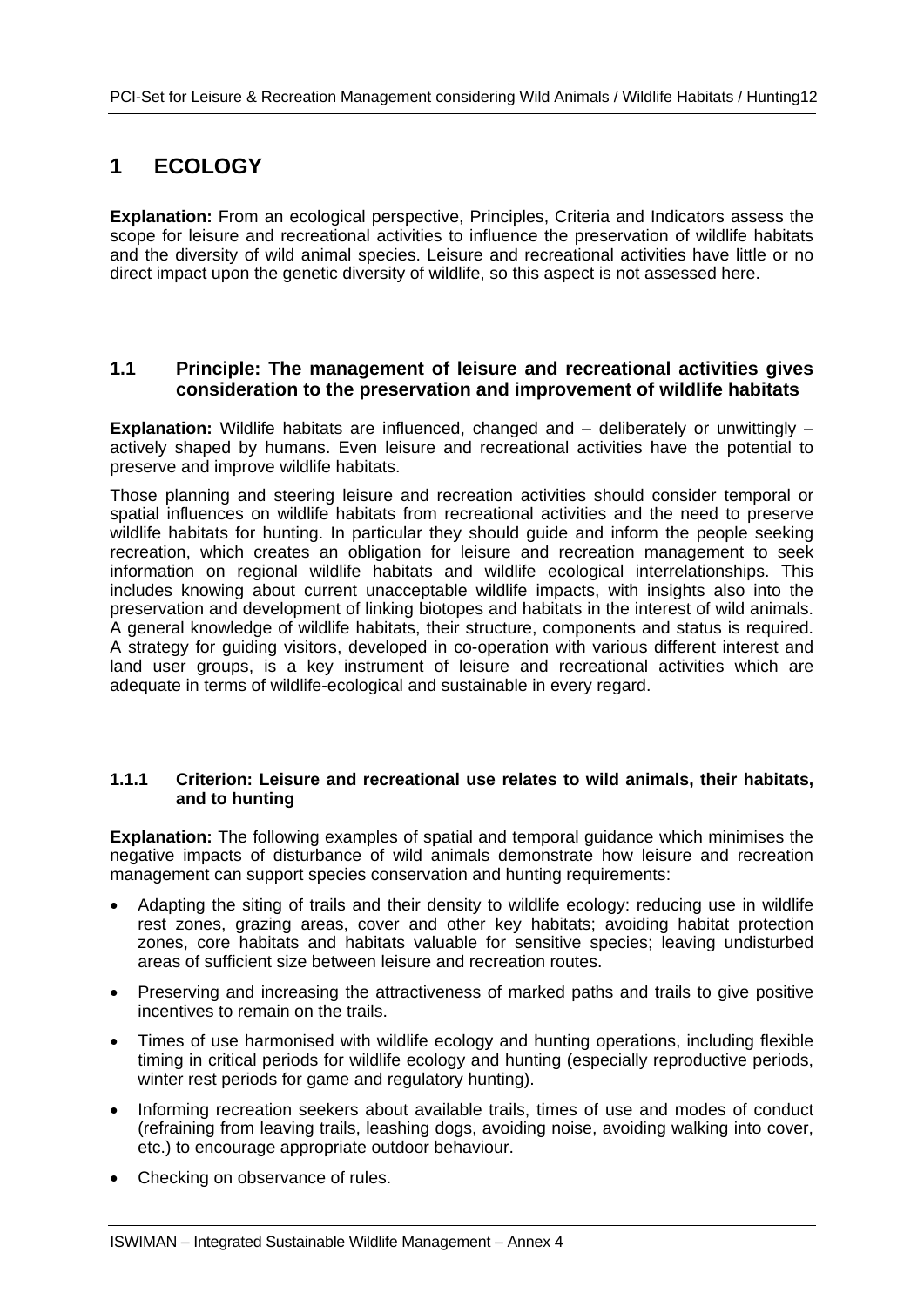# 1 ECOLOGY

**Explanation:** From an ecological perspective, Principles, Criteria and Indicators assess the scope for leisure and recreational activities to influence the preservation of wildlife habitats and the diversity of wild animal species. Leisure and recreational activities have little or no direct impact upon the genetic diversity of wildlife, so this aspect is not assessed here.

## 1.1 Principle: The management of leisure and recreational activities gives consideration to the preservation and improvement of wildlife habitats

**Explanation:** Wildlife habitats are influenced, changed and – deliberately or unwittingly – actively shaped by humans. Even leisure and recreational activities have the potential to preserve and improve wildlife habitats.

Those planning and steering leisure and recreation activities should consider temporal or spatial influences on wildlife habitats from recreational activities and the need to preserve wildlife habitats for hunting. In particular they should guide and inform the people seeking recreation, which creates an obligation for leisure and recreation management to seek information on regional wildlife habitats and wildlife ecological interrelationships. This includes knowing about current unacceptable wildlife impacts, with insights also into the preservation and development of linking biotopes and habitats in the interest of wild animals. A general knowledge of wildlife habitats, their structure, components and status is required. A strategy for guiding visitors, developed in co-operation with various different interest and land user groups, is a key instrument of leisure and recreational activities which are adequate in terms of wildlife-ecological and sustainable in every regard.

### 1.1.1 Criterion: Leisure and recreational use relates to wild animals, their habitats, and to hunting

**Explanation:** The following examples of spatial and temporal guidance which minimises the negative impacts of disturbance of wild animals demonstrate how leisure and recreation management can support species conservation and hunting requirements:

- Adapting the siting of trails and their density to wildlife ecology: reducing use in wildlife rest zones, grazing areas, cover and other key habitats; avoiding habitat protection zones, core habitats and habitats valuable for sensitive species; leaving undisturbed areas of sufficient size between leisure and recreation routes.
- Preserving and increasing the attractiveness of marked paths and trails to give positive incentives to remain on the trails.
- Times of use harmonised with wildlife ecology and hunting operations, including flexible timing in critical periods for wildlife ecology and hunting (especially reproductive periods, winter rest periods for game and regulatory hunting).
- Informing recreation seekers about available trails, times of use and modes of conduct (refraining from leaving trails, leashing dogs, avoiding noise, avoiding walking into cover, etc.) to encourage appropriate outdoor behaviour.
- Checking on observance of rules.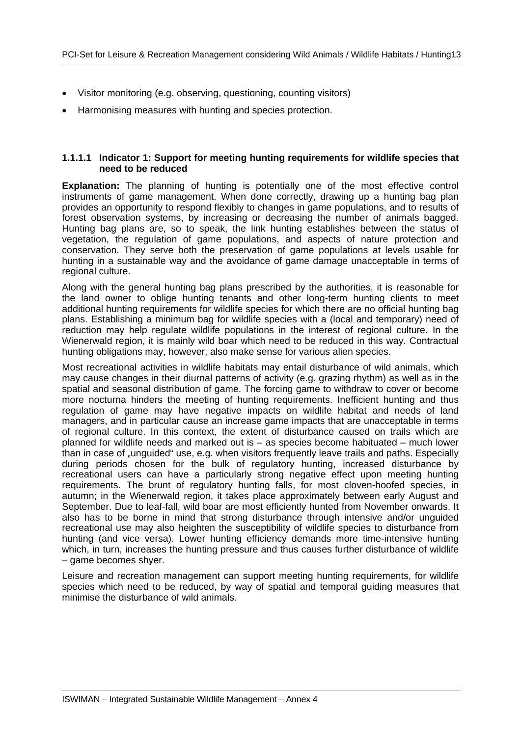- Visitor monitoring (e.g. observing, questioning, counting visitors)
- Harmonising measures with hunting and species protection.

#### 1.1.1.1 Indicator 1: Support for meeting hunting requirements for wildlife species that need to be reduced

**Explanation:** The planning of hunting is potentially one of the most effective control instruments of game management. When done correctly, drawing up a hunting bag plan provides an opportunity to respond flexibly to changes in game populations, and to results of forest observation systems, by increasing or decreasing the number of animals bagged. Hunting bag plans are, so to speak, the link hunting establishes between the status of vegetation, the regulation of game populations, and aspects of nature protection and conservation. They serve both the preservation of game populations at levels usable for hunting in a sustainable way and the avoidance of game damage unacceptable in terms of regional culture.

Along with the general hunting bag plans prescribed by the authorities, it is reasonable for the land owner to oblige hunting tenants and other long-term hunting clients to meet additional hunting requirements for wildlife species for which there are no official hunting bag plans. Establishing a minimum bag for wildlife species with a (local and temporary) need of reduction may help regulate wildlife populations in the interest of regional culture. In the Wienerwald region, it is mainly wild boar which need to be reduced in this way. Contractual hunting obligations may, however, also make sense for various alien species.

Most recreational activities in wildlife habitats may entail disturbance of wild animals, which may cause changes in their diurnal patterns of activity (e.g. grazing rhythm) as well as in the spatial and seasonal distribution of game. The forcing game to withdraw to cover or become more nocturna hinders the meeting of hunting requirements. Inefficient hunting and thus regulation of game may have negative impacts on wildlife habitat and needs of land managers, and in particular cause an increase game impacts that are unacceptable in terms of regional culture. In this context, the extent of disturbance caused on trails which are planned for wildlife needs and marked out is – as species become habituated – much lower than in case of „unguided" use, e.g. when visitors frequently leave trails and paths. Especially during periods chosen for the bulk of regulatory hunting, increased disturbance by recreational users can have a particularly strong negative effect upon meeting hunting requirements. The brunt of regulatory hunting falls, for most cloven-hoofed species, in autumn; in the Wienerwald region, it takes place approximately between early August and September. Due to leaf-fall, wild boar are most efficiently hunted from November onwards. It also has to be borne in mind that strong disturbance through intensive and/or unguided recreational use may also heighten the susceptibility of wildlife species to disturbance from hunting (and vice versa). Lower hunting efficiency demands more time-intensive hunting which, in turn, increases the hunting pressure and thus causes further disturbance of wildlife – game becomes shyer.

Leisure and recreation management can support meeting hunting requirements, for wildlife species which need to be reduced, by way of spatial and temporal guiding measures that minimise the disturbance of wild animals.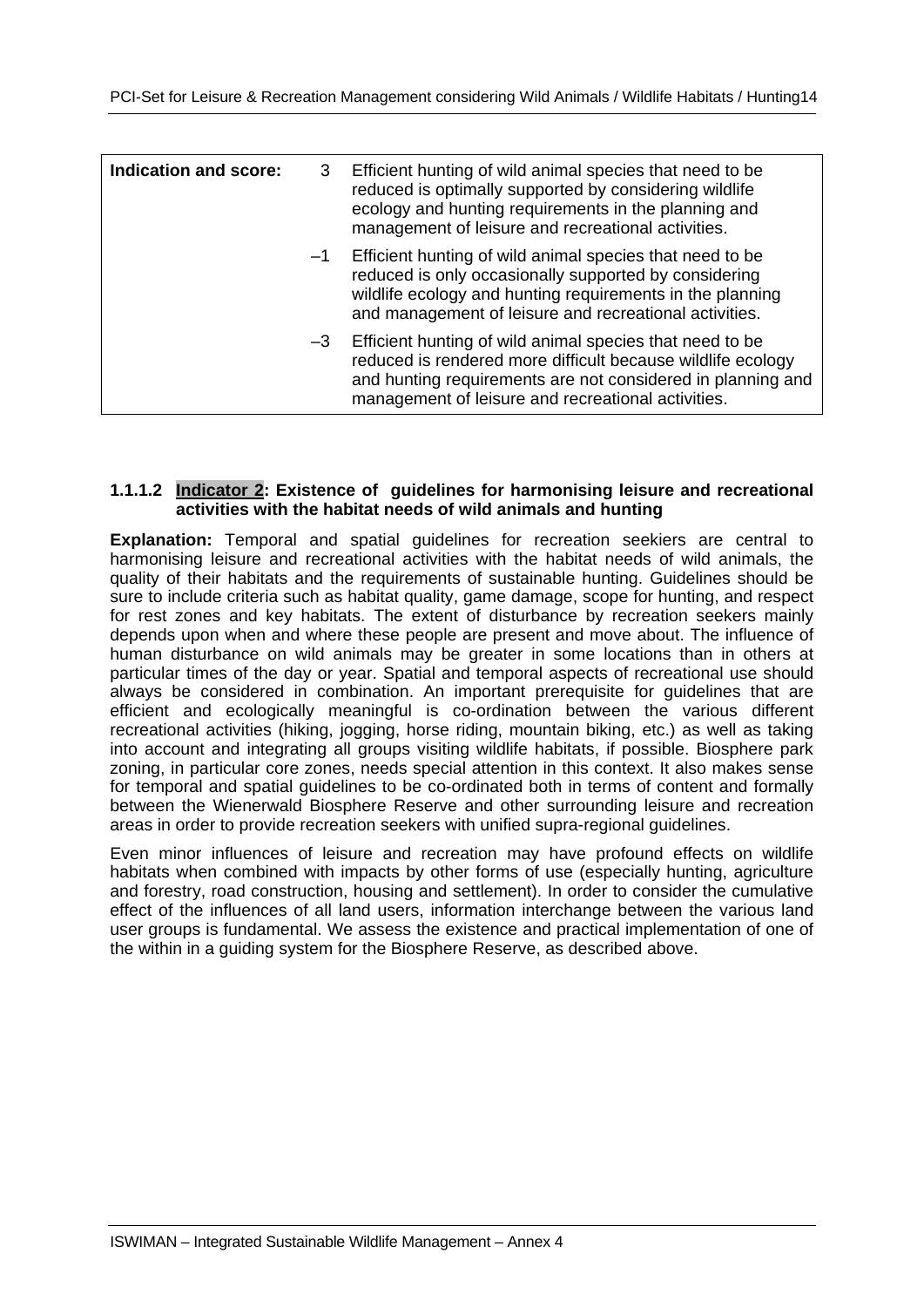| Indication and score: | | |
|---|---|---|
| | 3 | Efficient hunting of wild animal species that need to be reduced is optimally supported by considering wildlife ecology and hunting requirements in the planning and management of leisure and recreational activities. |
| | –1 | Efficient hunting of wild animal species that need to be reduced is only occasionally supported by considering wildlife ecology and hunting requirements in the planning and management of leisure and recreational activities. |
| | –3 | Efficient hunting of wild animal species that need to be reduced is rendered more difficult because wildlife ecology and hunting requirements are not considered in planning and management of leisure and recreational activities. |

#### 1.1.1.2 Indicator 2: Existence of guidelines for harmonising leisure and recreational activities with the habitat needs of wild animals and hunting

**Explanation:** Temporal and spatial guidelines for recreation seekiers are central to harmonising leisure and recreational activities with the habitat needs of wild animals, the quality of their habitats and the requirements of sustainable hunting. Guidelines should be sure to include criteria such as habitat quality, game damage, scope for hunting, and respect for rest zones and key habitats. The extent of disturbance by recreation seekers mainly depends upon when and where these people are present and move about. The influence of human disturbance on wild animals may be greater in some locations than in others at particular times of the day or year. Spatial and temporal aspects of recreational use should always be considered in combination. An important prerequisite for guidelines that are efficient and ecologically meaningful is co-ordination between the various different recreational activities (hiking, jogging, horse riding, mountain biking, etc.) as well as taking into account and integrating all groups visiting wildlife habitats, if possible. Biosphere park zoning, in particular core zones, needs special attention in this context. It also makes sense for temporal and spatial guidelines to be co-ordinated both in terms of content and formally between the Wienerwald Biosphere Reserve and other surrounding leisure and recreation areas in order to provide recreation seekers with unified supra-regional guidelines.

Even minor influences of leisure and recreation may have profound effects on wildlife habitats when combined with impacts by other forms of use (especially hunting, agriculture and forestry, road construction, housing and settlement). In order to consider the cumulative effect of the influences of all land users, information interchange between the various land user groups is fundamental. We assess the existence and practical implementation of one of the within in a guiding system for the Biosphere Reserve, as described above.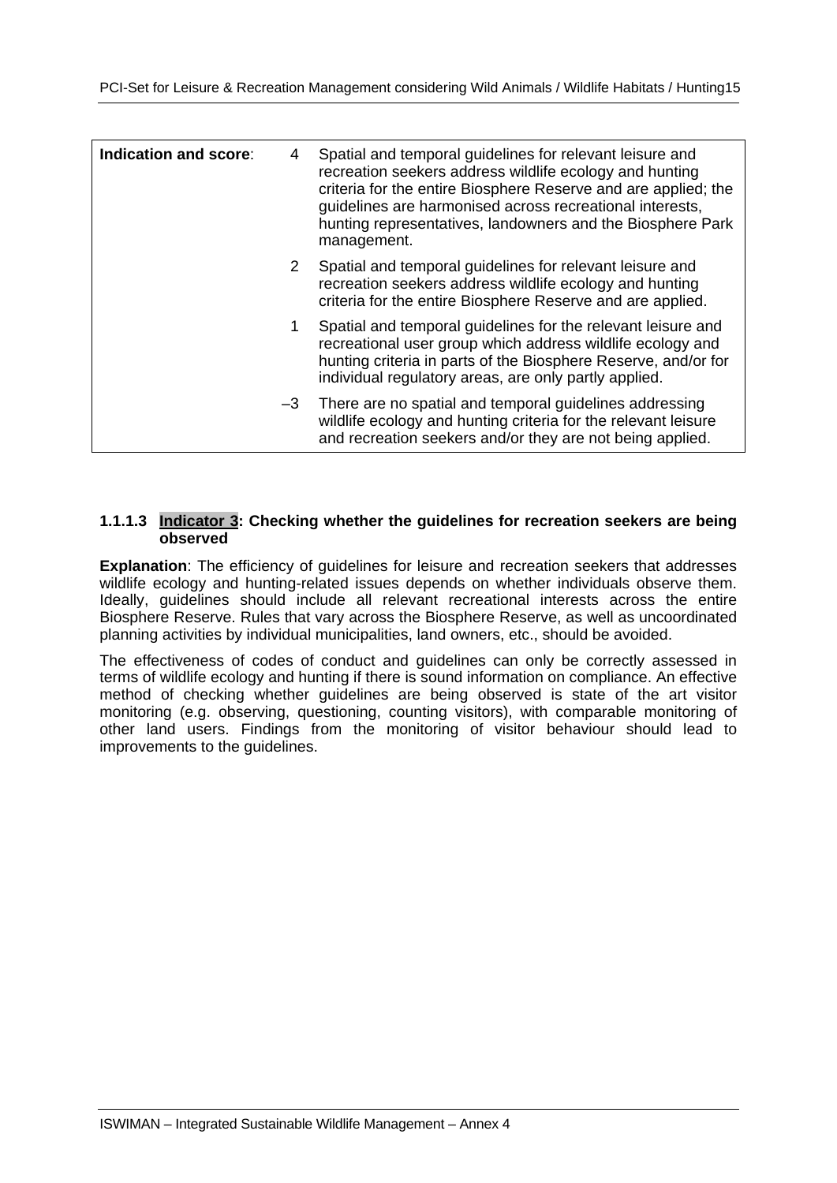| Indication and score: | | |
|---|---|---|
| | 4 | Spatial and temporal guidelines for relevant leisure and recreation seekers address wildlife ecology and hunting criteria for the entire Biosphere Reserve and are applied; the guidelines are harmonised across recreational interests, hunting representatives, landowners and the Biosphere Park management. |
| | 2 | Spatial and temporal guidelines for relevant leisure and recreation seekers address wildlife ecology and hunting criteria for the entire Biosphere Reserve and are applied. |
| | 1 | Spatial and temporal guidelines for the relevant leisure and recreational user group which address wildlife ecology and hunting criteria in parts of the Biosphere Reserve, and/or for individual regulatory areas, are only partly applied. |
| | –3 | There are no spatial and temporal guidelines addressing wildlife ecology and hunting criteria for the relevant leisure and recreation seekers and/or they are not being applied. |

### 1.1.1.3 Indicator 3: Checking whether the guidelines for recreation seekers are being observed

**Explanation**: The efficiency of guidelines for leisure and recreation seekers that addresses wildlife ecology and hunting-related issues depends on whether individuals observe them. Ideally, guidelines should include all relevant recreational interests across the entire Biosphere Reserve. Rules that vary across the Biosphere Reserve, as well as uncoordinated planning activities by individual municipalities, land owners, etc., should be avoided.

The effectiveness of codes of conduct and guidelines can only be correctly assessed in terms of wildlife ecology and hunting if there is sound information on compliance. An effective method of checking whether guidelines are being observed is state of the art visitor monitoring (e.g. observing, questioning, counting visitors), with comparable monitoring of other land users. Findings from the monitoring of visitor behaviour should lead to improvements to the guidelines.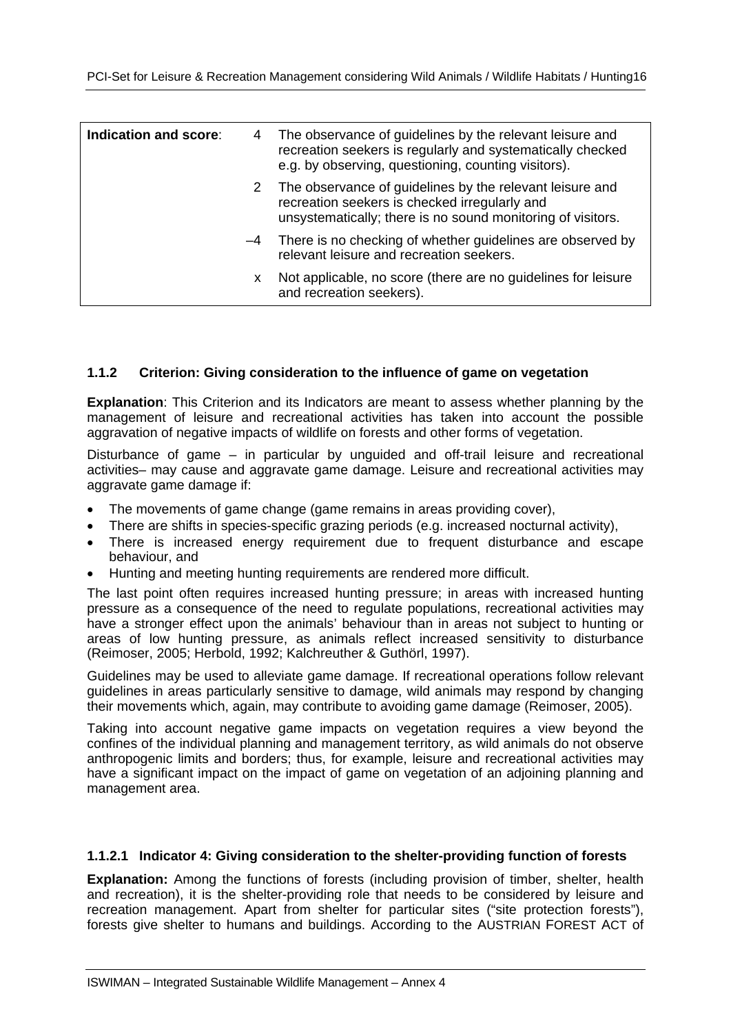| Indication and score: | | |
|---|---|---|
| | 4 | The observance of guidelines by the relevant leisure and recreation seekers is regularly and systematically checked e.g. by observing, questioning, counting visitors). |
| | 2 | The observance of guidelines by the relevant leisure and recreation seekers is checked irregularly and unsystematically; there is no sound monitoring of visitors. |
| | –4 | There is no checking of whether guidelines are observed by relevant leisure and recreation seekers. |
| | x | Not applicable, no score (there are no guidelines for leisure and recreation seekers). |

### 1.1.2 Criterion: Giving consideration to the influence of game on vegetation

**Explanation**: This Criterion and its Indicators are meant to assess whether planning by the management of leisure and recreational activities has taken into account the possible aggravation of negative impacts of wildlife on forests and other forms of vegetation.

Disturbance of game – in particular by unguided and off-trail leisure and recreational activities– may cause and aggravate game damage. Leisure and recreational activities may aggravate game damage if:

- The movements of game change (game remains in areas providing cover),
- There are shifts in species-specific grazing periods (e.g. increased nocturnal activity),
- There is increased energy requirement due to frequent disturbance and escape behaviour, and
- Hunting and meeting hunting requirements are rendered more difficult.

The last point often requires increased hunting pressure; in areas with increased hunting pressure as a consequence of the need to regulate populations, recreational activities may have a stronger effect upon the animals' behaviour than in areas not subject to hunting or areas of low hunting pressure, as animals reflect increased sensitivity to disturbance (Reimoser, 2005; Herbold, 1992; Kalchreuther & Guthörl, 1997).

Guidelines may be used to alleviate game damage. If recreational operations follow relevant guidelines in areas particularly sensitive to damage, wild animals may respond by changing their movements which, again, may contribute to avoiding game damage (Reimoser, 2005).

Taking into account negative game impacts on vegetation requires a view beyond the confines of the individual planning and management territory, as wild animals do not observe anthropogenic limits and borders; thus, for example, leisure and recreational activities may have a significant impact on the impact of game on vegetation of an adjoining planning and management area.

#### 1.1.2.1 Indicator 4: Giving consideration to the shelter-providing function of forests

**Explanation:** Among the functions of forests (including provision of timber, shelter, health and recreation), it is the shelter-providing role that needs to be considered by leisure and recreation management. Apart from shelter for particular sites ("site protection forests"), forests give shelter to humans and buildings. According to the AUSTRIAN FOREST ACT of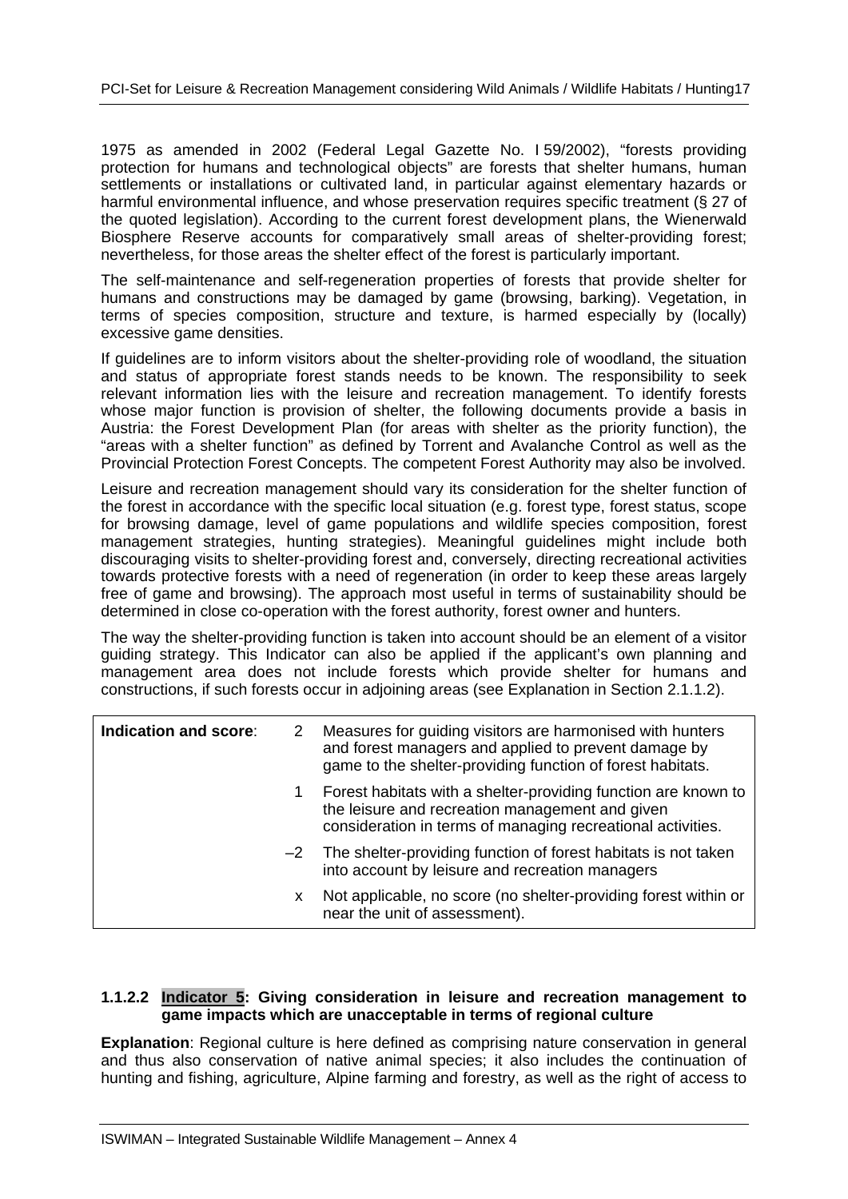1975 as amended in 2002 (Federal Legal Gazette No. I 59/2002), "forests providing protection for humans and technological objects" are forests that shelter humans, human settlements or installations or cultivated land, in particular against elementary hazards or harmful environmental influence, and whose preservation requires specific treatment (§ 27 of the quoted legislation). According to the current forest development plans, the Wienerwald Biosphere Reserve accounts for comparatively small areas of shelter-providing forest; nevertheless, for those areas the shelter effect of the forest is particularly important.

The self-maintenance and self-regeneration properties of forests that provide shelter for humans and constructions may be damaged by game (browsing, barking). Vegetation, in terms of species composition, structure and texture, is harmed especially by (locally) excessive game densities.

If guidelines are to inform visitors about the shelter-providing role of woodland, the situation and status of appropriate forest stands needs to be known. The responsibility to seek relevant information lies with the leisure and recreation management. To identify forests whose major function is provision of shelter, the following documents provide a basis in Austria: the Forest Development Plan (for areas with shelter as the priority function), the "areas with a shelter function" as defined by Torrent and Avalanche Control as well as the Provincial Protection Forest Concepts. The competent Forest Authority may also be involved.

Leisure and recreation management should vary its consideration for the shelter function of the forest in accordance with the specific local situation (e.g. forest type, forest status, scope for browsing damage, level of game populations and wildlife species composition, forest management strategies, hunting strategies). Meaningful guidelines might include both discouraging visits to shelter-providing forest and, conversely, directing recreational activities towards protective forests with a need of regeneration (in order to keep these areas largely free of game and browsing). The approach most useful in terms of sustainability should be determined in close co-operation with the forest authority, forest owner and hunters.

The way the shelter-providing function is taken into account should be an element of a visitor guiding strategy. This Indicator can also be applied if the applicant's own planning and management area does not include forests which provide shelter for humans and constructions, if such forests occur in adjoining areas (see Explanation in Section 2.1.1.2).

| **Indication and score**: | | |
|---|---|---|
| | 2 | Measures for guiding visitors are harmonised with hunters and forest managers and applied to prevent damage by game to the shelter-providing function of forest habitats. |
| | 1 | Forest habitats with a shelter-providing function are known to the leisure and recreation management and given consideration in terms of managing recreational activities. |
| | –2 | The shelter-providing function of forest habitats is not taken into account by leisure and recreation managers |
| | x | Not applicable, no score (no shelter-providing forest within or near the unit of assessment). |

#### 1.1.2.2 Indicator 5: Giving consideration in leisure and recreation management to game impacts which are unacceptable in terms of regional culture

**Explanation**: Regional culture is here defined as comprising nature conservation in general and thus also conservation of native animal species; it also includes the continuation of hunting and fishing, agriculture, Alpine farming and forestry, as well as the right of access to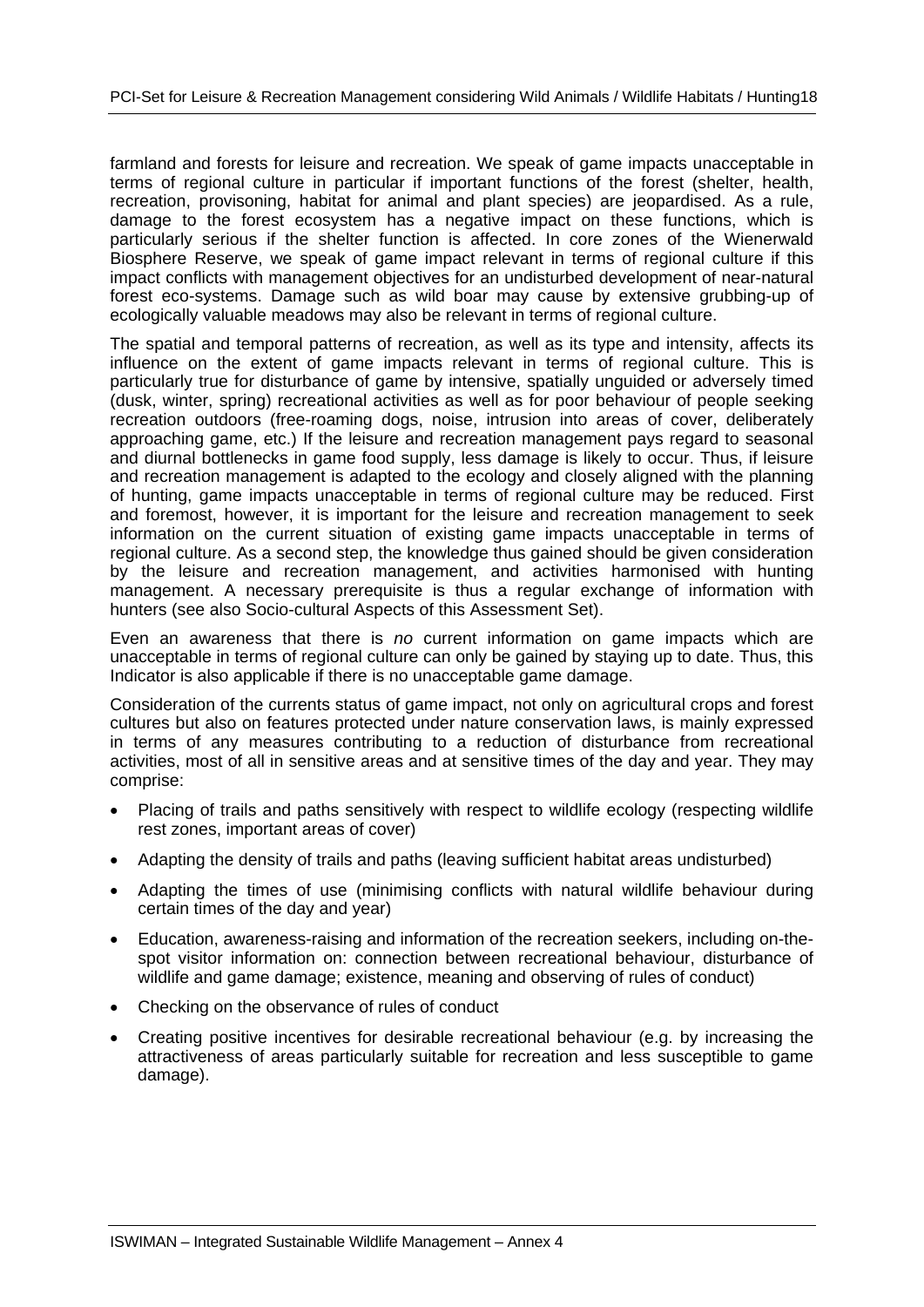farmland and forests for leisure and recreation. We speak of game impacts unacceptable in terms of regional culture in particular if important functions of the forest (shelter, health, recreation, provisoning, habitat for animal and plant species) are jeopardised. As a rule, damage to the forest ecosystem has a negative impact on these functions, which is particularly serious if the shelter function is affected. In core zones of the Wienerwald Biosphere Reserve, we speak of game impact relevant in terms of regional culture if this impact conflicts with management objectives for an undisturbed development of near-natural forest eco-systems. Damage such as wild boar may cause by extensive grubbing-up of ecologically valuable meadows may also be relevant in terms of regional culture.

The spatial and temporal patterns of recreation, as well as its type and intensity, affects its influence on the extent of game impacts relevant in terms of regional culture. This is particularly true for disturbance of game by intensive, spatially unguided or adversely timed (dusk, winter, spring) recreational activities as well as for poor behaviour of people seeking recreation outdoors (free-roaming dogs, noise, intrusion into areas of cover, deliberately approaching game, etc.) If the leisure and recreation management pays regard to seasonal and diurnal bottlenecks in game food supply, less damage is likely to occur. Thus, if leisure and recreation management is adapted to the ecology and closely aligned with the planning of hunting, game impacts unacceptable in terms of regional culture may be reduced. First and foremost, however, it is important for the leisure and recreation management to seek information on the current situation of existing game impacts unacceptable in terms of regional culture. As a second step, the knowledge thus gained should be given consideration by the leisure and recreation management, and activities harmonised with hunting management. A necessary prerequisite is thus a regular exchange of information with hunters (see also Socio-cultural Aspects of this Assessment Set).

Even an awareness that there is *no* current information on game impacts which are unacceptable in terms of regional culture can only be gained by staying up to date. Thus, this Indicator is also applicable if there is no unacceptable game damage.

Consideration of the currents status of game impact, not only on agricultural crops and forest cultures but also on features protected under nature conservation laws, is mainly expressed in terms of any measures contributing to a reduction of disturbance from recreational activities, most of all in sensitive areas and at sensitive times of the day and year. They may comprise:

- Placing of trails and paths sensitively with respect to wildlife ecology (respecting wildlife rest zones, important areas of cover)
- Adapting the density of trails and paths (leaving sufficient habitat areas undisturbed)
- Adapting the times of use (minimising conflicts with natural wildlife behaviour during certain times of the day and year)
- Education, awareness-raising and information of the recreation seekers, including on-the-spot visitor information on: connection between recreational behaviour, disturbance of wildlife and game damage; existence, meaning and observing of rules of conduct)
- Checking on the observance of rules of conduct
- Creating positive incentives for desirable recreational behaviour (e.g. by increasing the attractiveness of areas particularly suitable for recreation and less susceptible to game damage).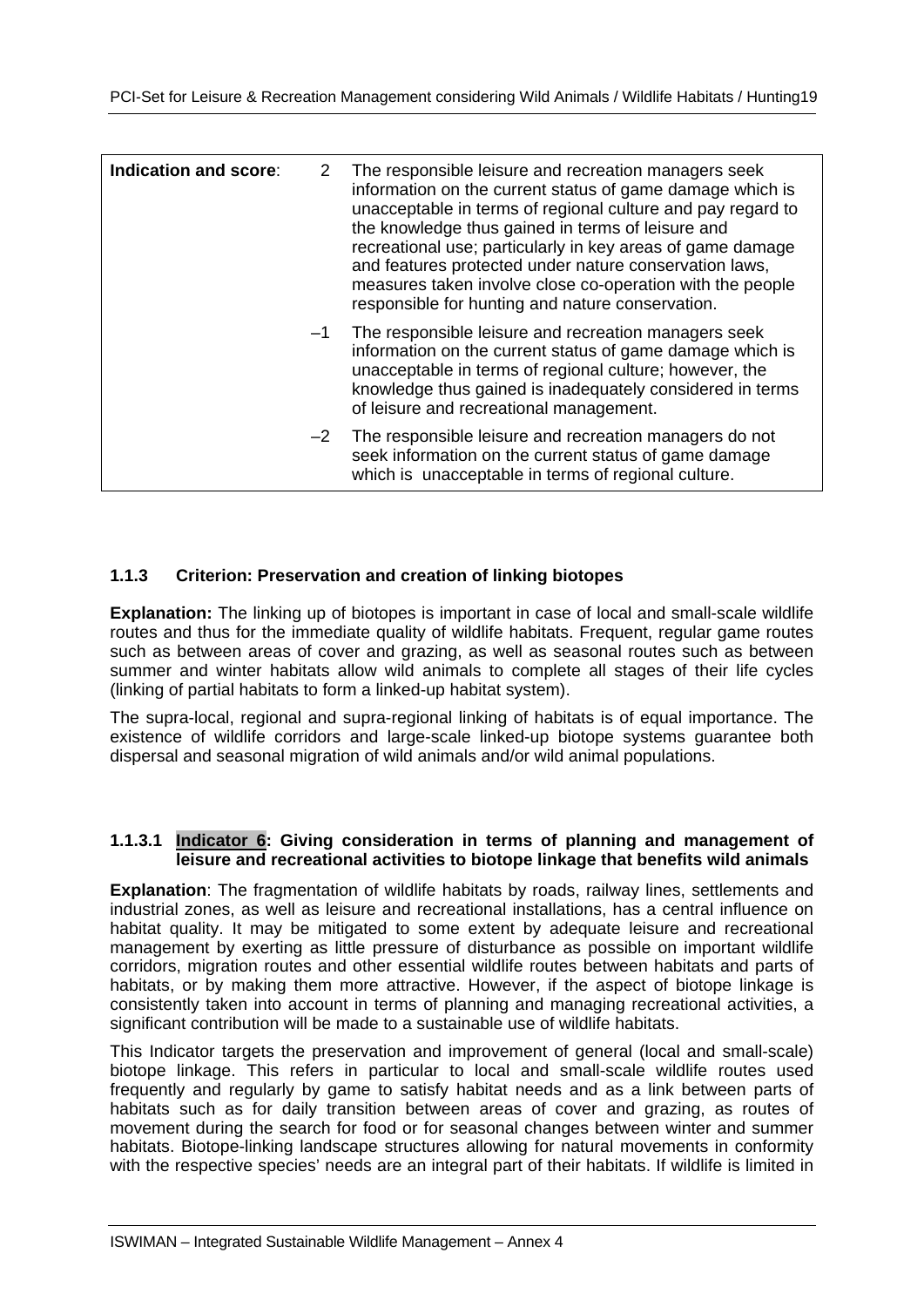| **Indication and score**: | 2 | The responsible leisure and recreation managers seek information on the current status of game damage which is unacceptable in terms of regional culture and pay regard to the knowledge thus gained in terms of leisure and recreational use; particularly in key areas of game damage and features protected under nature conservation laws, measures taken involve close co-operation with the people responsible for hunting and nature conservation. |
|---|---|---|
| | –1 | The responsible leisure and recreation managers seek information on the current status of game damage which is unacceptable in terms of regional culture; however, the knowledge thus gained is inadequately considered in terms of leisure and recreational management. |
| | –2 | The responsible leisure and recreation managers do not seek information on the current status of game damage which is unacceptable in terms of regional culture. |

### 1.1.3 Criterion: Preservation and creation of linking biotopes

**Explanation:** The linking up of biotopes is important in case of local and small-scale wildlife routes and thus for the immediate quality of wildlife habitats. Frequent, regular game routes such as between areas of cover and grazing, as well as seasonal routes such as between summer and winter habitats allow wild animals to complete all stages of their life cycles (linking of partial habitats to form a linked-up habitat system).

The supra-local, regional and supra-regional linking of habitats is of equal importance. The existence of wildlife corridors and large-scale linked-up biotope systems guarantee both dispersal and seasonal migration of wild animals and/or wild animal populations.

#### 1.1.3.1 Indicator 6: Giving consideration in terms of planning and management of leisure and recreational activities to biotope linkage that benefits wild animals

**Explanation**: The fragmentation of wildlife habitats by roads, railway lines, settlements and industrial zones, as well as leisure and recreational installations, has a central influence on habitat quality. It may be mitigated to some extent by adequate leisure and recreational management by exerting as little pressure of disturbance as possible on important wildlife corridors, migration routes and other essential wildlife routes between habitats and parts of habitats, or by making them more attractive. However, if the aspect of biotope linkage is consistently taken into account in terms of planning and managing recreational activities, a significant contribution will be made to a sustainable use of wildlife habitats.

This Indicator targets the preservation and improvement of general (local and small-scale) biotope linkage. This refers in particular to local and small-scale wildlife routes used frequently and regularly by game to satisfy habitat needs and as a link between parts of habitats such as for daily transition between areas of cover and grazing, as routes of movement during the search for food or for seasonal changes between winter and summer habitats. Biotope-linking landscape structures allowing for natural movements in conformity with the respective species' needs are an integral part of their habitats. If wildlife is limited in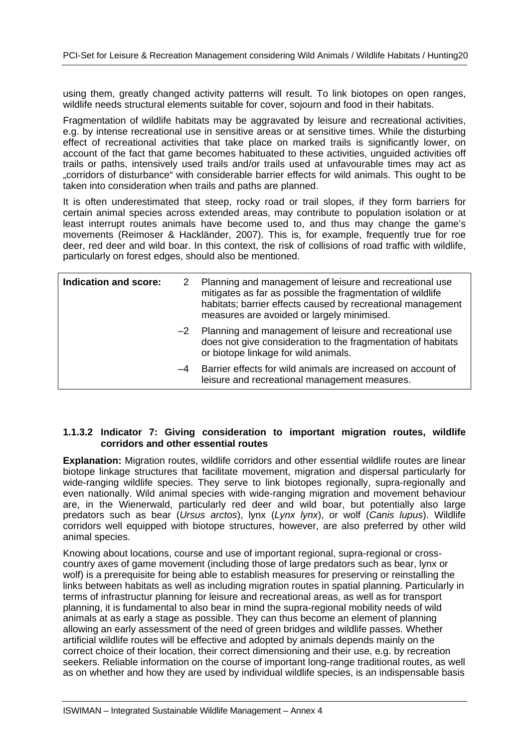using them, greatly changed activity patterns will result. To link biotopes on open ranges, wildlife needs structural elements suitable for cover, sojourn and food in their habitats.

Fragmentation of wildlife habitats may be aggravated by leisure and recreational activities, e.g. by intense recreational use in sensitive areas or at sensitive times. While the disturbing effect of recreational activities that take place on marked trails is significantly lower, on account of the fact that game becomes habituated to these activities, unguided activities off trails or paths, intensively used trails and/or trails used at unfavourable times may act as „corridors of disturbance" with considerable barrier effects for wild animals. This ought to be taken into consideration when trails and paths are planned.

It is often underestimated that steep, rocky road or trail slopes, if they form barriers for certain animal species across extended areas, may contribute to population isolation or at least interrupt routes animals have become used to, and thus may change the game's movements (Reimoser & Hackländer, 2007). This is, for example, frequently true for roe deer, red deer and wild boar. In this context, the risk of collisions of road traffic with wildlife, particularly on forest edges, should also be mentioned.

| **Indication and score:** | | |
|---|---|---|
| | 2 | Planning and management of leisure and recreational use mitigates as far as possible the fragmentation of wildlife habitats; barrier effects caused by recreational management measures are avoided or largely minimised. |
| | –2 | Planning and management of leisure and recreational use does not give consideration to the fragmentation of habitats or biotope linkage for wild animals. |
| | –4 | Barrier effects for wild animals are increased on account of leisure and recreational management measures. |

#### 1.1.3.2 Indicator 7: Giving consideration to important migration routes, wildlife corridors and other essential routes

**Explanation:** Migration routes, wildlife corridors and other essential wildlife routes are linear biotope linkage structures that facilitate movement, migration and dispersal particularly for wide-ranging wildlife species. They serve to link biotopes regionally, supra-regionally and even nationally. Wild animal species with wide-ranging migration and movement behaviour are, in the Wienerwald, particularly red deer and wild boar, but potentially also large predators such as bear (*Ursus arctos*), lynx (*Lynx lynx*), or wolf (*Canis lupus*). Wildlife corridors well equipped with biotope structures, however, are also preferred by other wild animal species.

Knowing about locations, course and use of important regional, supra-regional or cross-country axes of game movement (including those of large predators such as bear, lynx or wolf) is a prerequisite for being able to establish measures for preserving or reinstalling the links between habitats as well as including migration routes in spatial planning. Particularly in terms of infrastructur planning for leisure and recreational areas, as well as for transport planning, it is fundamental to also bear in mind the supra-regional mobility needs of wild animals at as early a stage as possible. They can thus become an element of planning allowing an early assessment of the need of green bridges and wildlife passes. Whether artificial wildlife routes will be effective and adopted by animals depends mainly on the correct choice of their location, their correct dimensioning and their use, e.g. by recreation seekers. Reliable information on the course of important long-range traditional routes, as well as on whether and how they are used by individual wildlife species, is an indispensable basis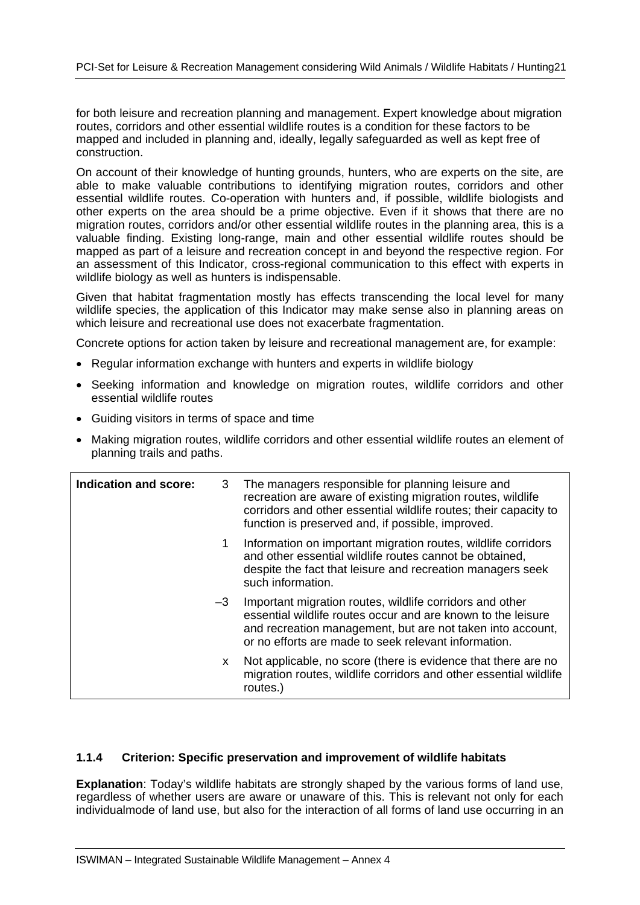for both leisure and recreation planning and management. Expert knowledge about migration routes, corridors and other essential wildlife routes is a condition for these factors to be mapped and included in planning and, ideally, legally safeguarded as well as kept free of construction.

On account of their knowledge of hunting grounds, hunters, who are experts on the site, are able to make valuable contributions to identifying migration routes, corridors and other essential wildlife routes. Co-operation with hunters and, if possible, wildlife biologists and other experts on the area should be a prime objective. Even if it shows that there are no migration routes, corridors and/or other essential wildlife routes in the planning area, this is a valuable finding. Existing long-range, main and other essential wildlife routes should be mapped as part of a leisure and recreation concept in and beyond the respective region. For an assessment of this Indicator, cross-regional communication to this effect with experts in wildlife biology as well as hunters is indispensable.

Given that habitat fragmentation mostly has effects transcending the local level for many wildlife species, the application of this Indicator may make sense also in planning areas on which leisure and recreational use does not exacerbate fragmentation.

Concrete options for action taken by leisure and recreational management are, for example:

- Regular information exchange with hunters and experts in wildlife biology
- Seeking information and knowledge on migration routes, wildlife corridors and other essential wildlife routes
- Guiding visitors in terms of space and time
- Making migration routes, wildlife corridors and other essential wildlife routes an element of planning trails and paths.

| **Indication and score:** | | |
|---|---|---|
| | 3 | The managers responsible for planning leisure and recreation are aware of existing migration routes, wildlife corridors and other essential wildlife routes; their capacity to function is preserved and, if possible, improved. |
| | 1 | Information on important migration routes, wildlife corridors and other essential wildlife routes cannot be obtained, despite the fact that leisure and recreation managers seek such information. |
| | –3 | Important migration routes, wildlife corridors and other essential wildlife routes occur and are known to the leisure and recreation management, but are not taken into account, or no efforts are made to seek relevant information. |
| | x | Not applicable, no score (there is evidence that there are no migration routes, wildlife corridors and other essential wildlife routes.) |

### 1.1.4 Criterion: Specific preservation and improvement of wildlife habitats

**Explanation**: Today's wildlife habitats are strongly shaped by the various forms of land use, regardless of whether users are aware or unaware of this. This is relevant not only for each individualmode of land use, but also for the interaction of all forms of land use occurring in an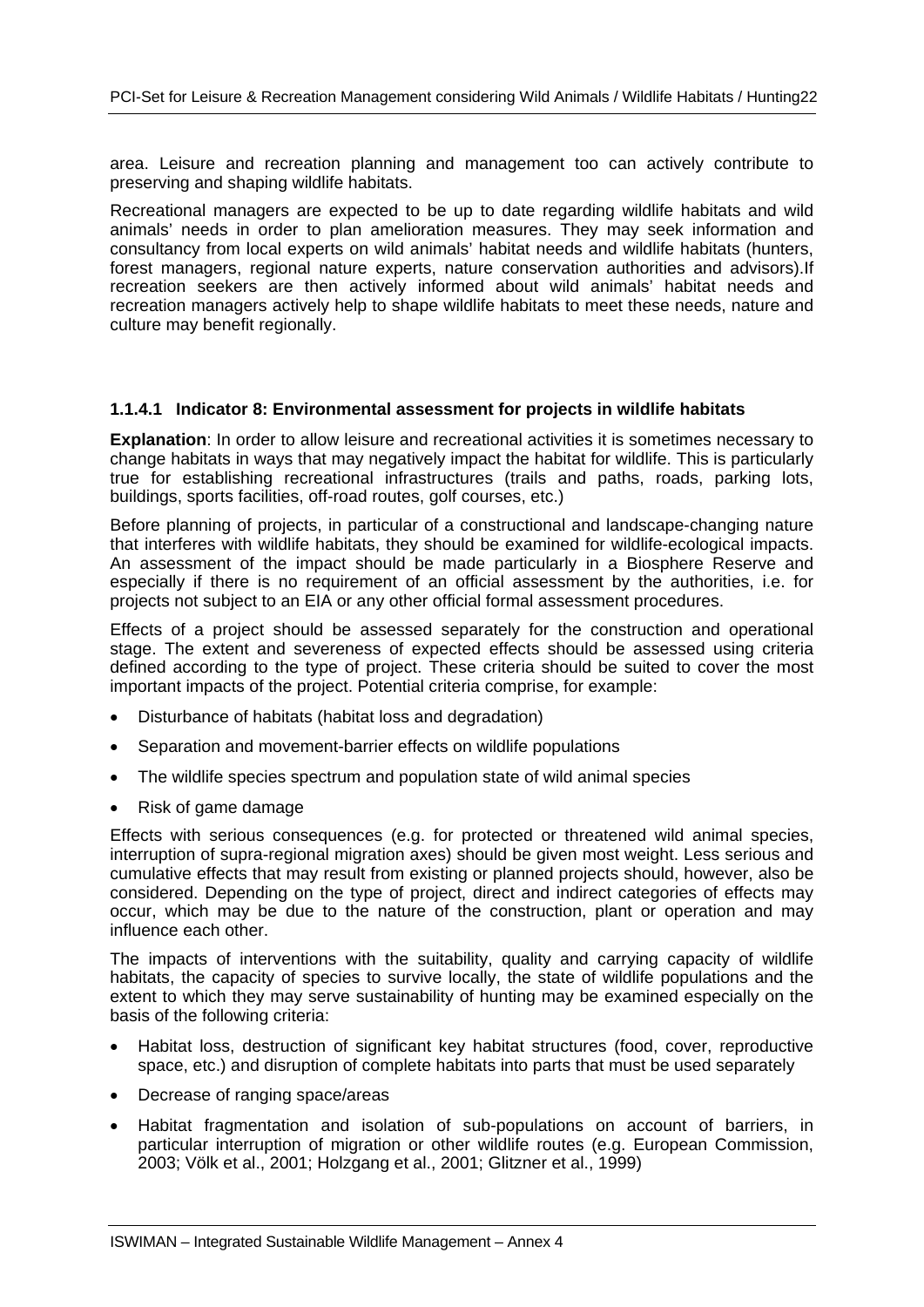area. Leisure and recreation planning and management too can actively contribute to preserving and shaping wildlife habitats.

Recreational managers are expected to be up to date regarding wildlife habitats and wild animals' needs in order to plan amelioration measures. They may seek information and consultancy from local experts on wild animals' habitat needs and wildlife habitats (hunters, forest managers, regional nature experts, nature conservation authorities and advisors).If recreation seekers are then actively informed about wild animals' habitat needs and recreation managers actively help to shape wildlife habitats to meet these needs, nature and culture may benefit regionally.

#### 1.1.4.1 Indicator 8: Environmental assessment for projects in wildlife habitats

**Explanation**: In order to allow leisure and recreational activities it is sometimes necessary to change habitats in ways that may negatively impact the habitat for wildlife. This is particularly true for establishing recreational infrastructures (trails and paths, roads, parking lots, buildings, sports facilities, off-road routes, golf courses, etc.)

Before planning of projects, in particular of a constructional and landscape-changing nature that interferes with wildlife habitats, they should be examined for wildlife-ecological impacts. An assessment of the impact should be made particularly in a Biosphere Reserve and especially if there is no requirement of an official assessment by the authorities, i.e. for projects not subject to an EIA or any other official formal assessment procedures.

Effects of a project should be assessed separately for the construction and operational stage. The extent and severeness of expected effects should be assessed using criteria defined according to the type of project. These criteria should be suited to cover the most important impacts of the project. Potential criteria comprise, for example:

- Disturbance of habitats (habitat loss and degradation)
- Separation and movement-barrier effects on wildlife populations
- The wildlife species spectrum and population state of wild animal species
- Risk of game damage

Effects with serious consequences (e.g. for protected or threatened wild animal species, interruption of supra-regional migration axes) should be given most weight. Less serious and cumulative effects that may result from existing or planned projects should, however, also be considered. Depending on the type of project, direct and indirect categories of effects may occur, which may be due to the nature of the construction, plant or operation and may influence each other.

The impacts of interventions with the suitability, quality and carrying capacity of wildlife habitats, the capacity of species to survive locally, the state of wildlife populations and the extent to which they may serve sustainability of hunting may be examined especially on the basis of the following criteria:

- Habitat loss, destruction of significant key habitat structures (food, cover, reproductive space, etc.) and disruption of complete habitats into parts that must be used separately
- Decrease of ranging space/areas
- Habitat fragmentation and isolation of sub-populations on account of barriers, in particular interruption of migration or other wildlife routes (e.g. European Commission, 2003; Völk et al., 2001; Holzgang et al., 2001; Glitzner et al., 1999)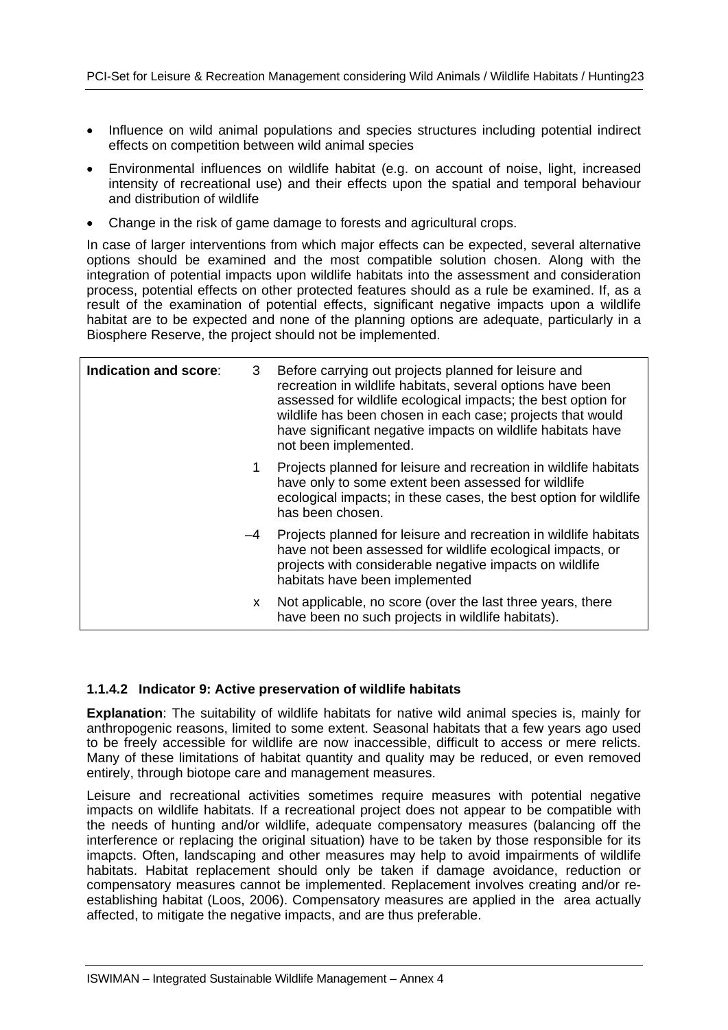- Influence on wild animal populations and species structures including potential indirect effects on competition between wild animal species
- Environmental influences on wildlife habitat (e.g. on account of noise, light, increased intensity of recreational use) and their effects upon the spatial and temporal behaviour and distribution of wildlife
- Change in the risk of game damage to forests and agricultural crops.

In case of larger interventions from which major effects can be expected, several alternative options should be examined and the most compatible solution chosen. Along with the integration of potential impacts upon wildlife habitats into the assessment and consideration process, potential effects on other protected features should as a rule be examined. If, as a result of the examination of potential effects, significant negative impacts upon a wildlife habitat are to be expected and none of the planning options are adequate, particularly in a Biosphere Reserve, the project should not be implemented.

| **Indication and score**: | | |
|---|---|---|
| | 3 | Before carrying out projects planned for leisure and recreation in wildlife habitats, several options have been assessed for wildlife ecological impacts; the best option for wildlife has been chosen in each case; projects that would have significant negative impacts on wildlife habitats have not been implemented. |
| | 1 | Projects planned for leisure and recreation in wildlife habitats have only to some extent been assessed for wildlife ecological impacts; in these cases, the best option for wildlife has been chosen. |
| | –4 | Projects planned for leisure and recreation in wildlife habitats have not been assessed for wildlife ecological impacts, or projects with considerable negative impacts on wildlife habitats have been implemented |
| | x | Not applicable, no score (over the last three years, there have been no such projects in wildlife habitats). |

### 1.1.4.2 Indicator 9: Active preservation of wildlife habitats

**Explanation**: The suitability of wildlife habitats for native wild animal species is, mainly for anthropogenic reasons, limited to some extent. Seasonal habitats that a few years ago used to be freely accessible for wildlife are now inaccessible, difficult to access or mere relicts. Many of these limitations of habitat quantity and quality may be reduced, or even removed entirely, through biotope care and management measures.

Leisure and recreational activities sometimes require measures with potential negative impacts on wildlife habitats. If a recreational project does not appear to be compatible with the needs of hunting and/or wildlife, adequate compensatory measures (balancing off the interference or replacing the original situation) have to be taken by those responsible for its imapcts. Often, landscaping and other measures may help to avoid impairments of wildlife habitats. Habitat replacement should only be taken if damage avoidance, reduction or compensatory measures cannot be implemented. Replacement involves creating and/or re-establishing habitat (Loos, 2006). Compensatory measures are applied in the area actually affected, to mitigate the negative impacts, and are thus preferable.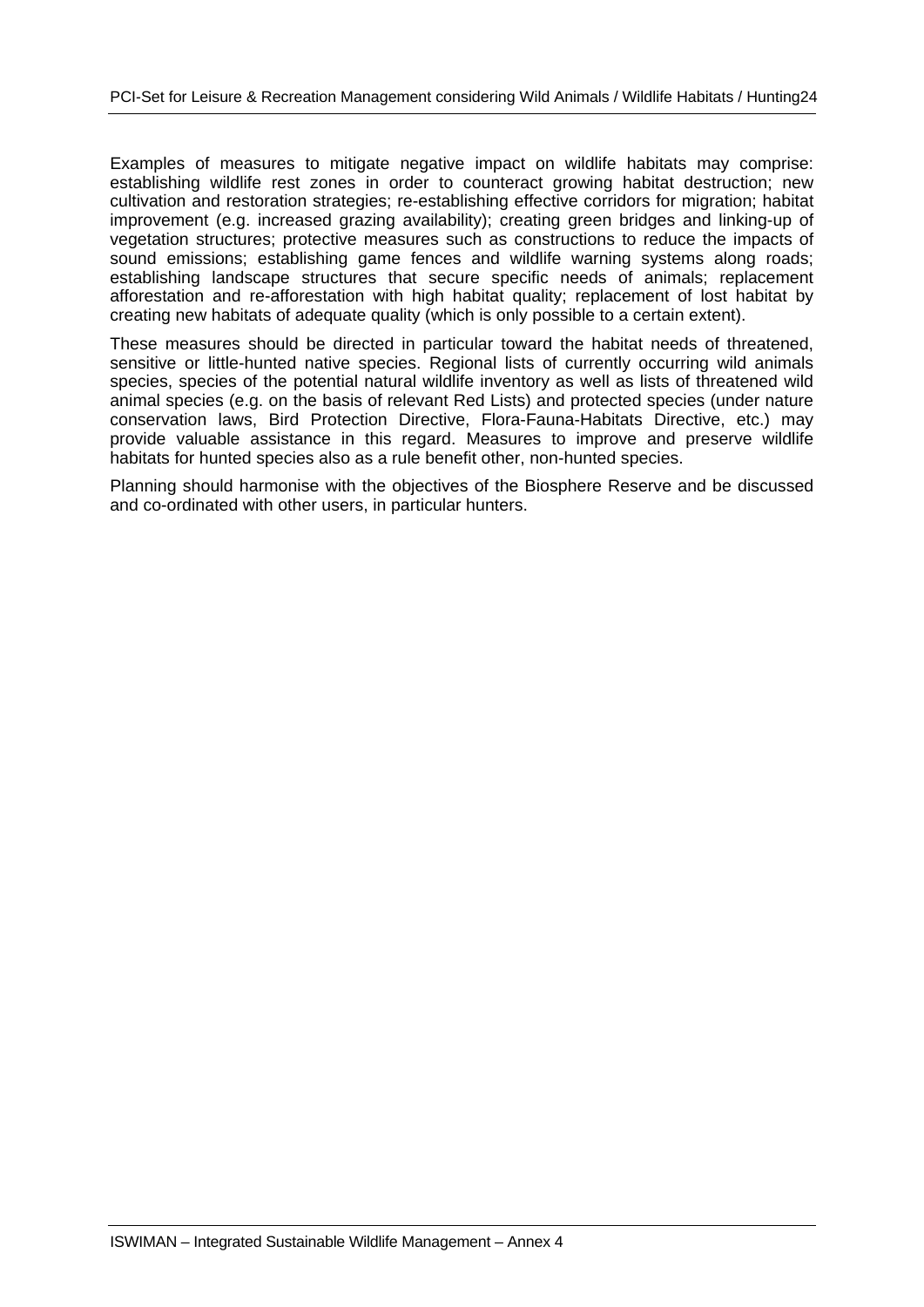Examples of measures to mitigate negative impact on wildlife habitats may comprise: establishing wildlife rest zones in order to counteract growing habitat destruction; new cultivation and restoration strategies; re-establishing effective corridors for migration; habitat improvement (e.g. increased grazing availability); creating green bridges and linking-up of vegetation structures; protective measures such as constructions to reduce the impacts of sound emissions; establishing game fences and wildlife warning systems along roads; establishing landscape structures that secure specific needs of animals; replacement afforestation and re-afforestation with high habitat quality; replacement of lost habitat by creating new habitats of adequate quality (which is only possible to a certain extent).

These measures should be directed in particular toward the habitat needs of threatened, sensitive or little-hunted native species. Regional lists of currently occurring wild animals species, species of the potential natural wildlife inventory as well as lists of threatened wild animal species (e.g. on the basis of relevant Red Lists) and protected species (under nature conservation laws, Bird Protection Directive, Flora-Fauna-Habitats Directive, etc.) may provide valuable assistance in this regard. Measures to improve and preserve wildlife habitats for hunted species also as a rule benefit other, non-hunted species.

Planning should harmonise with the objectives of the Biosphere Reserve and be discussed and co-ordinated with other users, in particular hunters.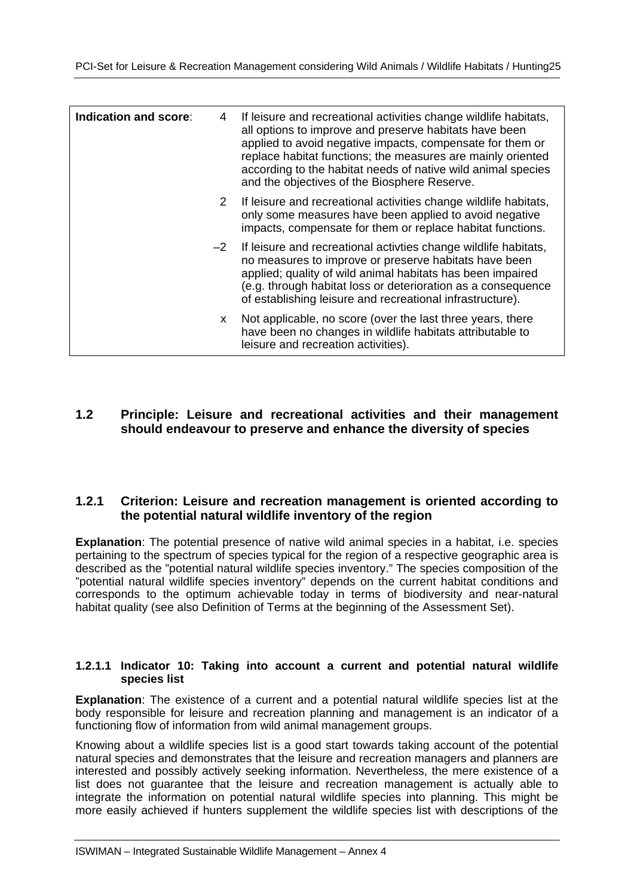| Indication and score: | | |
|---|---|---|
| | 4 | If leisure and recreational activities change wildlife habitats, all options to improve and preserve habitats have been applied to avoid negative impacts, compensate for them or replace habitat functions; the measures are mainly oriented according to the habitat needs of native wild animal species and the objectives of the Biosphere Reserve. |
| | 2 | If leisure and recreational activities change wildlife habitats, only some measures have been applied to avoid negative impacts, compensate for them or replace habitat functions. |
| | –2 | If leisure and recreational activties change wildlife habitats, no measures to improve or preserve habitats have been applied; quality of wild animal habitats has been impaired (e.g. through habitat loss or deterioration as a consequence of establishing leisure and recreational infrastructure). |
| | x | Not applicable, no score (over the last three years, there have been no changes in wildlife habitats attributable to leisure and recreation activities). |

## 1.2 Principle: Leisure and recreational activities and their management should endeavour to preserve and enhance the diversity of species

### 1.2.1 Criterion: Leisure and recreation management is oriented according to the potential natural wildlife inventory of the region

**Explanation**: The potential presence of native wild animal species in a habitat, i.e. species pertaining to the spectrum of species typical for the region of a respective geographic area is described as the "potential natural wildlife species inventory." The species composition of the "potential natural wildlife species inventory" depends on the current habitat conditions and corresponds to the optimum achievable today in terms of biodiversity and near-natural habitat quality (see also Definition of Terms at the beginning of the Assessment Set).

#### 1.2.1.1 Indicator 10: Taking into account a current and potential natural wildlife species list

**Explanation**: The existence of a current and a potential natural wildlife species list at the body responsible for leisure and recreation planning and management is an indicator of a functioning flow of information from wild animal management groups.

Knowing about a wildlife species list is a good start towards taking account of the potential natural species and demonstrates that the leisure and recreation managers and planners are interested and possibly actively seeking information. Nevertheless, the mere existence of a list does not guarantee that the leisure and recreation management is actually able to integrate the information on potential natural wildlife species into planning. This might be more easily achieved if hunters supplement the wildlife species list with descriptions of the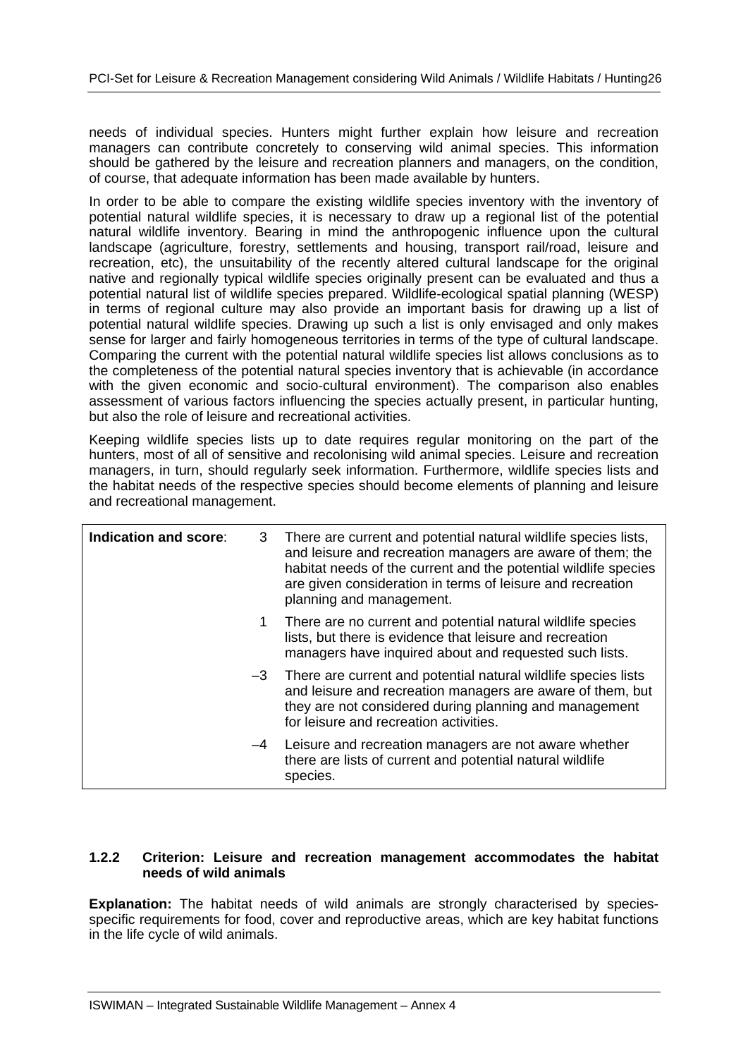needs of individual species. Hunters might further explain how leisure and recreation managers can contribute concretely to conserving wild animal species. This information should be gathered by the leisure and recreation planners and managers, on the condition, of course, that adequate information has been made available by hunters.

In order to be able to compare the existing wildlife species inventory with the inventory of potential natural wildlife species, it is necessary to draw up a regional list of the potential natural wildlife inventory. Bearing in mind the anthropogenic influence upon the cultural landscape (agriculture, forestry, settlements and housing, transport rail/road, leisure and recreation, etc), the unsuitability of the recently altered cultural landscape for the original native and regionally typical wildlife species originally present can be evaluated and thus a potential natural list of wildlife species prepared. Wildlife-ecological spatial planning (WESP) in terms of regional culture may also provide an important basis for drawing up a list of potential natural wildlife species. Drawing up such a list is only envisaged and only makes sense for larger and fairly homogeneous territories in terms of the type of cultural landscape. Comparing the current with the potential natural wildlife species list allows conclusions as to the completeness of the potential natural species inventory that is achievable (in accordance with the given economic and socio-cultural environment). The comparison also enables assessment of various factors influencing the species actually present, in particular hunting, but also the role of leisure and recreational activities.

Keeping wildlife species lists up to date requires regular monitoring on the part of the hunters, most of all of sensitive and recolonising wild animal species. Leisure and recreation managers, in turn, should regularly seek information. Furthermore, wildlife species lists and the habitat needs of the respective species should become elements of planning and leisure and recreational management.

| **Indication and score**: | | |
|---|---|---|
| | 3 | There are current and potential natural wildlife species lists, and leisure and recreation managers are aware of them; the habitat needs of the current and the potential wildlife species are given consideration in terms of leisure and recreation planning and management. |
| | 1 | There are no current and potential natural wildlife species lists, but there is evidence that leisure and recreation managers have inquired about and requested such lists. |
| | –3 | There are current and potential natural wildlife species lists and leisure and recreation managers are aware of them, but they are not considered during planning and management for leisure and recreation activities. |
| | –4 | Leisure and recreation managers are not aware whether there are lists of current and potential natural wildlife species. |

#### 1.2.2 Criterion: Leisure and recreation management accommodates the habitat needs of wild animals

**Explanation:** The habitat needs of wild animals are strongly characterised by species-specific requirements for food, cover and reproductive areas, which are key habitat functions in the life cycle of wild animals.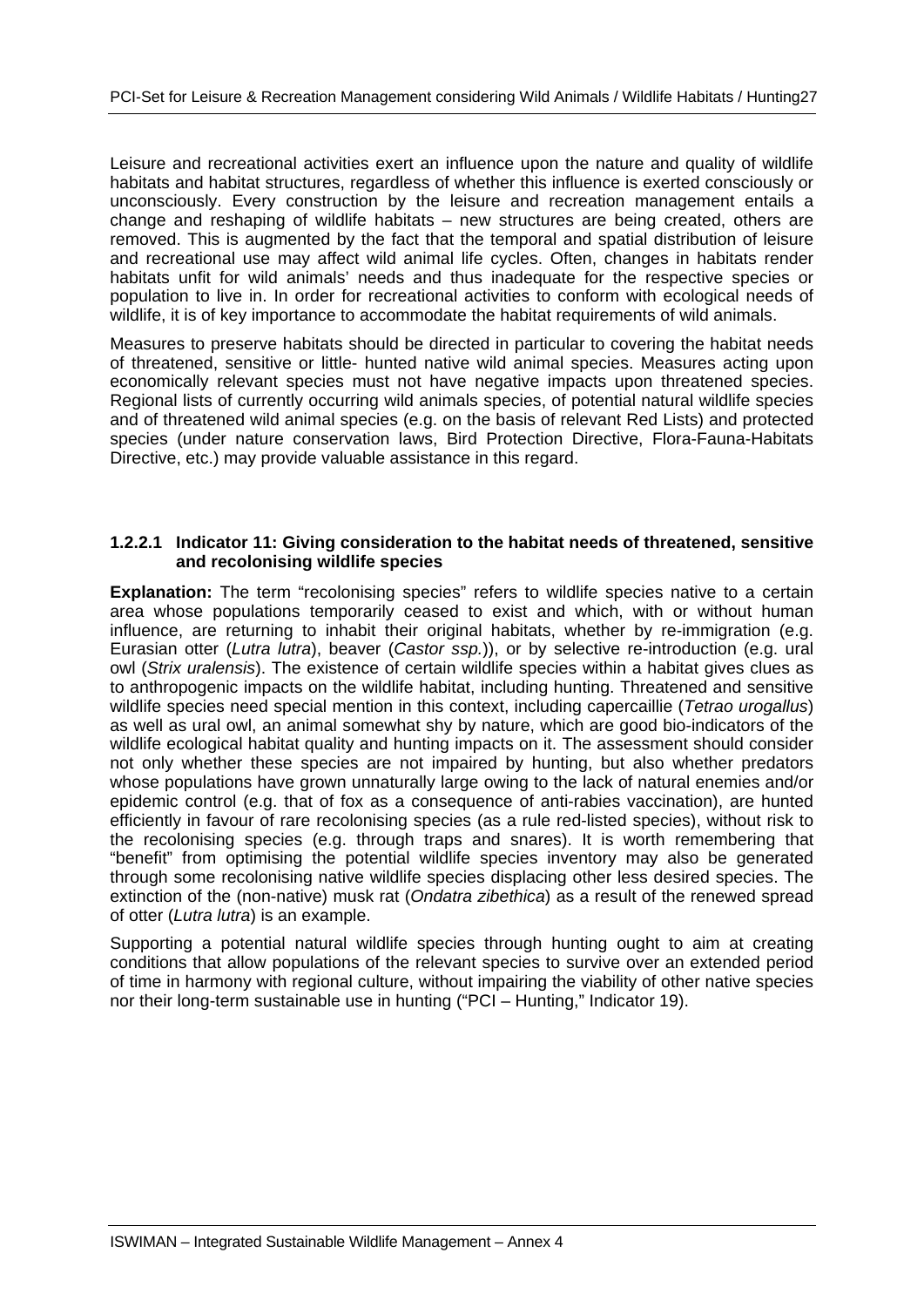Leisure and recreational activities exert an influence upon the nature and quality of wildlife habitats and habitat structures, regardless of whether this influence is exerted consciously or unconsciously. Every construction by the leisure and recreation management entails a change and reshaping of wildlife habitats – new structures are being created, others are removed. This is augmented by the fact that the temporal and spatial distribution of leisure and recreational use may affect wild animal life cycles. Often, changes in habitats render habitats unfit for wild animals' needs and thus inadequate for the respective species or population to live in. In order for recreational activities to conform with ecological needs of wildlife, it is of key importance to accommodate the habitat requirements of wild animals.

Measures to preserve habitats should be directed in particular to covering the habitat needs of threatened, sensitive or little- hunted native wild animal species. Measures acting upon economically relevant species must not have negative impacts upon threatened species. Regional lists of currently occurring wild animals species, of potential natural wildlife species and of threatened wild animal species (e.g. on the basis of relevant Red Lists) and protected species (under nature conservation laws, Bird Protection Directive, Flora-Fauna-Habitats Directive, etc.) may provide valuable assistance in this regard.

### 1.2.2.1 Indicator 11: Giving consideration to the habitat needs of threatened, sensitive and recolonising wildlife species

**Explanation:** The term "recolonising species" refers to wildlife species native to a certain area whose populations temporarily ceased to exist and which, with or without human influence, are returning to inhabit their original habitats, whether by re-immigration (e.g. Eurasian otter (*Lutra lutra*), beaver (*Castor ssp.*)), or by selective re-introduction (e.g. ural owl (*Strix uralensis*). The existence of certain wildlife species within a habitat gives clues as to anthropogenic impacts on the wildlife habitat, including hunting. Threatened and sensitive wildlife species need special mention in this context, including capercaillie (*Tetrao urogallus*) as well as ural owl, an animal somewhat shy by nature, which are good bio-indicators of the wildlife ecological habitat quality and hunting impacts on it. The assessment should consider not only whether these species are not impaired by hunting, but also whether predators whose populations have grown unnaturally large owing to the lack of natural enemies and/or epidemic control (e.g. that of fox as a consequence of anti-rabies vaccination), are hunted efficiently in favour of rare recolonising species (as a rule red-listed species), without risk to the recolonising species (e.g. through traps and snares). It is worth remembering that "benefit" from optimising the potential wildlife species inventory may also be generated through some recolonising native wildlife species displacing other less desired species. The extinction of the (non-native) musk rat (*Ondatra zibethica*) as a result of the renewed spread of otter (*Lutra lutra*) is an example.

Supporting a potential natural wildlife species through hunting ought to aim at creating conditions that allow populations of the relevant species to survive over an extended period of time in harmony with regional culture, without impairing the viability of other native species nor their long-term sustainable use in hunting ("PCI – Hunting," Indicator 19).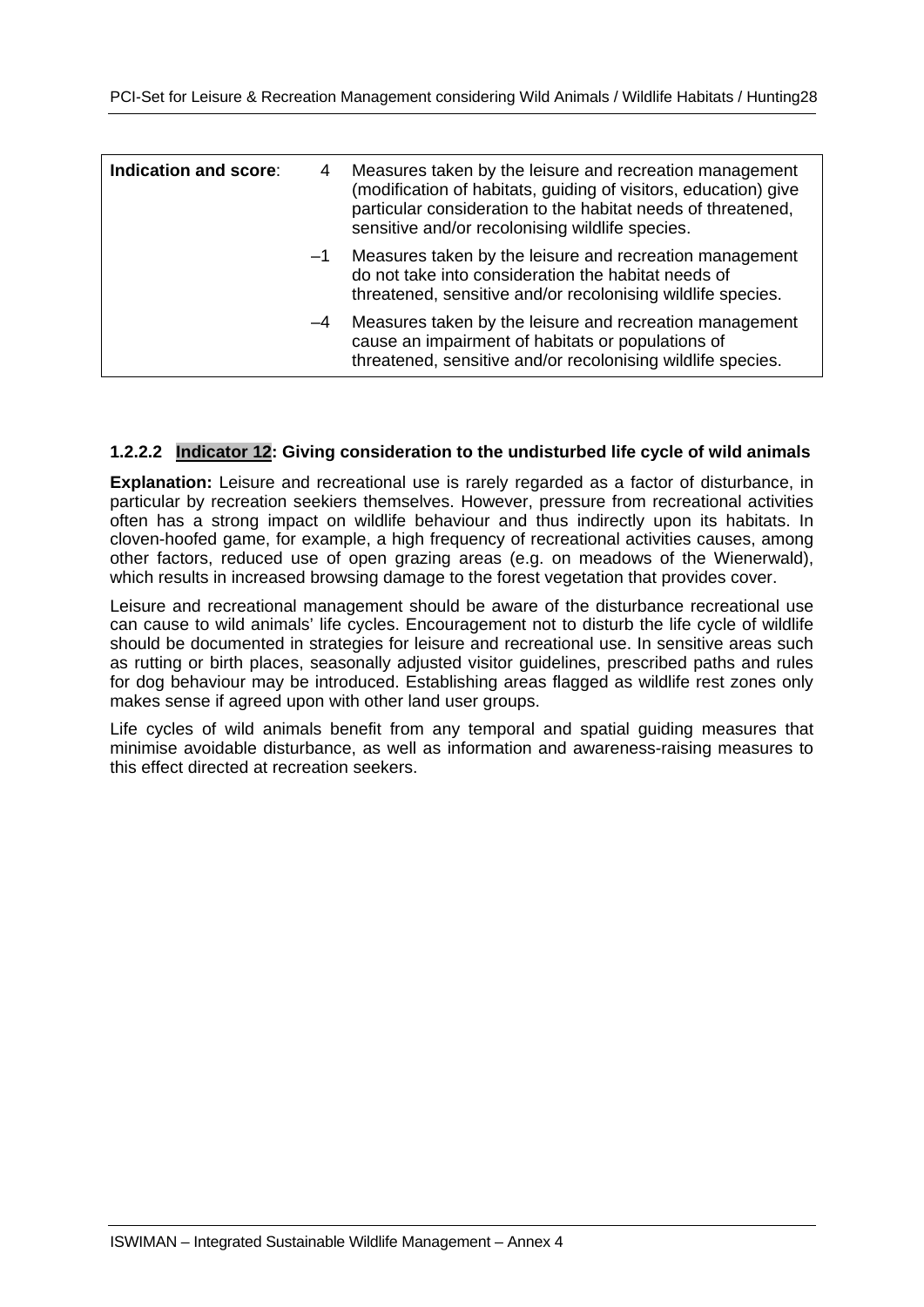| **Indication and score**: | 4 | Measures taken by the leisure and recreation management (modification of habitats, guiding of visitors, education) give particular consideration to the habitat needs of threatened, sensitive and/or recolonising wildlife species. |
|---|---|---|
| | –1 | Measures taken by the leisure and recreation management do not take into consideration the habitat needs of threatened, sensitive and/or recolonising wildlife species. |
| | –4 | Measures taken by the leisure and recreation management cause an impairment of habitats or populations of threatened, sensitive and/or recolonising wildlife species. |

### 1.2.2.2 Indicator 12: Giving consideration to the undisturbed life cycle of wild animals

**Explanation:** Leisure and recreational use is rarely regarded as a factor of disturbance, in particular by recreation seekiers themselves. However, pressure from recreational activities often has a strong impact on wildlife behaviour and thus indirectly upon its habitats. In cloven-hoofed game, for example, a high frequency of recreational activities causes, among other factors, reduced use of open grazing areas (e.g. on meadows of the Wienerwald), which results in increased browsing damage to the forest vegetation that provides cover.

Leisure and recreational management should be aware of the disturbance recreational use can cause to wild animals' life cycles. Encouragement not to disturb the life cycle of wildlife should be documented in strategies for leisure and recreational use. In sensitive areas such as rutting or birth places, seasonally adjusted visitor guidelines, prescribed paths and rules for dog behaviour may be introduced. Establishing areas flagged as wildlife rest zones only makes sense if agreed upon with other land user groups.

Life cycles of wild animals benefit from any temporal and spatial guiding measures that minimise avoidable disturbance, as well as information and awareness-raising measures to this effect directed at recreation seekers.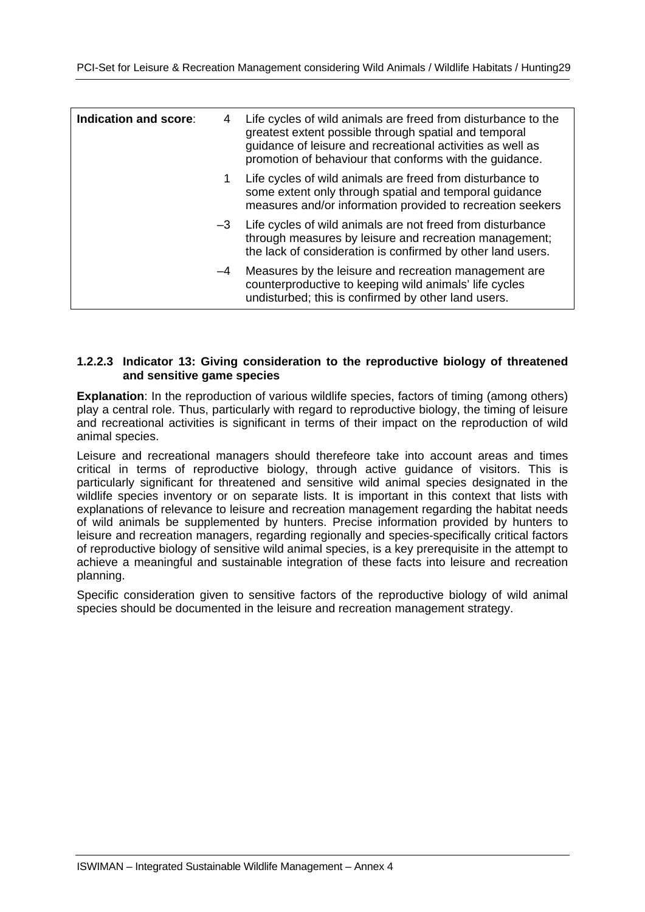| Indication and score: | | |
|---|---|---|
| | 4 | Life cycles of wild animals are freed from disturbance to the greatest extent possible through spatial and temporal guidance of leisure and recreational activities as well as promotion of behaviour that conforms with the guidance. |
| | 1 | Life cycles of wild animals are freed from disturbance to some extent only through spatial and temporal guidance measures and/or information provided to recreation seekers |
| | –3 | Life cycles of wild animals are not freed from disturbance through measures by leisure and recreation management; the lack of consideration is confirmed by other land users. |
| | –4 | Measures by the leisure and recreation management are counterproductive to keeping wild animals' life cycles undisturbed; this is confirmed by other land users. |

#### 1.2.2.3 Indicator 13: Giving consideration to the reproductive biology of threatened and sensitive game species

**Explanation**: In the reproduction of various wildlife species, factors of timing (among others) play a central role. Thus, particularly with regard to reproductive biology, the timing of leisure and recreational activities is significant in terms of their impact on the reproduction of wild animal species.

Leisure and recreational managers should therefeore take into account areas and times critical in terms of reproductive biology, through active guidance of visitors. This is particularly significant for threatened and sensitive wild animal species designated in the wildlife species inventory or on separate lists. It is important in this context that lists with explanations of relevance to leisure and recreation management regarding the habitat needs of wild animals be supplemented by hunters. Precise information provided by hunters to leisure and recreation managers, regarding regionally and species-specifically critical factors of reproductive biology of sensitive wild animal species, is a key prerequisite in the attempt to achieve a meaningful and sustainable integration of these facts into leisure and recreation planning.

Specific consideration given to sensitive factors of the reproductive biology of wild animal species should be documented in the leisure and recreation management strategy.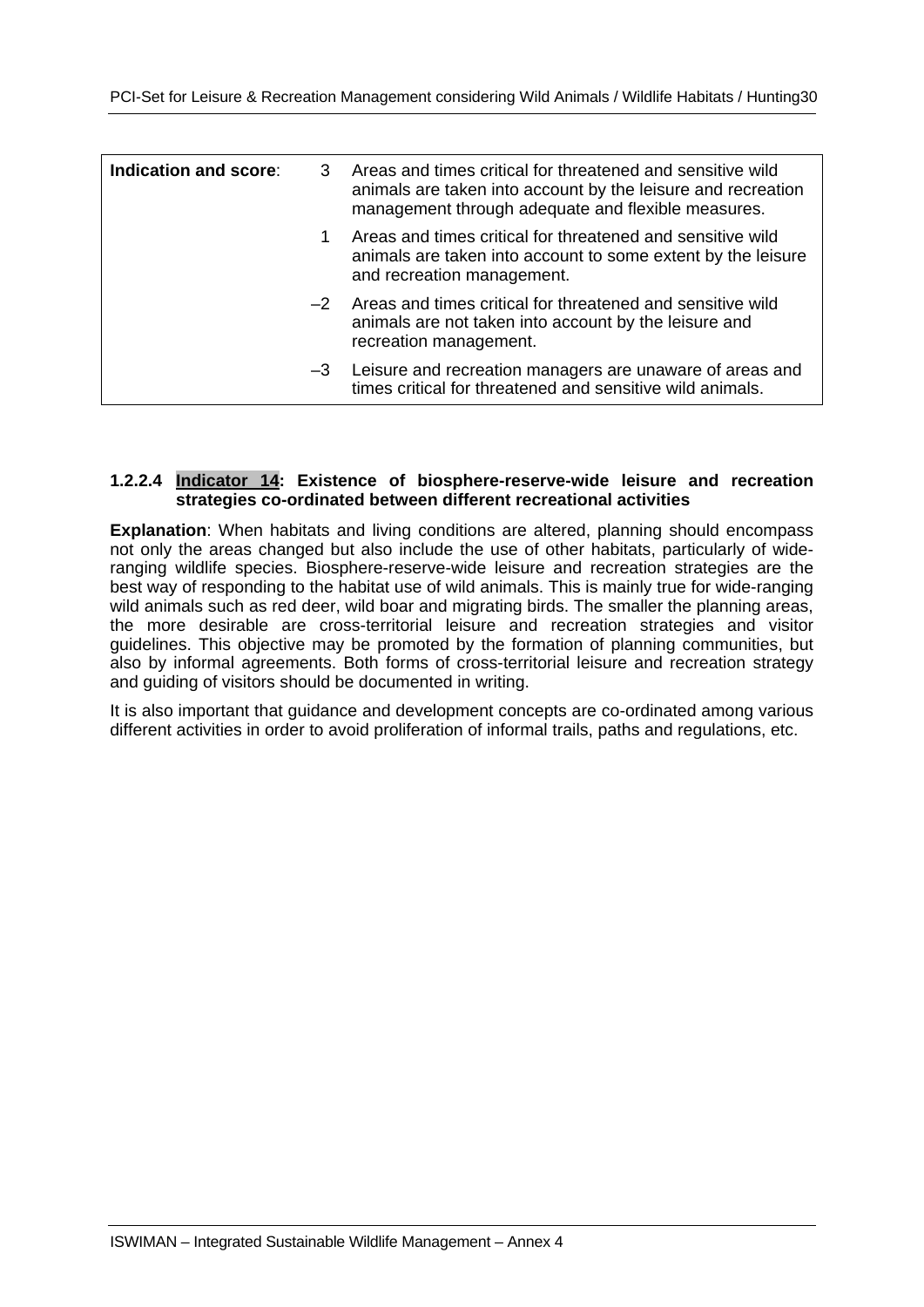| Indication and score: | | |
|---|---|---|
| | 3 | Areas and times critical for threatened and sensitive wild animals are taken into account by the leisure and recreation management through adequate and flexible measures. |
| | 1 | Areas and times critical for threatened and sensitive wild animals are taken into account to some extent by the leisure and recreation management. |
| | –2 | Areas and times critical for threatened and sensitive wild animals are not taken into account by the leisure and recreation management. |
| | –3 | Leisure and recreation managers are unaware of areas and times critical for threatened and sensitive wild animals. |

#### 1.2.2.4 Indicator 14: Existence of biosphere-reserve-wide leisure and recreation strategies co-ordinated between different recreational activities

**Explanation**: When habitats and living conditions are altered, planning should encompass not only the areas changed but also include the use of other habitats, particularly of wide-ranging wildlife species. Biosphere-reserve-wide leisure and recreation strategies are the best way of responding to the habitat use of wild animals. This is mainly true for wide-ranging wild animals such as red deer, wild boar and migrating birds. The smaller the planning areas, the more desirable are cross-territorial leisure and recreation strategies and visitor guidelines. This objective may be promoted by the formation of planning communities, but also by informal agreements. Both forms of cross-territorial leisure and recreation strategy and guiding of visitors should be documented in writing.

It is also important that guidance and development concepts are co-ordinated among various different activities in order to avoid proliferation of informal trails, paths and regulations, etc.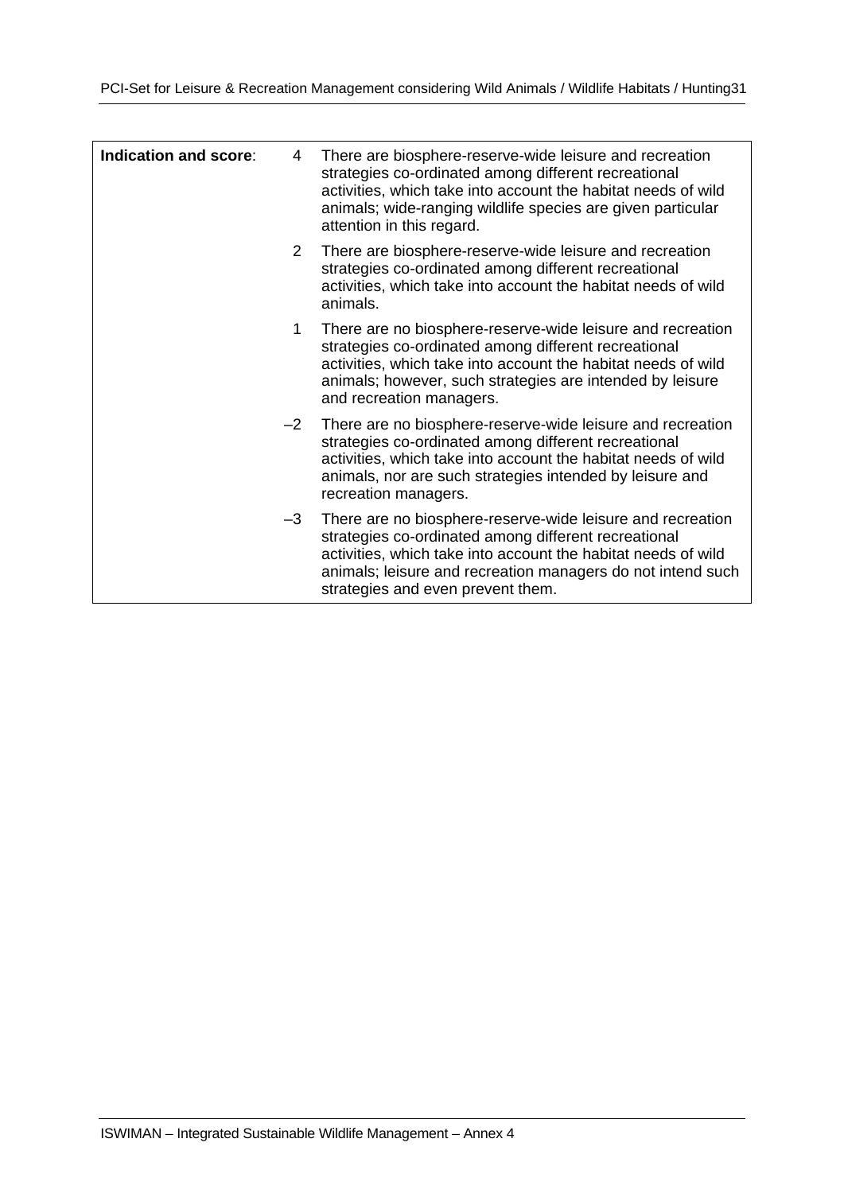| **Indication and score**: | | |
|---|---|---|
| | 4 | There are biosphere-reserve-wide leisure and recreation strategies co-ordinated among different recreational activities, which take into account the habitat needs of wild animals; wide-ranging wildlife species are given particular attention in this regard. |
| | 2 | There are biosphere-reserve-wide leisure and recreation strategies co-ordinated among different recreational activities, which take into account the habitat needs of wild animals. |
| | 1 | There are no biosphere-reserve-wide leisure and recreation strategies co-ordinated among different recreational activities, which take into account the habitat needs of wild animals; however, such strategies are intended by leisure and recreation managers. |
| | –2 | There are no biosphere-reserve-wide leisure and recreation strategies co-ordinated among different recreational activities, which take into account the habitat needs of wild animals, nor are such strategies intended by leisure and recreation managers. |
| | –3 | There are no biosphere-reserve-wide leisure and recreation strategies co-ordinated among different recreational activities, which take into account the habitat needs of wild animals; leisure and recreation managers do not intend such strategies and even prevent them. |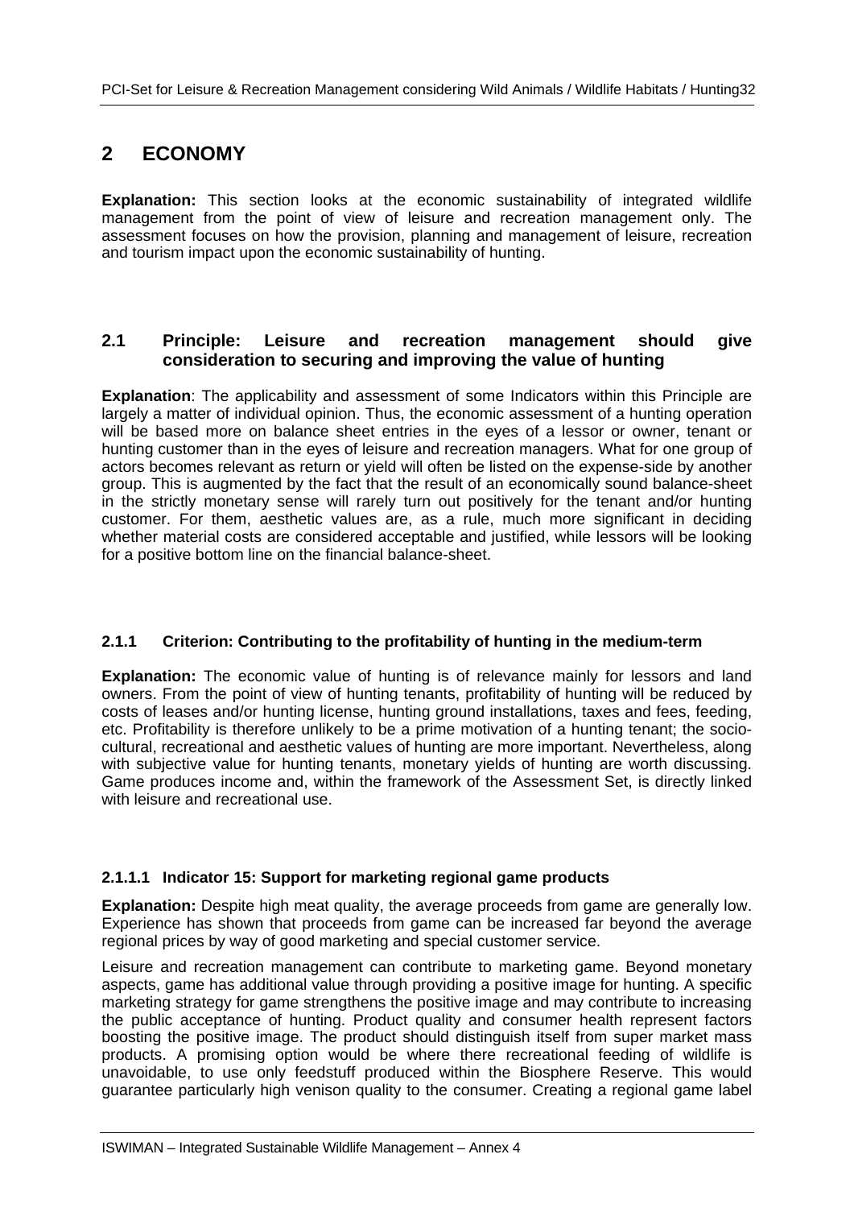# 2 ECONOMY

**Explanation:** This section looks at the economic sustainability of integrated wildlife management from the point of view of leisure and recreation management only. The assessment focuses on how the provision, planning and management of leisure, recreation and tourism impact upon the economic sustainability of hunting.

## 2.1 Principle: Leisure and recreation management should give consideration to securing and improving the value of hunting

**Explanation**: The applicability and assessment of some Indicators within this Principle are largely a matter of individual opinion. Thus, the economic assessment of a hunting operation will be based more on balance sheet entries in the eyes of a lessor or owner, tenant or hunting customer than in the eyes of leisure and recreation managers. What for one group of actors becomes relevant as return or yield will often be listed on the expense-side by another group. This is augmented by the fact that the result of an economically sound balance-sheet in the strictly monetary sense will rarely turn out positively for the tenant and/or hunting customer. For them, aesthetic values are, as a rule, much more significant in deciding whether material costs are considered acceptable and justified, while lessors will be looking for a positive bottom line on the financial balance-sheet.

### 2.1.1 Criterion: Contributing to the profitability of hunting in the medium-term

**Explanation:** The economic value of hunting is of relevance mainly for lessors and land owners. From the point of view of hunting tenants, profitability of hunting will be reduced by costs of leases and/or hunting license, hunting ground installations, taxes and fees, feeding, etc. Profitability is therefore unlikely to be a prime motivation of a hunting tenant; the socio-cultural, recreational and aesthetic values of hunting are more important. Nevertheless, along with subjective value for hunting tenants, monetary yields of hunting are worth discussing. Game produces income and, within the framework of the Assessment Set, is directly linked with leisure and recreational use.

#### 2.1.1.1 Indicator 15: Support for marketing regional game products

**Explanation:** Despite high meat quality, the average proceeds from game are generally low. Experience has shown that proceeds from game can be increased far beyond the average regional prices by way of good marketing and special customer service.

Leisure and recreation management can contribute to marketing game. Beyond monetary aspects, game has additional value through providing a positive image for hunting. A specific marketing strategy for game strengthens the positive image and may contribute to increasing the public acceptance of hunting. Product quality and consumer health represent factors boosting the positive image. The product should distinguish itself from super market mass products. A promising option would be where there recreational feeding of wildlife is unavoidable, to use only feedstuff produced within the Biosphere Reserve. This would guarantee particularly high venison quality to the consumer. Creating a regional game label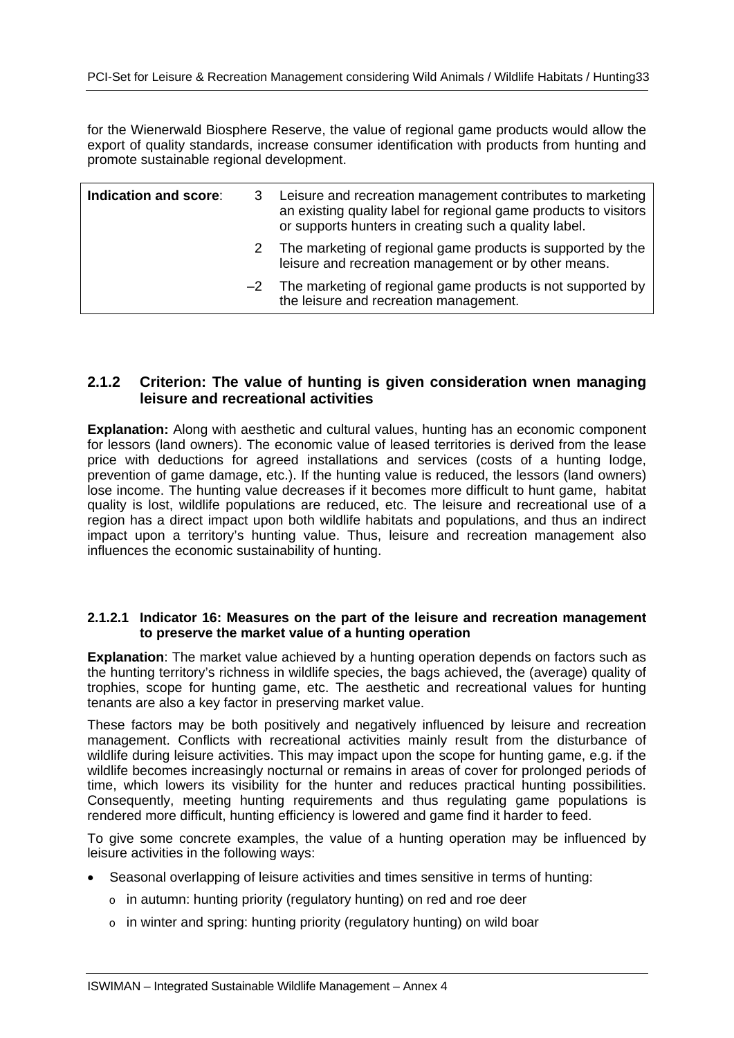for the Wienerwald Biosphere Reserve, the value of regional game products would allow the export of quality standards, increase consumer identification with products from hunting and promote sustainable regional development.

| **Indication and score**: | | |
|---|---|---|
| | 3 | Leisure and recreation management contributes to marketing an existing quality label for regional game products to visitors or supports hunters in creating such a quality label. |
| | 2 | The marketing of regional game products is supported by the leisure and recreation management or by other means. |
| | –2 | The marketing of regional game products is not supported by the leisure and recreation management. |

### 2.1.2 Criterion: The value of hunting is given consideration wnen managing leisure and recreational activities

**Explanation:** Along with aesthetic and cultural values, hunting has an economic component for lessors (land owners). The economic value of leased territories is derived from the lease price with deductions for agreed installations and services (costs of a hunting lodge, prevention of game damage, etc.). If the hunting value is reduced, the lessors (land owners) lose income. The hunting value decreases if it becomes more difficult to hunt game, habitat quality is lost, wildlife populations are reduced, etc. The leisure and recreational use of a region has a direct impact upon both wildlife habitats and populations, and thus an indirect impact upon a territory's hunting value. Thus, leisure and recreation management also influences the economic sustainability of hunting.

#### 2.1.2.1 Indicator 16: Measures on the part of the leisure and recreation management to preserve the market value of a hunting operation

**Explanation**: The market value achieved by a hunting operation depends on factors such as the hunting territory's richness in wildlife species, the bags achieved, the (average) quality of trophies, scope for hunting game, etc. The aesthetic and recreational values for hunting tenants are also a key factor in preserving market value.

These factors may be both positively and negatively influenced by leisure and recreation management. Conflicts with recreational activities mainly result from the disturbance of wildlife during leisure activities. This may impact upon the scope for hunting game, e.g. if the wildlife becomes increasingly nocturnal or remains in areas of cover for prolonged periods of time, which lowers its visibility for the hunter and reduces practical hunting possibilities. Consequently, meeting hunting requirements and thus regulating game populations is rendered more difficult, hunting efficiency is lowered and game find it harder to feed.

To give some concrete examples, the value of a hunting operation may be influenced by leisure activities in the following ways:

- Seasonal overlapping of leisure activities and times sensitive in terms of hunting:
  - in autumn: hunting priority (regulatory hunting) on red and roe deer
  - in winter and spring: hunting priority (regulatory hunting) on wild boar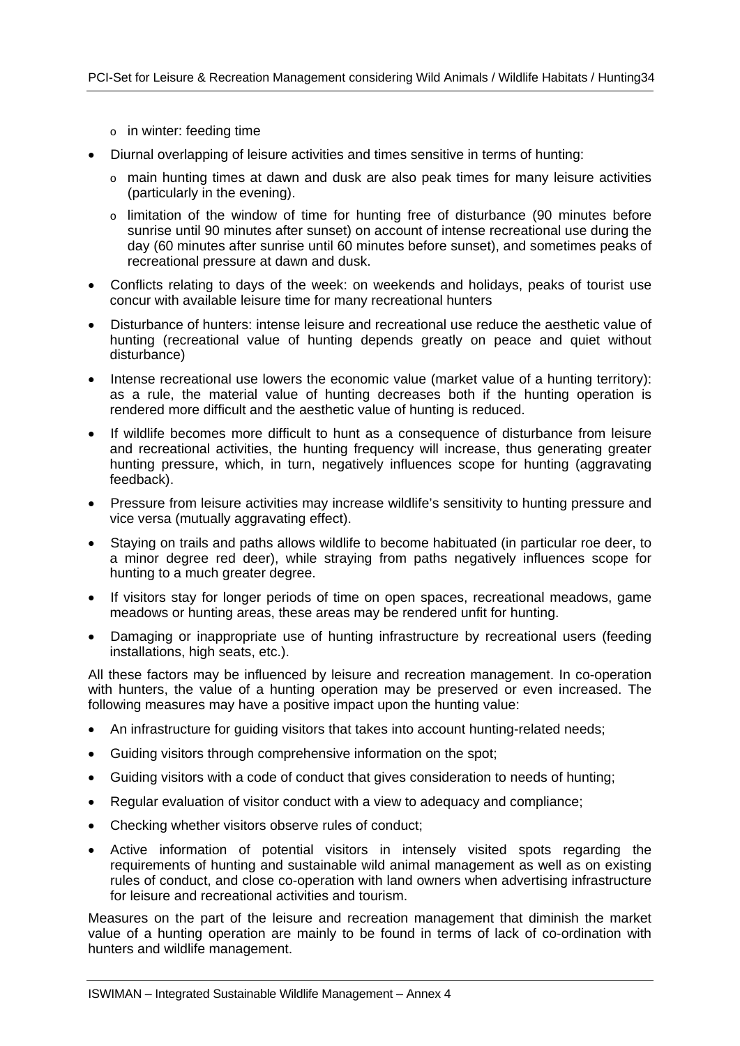- in winter: feeding time

- Diurnal overlapping of leisure activities and times sensitive in terms of hunting:
  - main hunting times at dawn and dusk are also peak times for many leisure activities (particularly in the evening).
  - limitation of the window of time for hunting free of disturbance (90 minutes before sunrise until 90 minutes after sunset) on account of intense recreational use during the day (60 minutes after sunrise until 60 minutes before sunset), and sometimes peaks of recreational pressure at dawn and dusk.
- Conflicts relating to days of the week: on weekends and holidays, peaks of tourist use concur with available leisure time for many recreational hunters
- Disturbance of hunters: intense leisure and recreational use reduce the aesthetic value of hunting (recreational value of hunting depends greatly on peace and quiet without disturbance)
- Intense recreational use lowers the economic value (market value of a hunting territory): as a rule, the material value of hunting decreases both if the hunting operation is rendered more difficult and the aesthetic value of hunting is reduced.
- If wildlife becomes more difficult to hunt as a consequence of disturbance from leisure and recreational activities, the hunting frequency will increase, thus generating greater hunting pressure, which, in turn, negatively influences scope for hunting (aggravating feedback).
- Pressure from leisure activities may increase wildlife's sensitivity to hunting pressure and vice versa (mutually aggravating effect).
- Staying on trails and paths allows wildlife to become habituated (in particular roe deer, to a minor degree red deer), while straying from paths negatively influences scope for hunting to a much greater degree.
- If visitors stay for longer periods of time on open spaces, recreational meadows, game meadows or hunting areas, these areas may be rendered unfit for hunting.
- Damaging or inappropriate use of hunting infrastructure by recreational users (feeding installations, high seats, etc.).

All these factors may be influenced by leisure and recreation management. In co-operation with hunters, the value of a hunting operation may be preserved or even increased. The following measures may have a positive impact upon the hunting value:

- An infrastructure for guiding visitors that takes into account hunting-related needs;
- Guiding visitors through comprehensive information on the spot;
- Guiding visitors with a code of conduct that gives consideration to needs of hunting;
- Regular evaluation of visitor conduct with a view to adequacy and compliance;
- Checking whether visitors observe rules of conduct;
- Active information of potential visitors in intensely visited spots regarding the requirements of hunting and sustainable wild animal management as well as on existing rules of conduct, and close co-operation with land owners when advertising infrastructure for leisure and recreational activities and tourism.

Measures on the part of the leisure and recreation management that diminish the market value of a hunting operation are mainly to be found in terms of lack of co-ordination with hunters and wildlife management.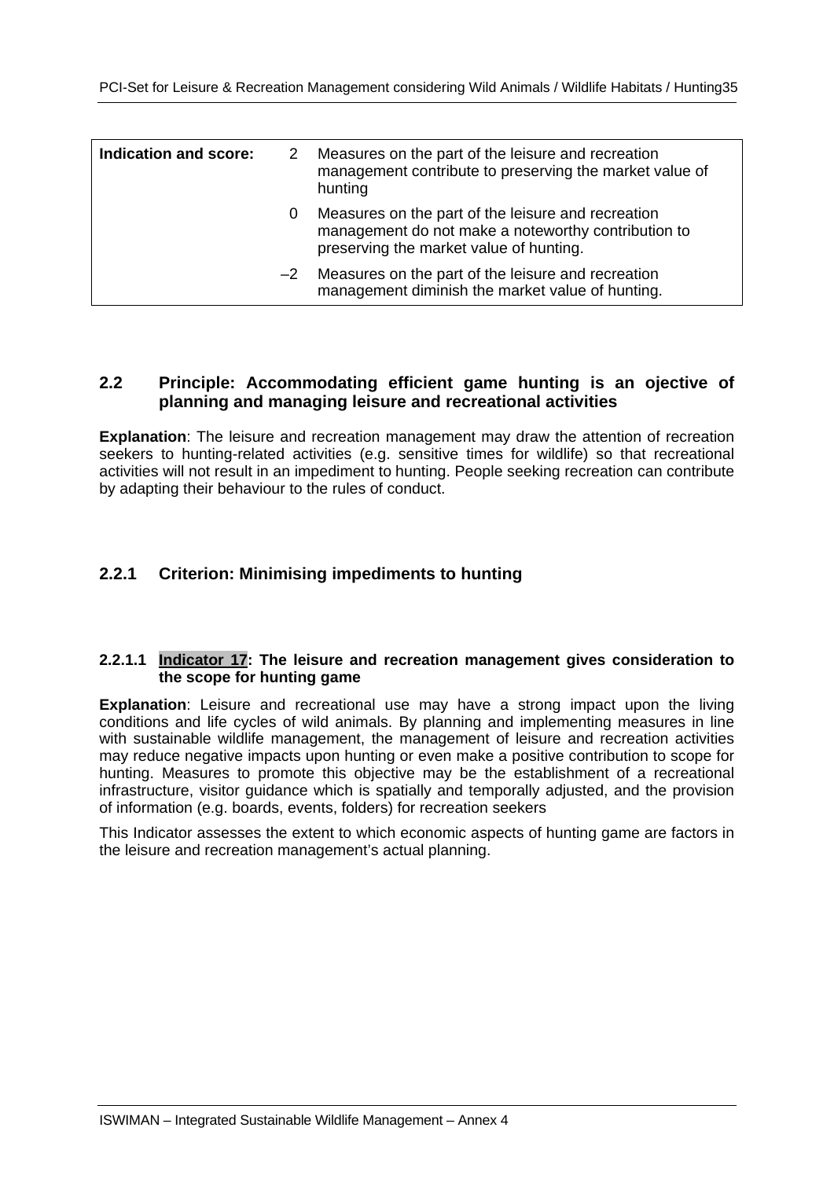| Indication and score: | | |
|---|---|---|
| | 2 | Measures on the part of the leisure and recreation management contribute to preserving the market value of hunting |
| | 0 | Measures on the part of the leisure and recreation management do not make a noteworthy contribution to preserving the market value of hunting. |
| | –2 | Measures on the part of the leisure and recreation management diminish the market value of hunting. |

## 2.2 Principle: Accommodating efficient game hunting is an ojective of planning and managing leisure and recreational activities

**Explanation**: The leisure and recreation management may draw the attention of recreation seekers to hunting-related activities (e.g. sensitive times for wildlife) so that recreational activities will not result in an impediment to hunting. People seeking recreation can contribute by adapting their behaviour to the rules of conduct.

### 2.2.1 Criterion: Minimising impediments to hunting

#### 2.2.1.1 Indicator 17: The leisure and recreation management gives consideration to the scope for hunting game

**Explanation**: Leisure and recreational use may have a strong impact upon the living conditions and life cycles of wild animals. By planning and implementing measures in line with sustainable wildlife management, the management of leisure and recreation activities may reduce negative impacts upon hunting or even make a positive contribution to scope for hunting. Measures to promote this objective may be the establishment of a recreational infrastructure, visitor guidance which is spatially and temporally adjusted, and the provision of information (e.g. boards, events, folders) for recreation seekers

This Indicator assesses the extent to which economic aspects of hunting game are factors in the leisure and recreation management's actual planning.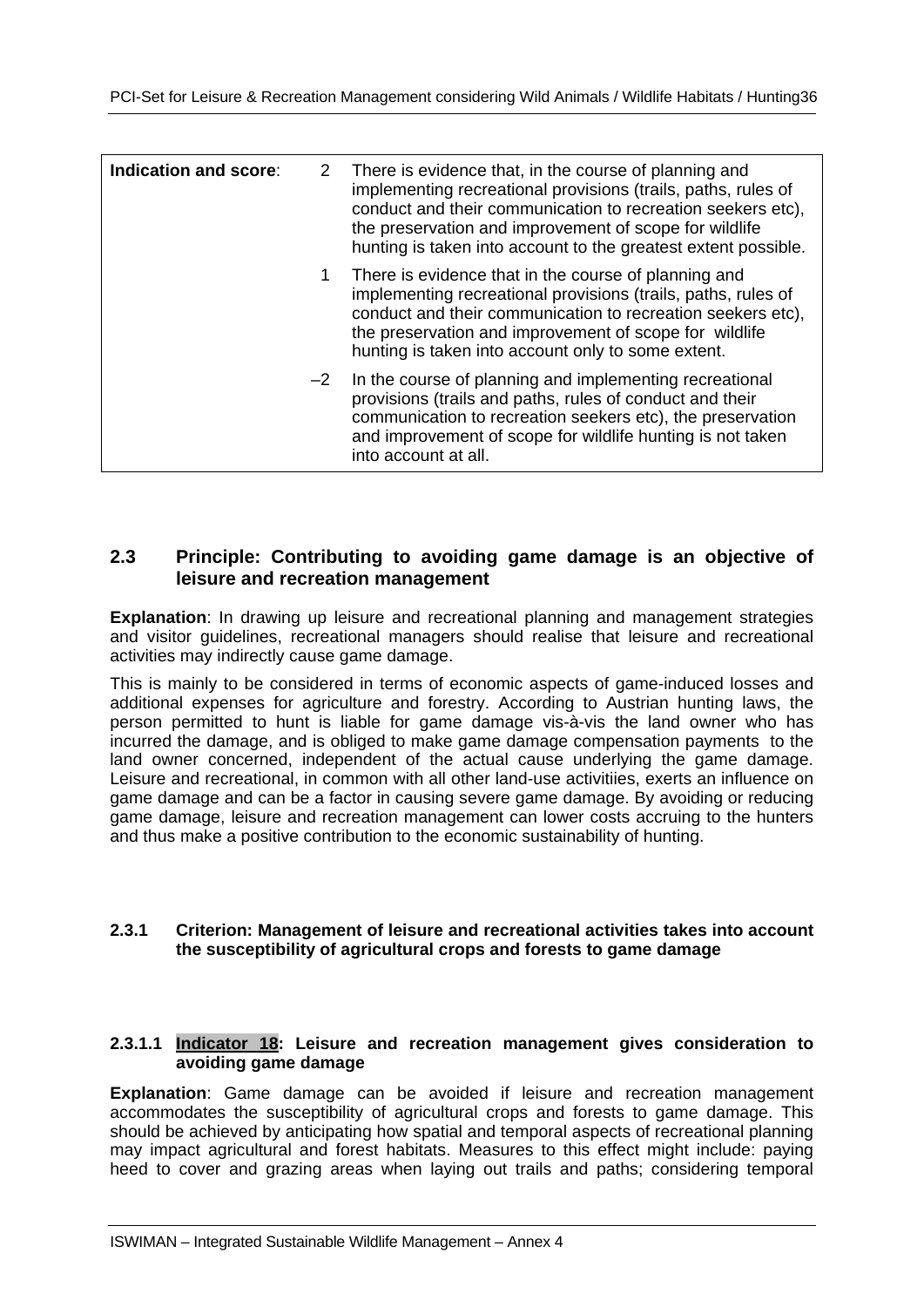| Indication and score: | | |
|---|---|---|
| | 2 | There is evidence that, in the course of planning and implementing recreational provisions (trails, paths, rules of conduct and their communication to recreation seekers etc), the preservation and improvement of scope for wildlife hunting is taken into account to the greatest extent possible. |
| | 1 | There is evidence that in the course of planning and implementing recreational provisions (trails, paths, rules of conduct and their communication to recreation seekers etc), the preservation and improvement of scope for wildlife hunting is taken into account only to some extent. |
| | –2 | In the course of planning and implementing recreational provisions (trails and paths, rules of conduct and their communication to recreation seekers etc), the preservation and improvement of scope for wildlife hunting is not taken into account at all. |

## 2.3 Principle: Contributing to avoiding game damage is an objective of leisure and recreation management

**Explanation**: In drawing up leisure and recreational planning and management strategies and visitor guidelines, recreational managers should realise that leisure and recreational activities may indirectly cause game damage.

This is mainly to be considered in terms of economic aspects of game-induced losses and additional expenses for agriculture and forestry. According to Austrian hunting laws, the person permitted to hunt is liable for game damage vis-à-vis the land owner who has incurred the damage, and is obliged to make game damage compensation payments to the land owner concerned, independent of the actual cause underlying the game damage. Leisure and recreational, in common with all other land-use activitiies, exerts an influence on game damage and can be a factor in causing severe game damage. By avoiding or reducing game damage, leisure and recreation management can lower costs accruing to the hunters and thus make a positive contribution to the economic sustainability of hunting.

### 2.3.1 Criterion: Management of leisure and recreational activities takes into account the susceptibility of agricultural crops and forests to game damage

#### 2.3.1.1 Indicator 18: Leisure and recreation management gives consideration to avoiding game damage

**Explanation**: Game damage can be avoided if leisure and recreation management accommodates the susceptibility of agricultural crops and forests to game damage. This should be achieved by anticipating how spatial and temporal aspects of recreational planning may impact agricultural and forest habitats. Measures to this effect might include: paying heed to cover and grazing areas when laying out trails and paths; considering temporal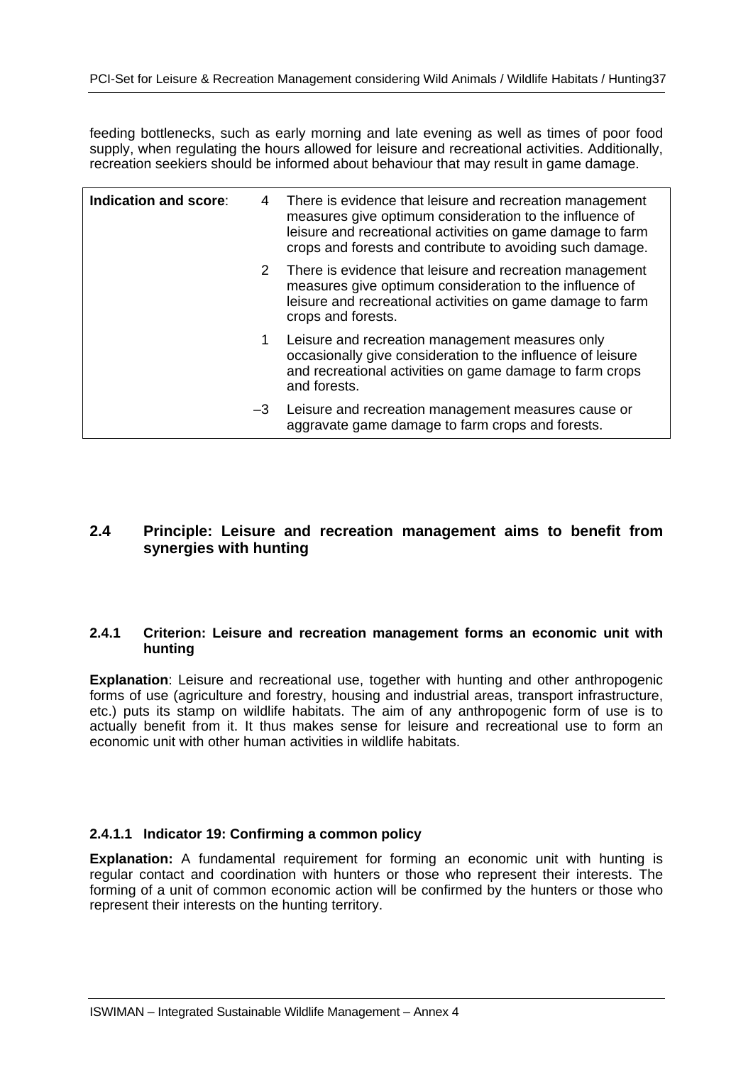feeding bottlenecks, such as early morning and late evening as well as times of poor food supply, when regulating the hours allowed for leisure and recreational activities. Additionally, recreation seekiers should be informed about behaviour that may result in game damage.

| **Indication and score**: | | |
|---|---|---|
| | 4 | There is evidence that leisure and recreation management measures give optimum consideration to the influence of leisure and recreational activities on game damage to farm crops and forests and contribute to avoiding such damage. |
| | 2 | There is evidence that leisure and recreation management measures give optimum consideration to the influence of leisure and recreational activities on game damage to farm crops and forests. |
| | 1 | Leisure and recreation management measures only occasionally give consideration to the influence of leisure and recreational activities on game damage to farm crops and forests. |
| | –3 | Leisure and recreation management measures cause or aggravate game damage to farm crops and forests. |

## 2.4 Principle: Leisure and recreation management aims to benefit from synergies with hunting

### 2.4.1 Criterion: Leisure and recreation management forms an economic unit with hunting

**Explanation**: Leisure and recreational use, together with hunting and other anthropogenic forms of use (agriculture and forestry, housing and industrial areas, transport infrastructure, etc.) puts its stamp on wildlife habitats. The aim of any anthropogenic form of use is to actually benefit from it. It thus makes sense for leisure and recreational use to form an economic unit with other human activities in wildlife habitats.

#### 2.4.1.1 Indicator 19: Confirming a common policy

**Explanation:** A fundamental requirement for forming an economic unit with hunting is regular contact and coordination with hunters or those who represent their interests. The forming of a unit of common economic action will be confirmed by the hunters or those who represent their interests on the hunting territory.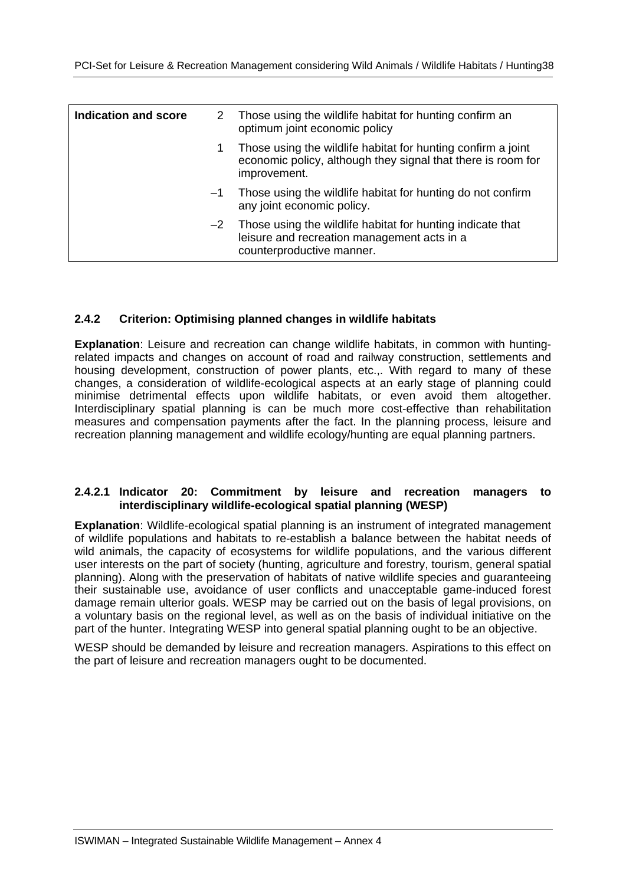| Indication and score | | |
|---|---|---|
| | 2 | Those using the wildlife habitat for hunting confirm an optimum joint economic policy |
| | 1 | Those using the wildlife habitat for hunting confirm a joint economic policy, although they signal that there is room for improvement. |
| | –1 | Those using the wildlife habitat for hunting do not confirm any joint economic policy. |
| | –2 | Those using the wildlife habitat for hunting indicate that leisure and recreation management acts in a counterproductive manner. |

### 2.4.2 Criterion: Optimising planned changes in wildlife habitats

**Explanation**: Leisure and recreation can change wildlife habitats, in common with hunting-related impacts and changes on account of road and railway construction, settlements and housing development, construction of power plants, etc.,. With regard to many of these changes, a consideration of wildlife-ecological aspects at an early stage of planning could minimise detrimental effects upon wildlife habitats, or even avoid them altogether. Interdisciplinary spatial planning is can be much more cost-effective than rehabilitation measures and compensation payments after the fact. In the planning process, leisure and recreation planning management and wildlife ecology/hunting are equal planning partners.

#### 2.4.2.1 Indicator 20: Commitment by leisure and recreation managers to interdisciplinary wildlife-ecological spatial planning (WESP)

**Explanation**: Wildlife-ecological spatial planning is an instrument of integrated management of wildlife populations and habitats to re-establish a balance between the habitat needs of wild animals, the capacity of ecosystems for wildlife populations, and the various different user interests on the part of society (hunting, agriculture and forestry, tourism, general spatial planning). Along with the preservation of habitats of native wildlife species and guaranteeing their sustainable use, avoidance of user conflicts and unacceptable game-induced forest damage remain ulterior goals. WESP may be carried out on the basis of legal provisions, on a voluntary basis on the regional level, as well as on the basis of individual initiative on the part of the hunter. Integrating WESP into general spatial planning ought to be an objective.

WESP should be demanded by leisure and recreation managers. Aspirations to this effect on the part of leisure and recreation managers ought to be documented.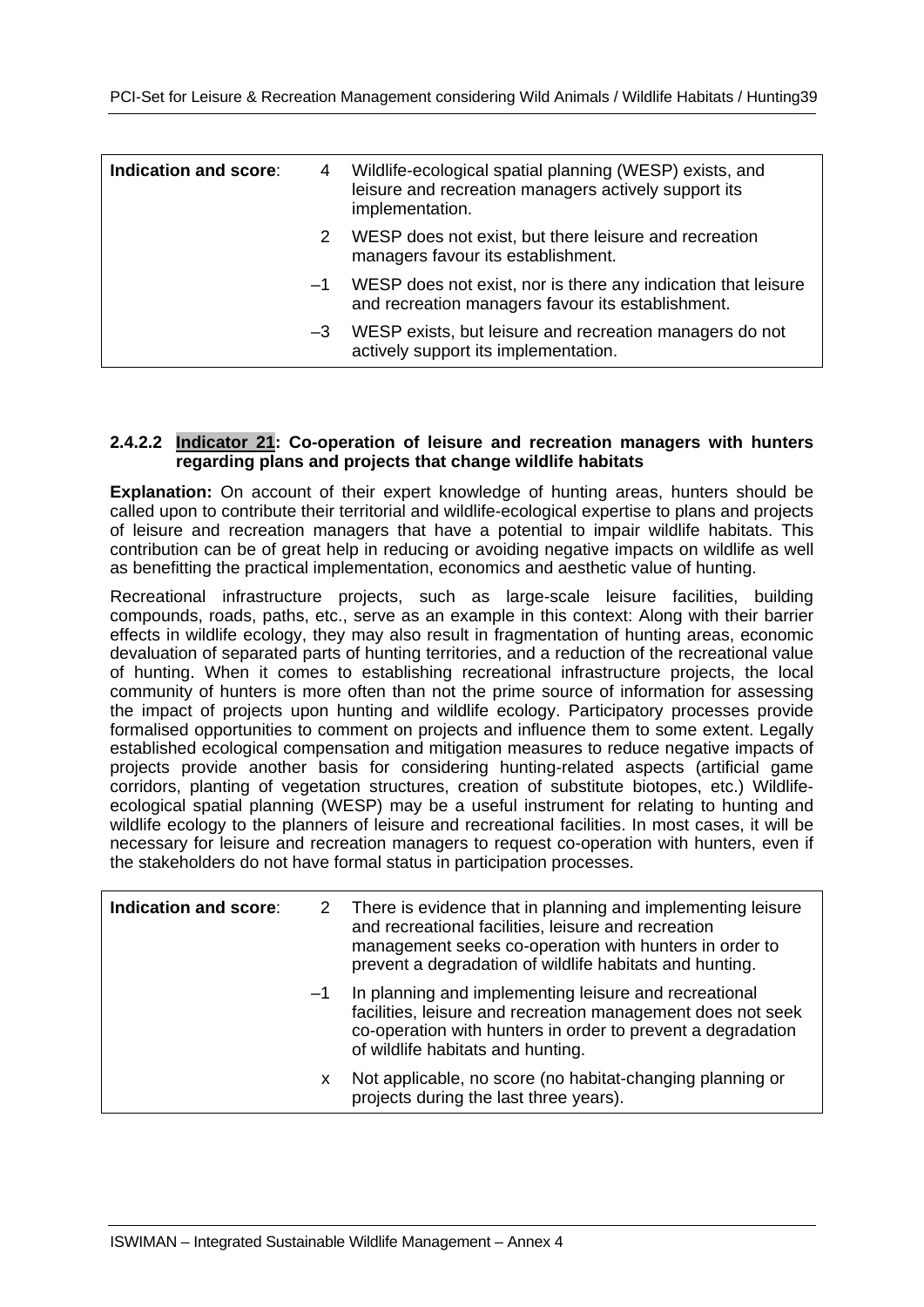| Indication and score: | | |
|---|---|---|
| | 4 | Wildlife-ecological spatial planning (WESP) exists, and leisure and recreation managers actively support its implementation. |
| | 2 | WESP does not exist, but there leisure and recreation managers favour its establishment. |
| | –1 | WESP does not exist, nor is there any indication that leisure and recreation managers favour its establishment. |
| | –3 | WESP exists, but leisure and recreation managers do not actively support its implementation. |

### 2.4.2.2 Indicator 21: Co-operation of leisure and recreation managers with hunters regarding plans and projects that change wildlife habitats

**Explanation:** On account of their expert knowledge of hunting areas, hunters should be called upon to contribute their territorial and wildlife-ecological expertise to plans and projects of leisure and recreation managers that have a potential to impair wildlife habitats. This contribution can be of great help in reducing or avoiding negative impacts on wildlife as well as benefitting the practical implementation, economics and aesthetic value of hunting.

Recreational infrastructure projects, such as large-scale leisure facilities, building compounds, roads, paths, etc., serve as an example in this context: Along with their barrier effects in wildlife ecology, they may also result in fragmentation of hunting areas, economic devaluation of separated parts of hunting territories, and a reduction of the recreational value of hunting. When it comes to establishing recreational infrastructure projects, the local community of hunters is more often than not the prime source of information for assessing the impact of projects upon hunting and wildlife ecology. Participatory processes provide formalised opportunities to comment on projects and influence them to some extent. Legally established ecological compensation and mitigation measures to reduce negative impacts of projects provide another basis for considering hunting-related aspects (artificial game corridors, planting of vegetation structures, creation of substitute biotopes, etc.) Wildlife-ecological spatial planning (WESP) may be a useful instrument for relating to hunting and wildlife ecology to the planners of leisure and recreational facilities. In most cases, it will be necessary for leisure and recreation managers to request co-operation with hunters, even if the stakeholders do not have formal status in participation processes.

| Indication and score: | | |
|---|---|---|
| | 2 | There is evidence that in planning and implementing leisure and recreational facilities, leisure and recreation management seeks co-operation with hunters in order to prevent a degradation of wildlife habitats and hunting. |
| | –1 | In planning and implementing leisure and recreational facilities, leisure and recreation management does not seek co-operation with hunters in order to prevent a degradation of wildlife habitats and hunting. |
| | x | Not applicable, no score (no habitat-changing planning or projects during the last three years). |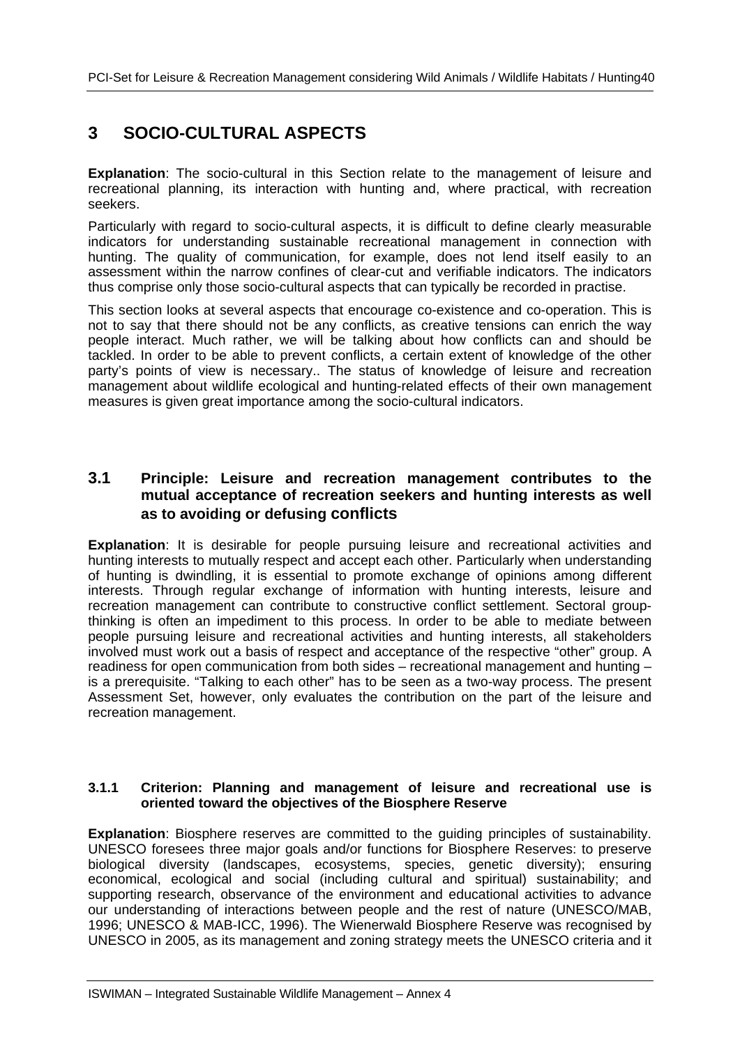# 3 SOCIO-CULTURAL ASPECTS

**Explanation**: The socio-cultural in this Section relate to the management of leisure and recreational planning, its interaction with hunting and, where practical, with recreation seekers.

Particularly with regard to socio-cultural aspects, it is difficult to define clearly measurable indicators for understanding sustainable recreational management in connection with hunting. The quality of communication, for example, does not lend itself easily to an assessment within the narrow confines of clear-cut and verifiable indicators. The indicators thus comprise only those socio-cultural aspects that can typically be recorded in practise.

This section looks at several aspects that encourage co-existence and co-operation. This is not to say that there should not be any conflicts, as creative tensions can enrich the way people interact. Much rather, we will be talking about how conflicts can and should be tackled. In order to be able to prevent conflicts, a certain extent of knowledge of the other party's points of view is necessary.. The status of knowledge of leisure and recreation management about wildlife ecological and hunting-related effects of their own management measures is given great importance among the socio-cultural indicators.

## 3.1 Principle: Leisure and recreation management contributes to the mutual acceptance of recreation seekers and hunting interests as well as to avoiding or defusing conflicts

**Explanation**: It is desirable for people pursuing leisure and recreational activities and hunting interests to mutually respect and accept each other. Particularly when understanding of hunting is dwindling, it is essential to promote exchange of opinions among different interests. Through regular exchange of information with hunting interests, leisure and recreation management can contribute to constructive conflict settlement. Sectoral group-thinking is often an impediment to this process. In order to be able to mediate between people pursuing leisure and recreational activities and hunting interests, all stakeholders involved must work out a basis of respect and acceptance of the respective "other" group. A readiness for open communication from both sides – recreational management and hunting – is a prerequisite. "Talking to each other" has to be seen as a two-way process. The present Assessment Set, however, only evaluates the contribution on the part of the leisure and recreation management.

### 3.1.1 Criterion: Planning and management of leisure and recreational use is oriented toward the objectives of the Biosphere Reserve

**Explanation**: Biosphere reserves are committed to the guiding principles of sustainability. UNESCO foresees three major goals and/or functions for Biosphere Reserves: to preserve biological diversity (landscapes, ecosystems, species, genetic diversity); ensuring economical, ecological and social (including cultural and spiritual) sustainability; and supporting research, observance of the environment and educational activities to advance our understanding of interactions between people and the rest of nature (UNESCO/MAB, 1996; UNESCO & MAB-ICC, 1996). The Wienerwald Biosphere Reserve was recognised by UNESCO in 2005, as its management and zoning strategy meets the UNESCO criteria and it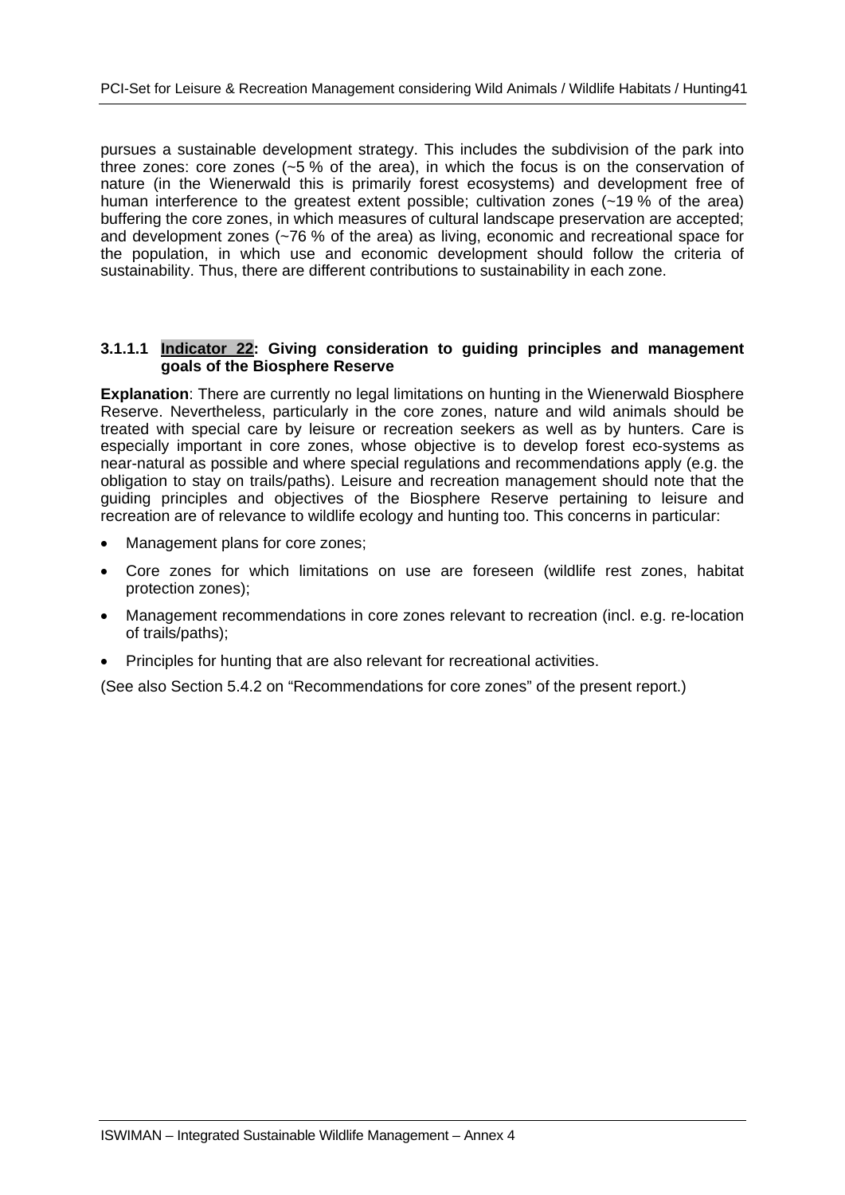pursues a sustainable development strategy. This includes the subdivision of the park into three zones: core zones (~5 % of the area), in which the focus is on the conservation of nature (in the Wienerwald this is primarily forest ecosystems) and development free of human interference to the greatest extent possible; cultivation zones (~19 % of the area) buffering the core zones, in which measures of cultural landscape preservation are accepted; and development zones (~76 % of the area) as living, economic and recreational space for the population, in which use and economic development should follow the criteria of sustainability. Thus, there are different contributions to sustainability in each zone.

#### 3.1.1.1 Indicator 22: Giving consideration to guiding principles and management goals of the Biosphere Reserve

**Explanation**: There are currently no legal limitations on hunting in the Wienerwald Biosphere Reserve. Nevertheless, particularly in the core zones, nature and wild animals should be treated with special care by leisure or recreation seekers as well as by hunters. Care is especially important in core zones, whose objective is to develop forest eco-systems as near-natural as possible and where special regulations and recommendations apply (e.g. the obligation to stay on trails/paths). Leisure and recreation management should note that the guiding principles and objectives of the Biosphere Reserve pertaining to leisure and recreation are of relevance to wildlife ecology and hunting too. This concerns in particular:

- Management plans for core zones;
- Core zones for which limitations on use are foreseen (wildlife rest zones, habitat protection zones);
- Management recommendations in core zones relevant to recreation (incl. e.g. re-location of trails/paths);
- Principles for hunting that are also relevant for recreational activities.

(See also Section 5.4.2 on “Recommendations for core zones” of the present report.)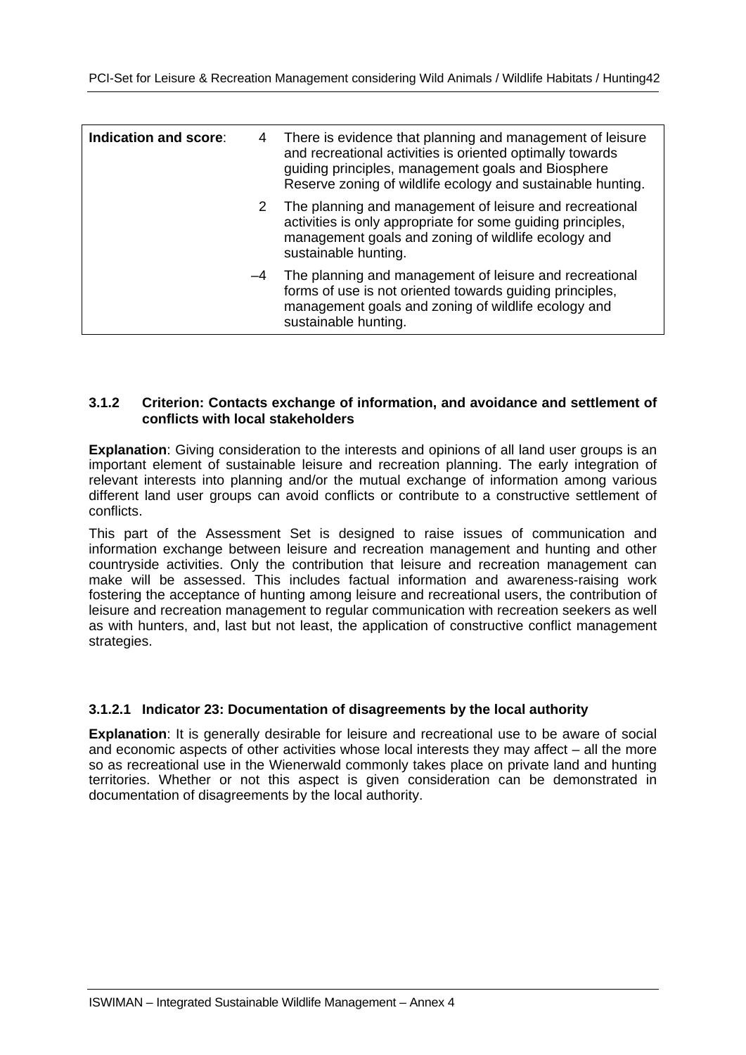| Indication and score: | | |
|---|---|---|
| | 4 | There is evidence that planning and management of leisure and recreational activities is oriented optimally towards guiding principles, management goals and Biosphere Reserve zoning of wildlife ecology and sustainable hunting. |
| | 2 | The planning and management of leisure and recreational activities is only appropriate for some guiding principles, management goals and zoning of wildlife ecology and sustainable hunting. |
| | –4 | The planning and management of leisure and recreational forms of use is not oriented towards guiding principles, management goals and zoning of wildlife ecology and sustainable hunting. |

### 3.1.2 Criterion: Contacts exchange of information, and avoidance and settlement of conflicts with local stakeholders

**Explanation**: Giving consideration to the interests and opinions of all land user groups is an important element of sustainable leisure and recreation planning. The early integration of relevant interests into planning and/or the mutual exchange of information among various different land user groups can avoid conflicts or contribute to a constructive settlement of conflicts.

This part of the Assessment Set is designed to raise issues of communication and information exchange between leisure and recreation management and hunting and other countryside activities. Only the contribution that leisure and recreation management can make will be assessed. This includes factual information and awareness-raising work fostering the acceptance of hunting among leisure and recreational users, the contribution of leisure and recreation management to regular communication with recreation seekers as well as with hunters, and, last but not least, the application of constructive conflict management strategies.

#### 3.1.2.1 Indicator 23: Documentation of disagreements by the local authority

**Explanation**: It is generally desirable for leisure and recreational use to be aware of social and economic aspects of other activities whose local interests they may affect – all the more so as recreational use in the Wienerwald commonly takes place on private land and hunting territories. Whether or not this aspect is given consideration can be demonstrated in documentation of disagreements by the local authority.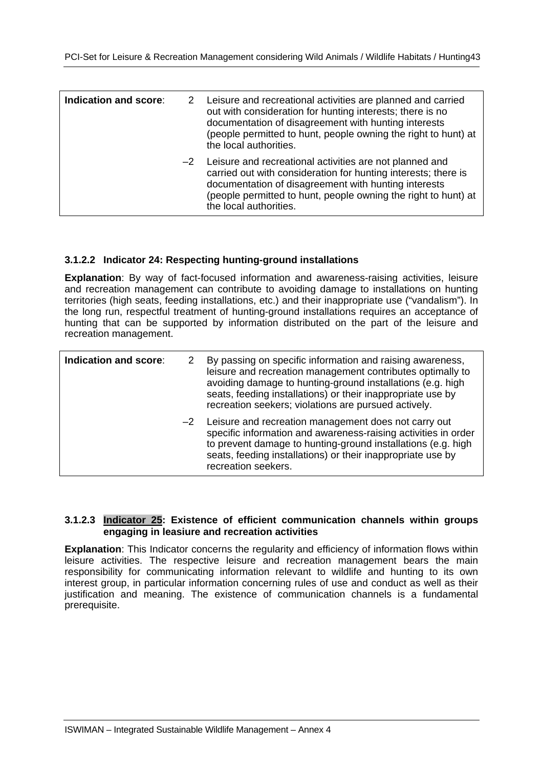| Indication and score: | 2 | Leisure and recreational activities are planned and carried out with consideration for hunting interests; there is no documentation of disagreement with hunting interests (people permitted to hunt, people owning the right to hunt) at the local authorities. |
|---|---|---|
| | –2 | Leisure and recreational activities are not planned and carried out with consideration for hunting interests; there is documentation of disagreement with hunting interests (people permitted to hunt, people owning the right to hunt) at the local authorities. |

### 3.1.2.2 Indicator 24: Respecting hunting-ground installations

**Explanation**: By way of fact-focused information and awareness-raising activities, leisure and recreation management can contribute to avoiding damage to installations on hunting territories (high seats, feeding installations, etc.) and their inappropriate use ("vandalism"). In the long run, respectful treatment of hunting-ground installations requires an acceptance of hunting that can be supported by information distributed on the part of the leisure and recreation management.

| Indication and score: | 2 | By passing on specific information and raising awareness, leisure and recreation management contributes optimally to avoiding damage to hunting-ground installations (e.g. high seats, feeding installations) or their inappropriate use by recreation seekers; violations are pursued actively. |
|---|---|---|
| | –2 | Leisure and recreation management does not carry out specific information and awareness-raising activities in order to prevent damage to hunting-ground installations (e.g. high seats, feeding installations) or their inappropriate use by recreation seekers. |

### 3.1.2.3 Indicator 25: Existence of efficient communication channels within groups engaging in leasiure and recreation activities

**Explanation**: This Indicator concerns the regularity and efficiency of information flows within leisure activities. The respective leisure and recreation management bears the main responsibility for communicating information relevant to wildlife and hunting to its own interest group, in particular information concerning rules of use and conduct as well as their justification and meaning. The existence of communication channels is a fundamental prerequisite.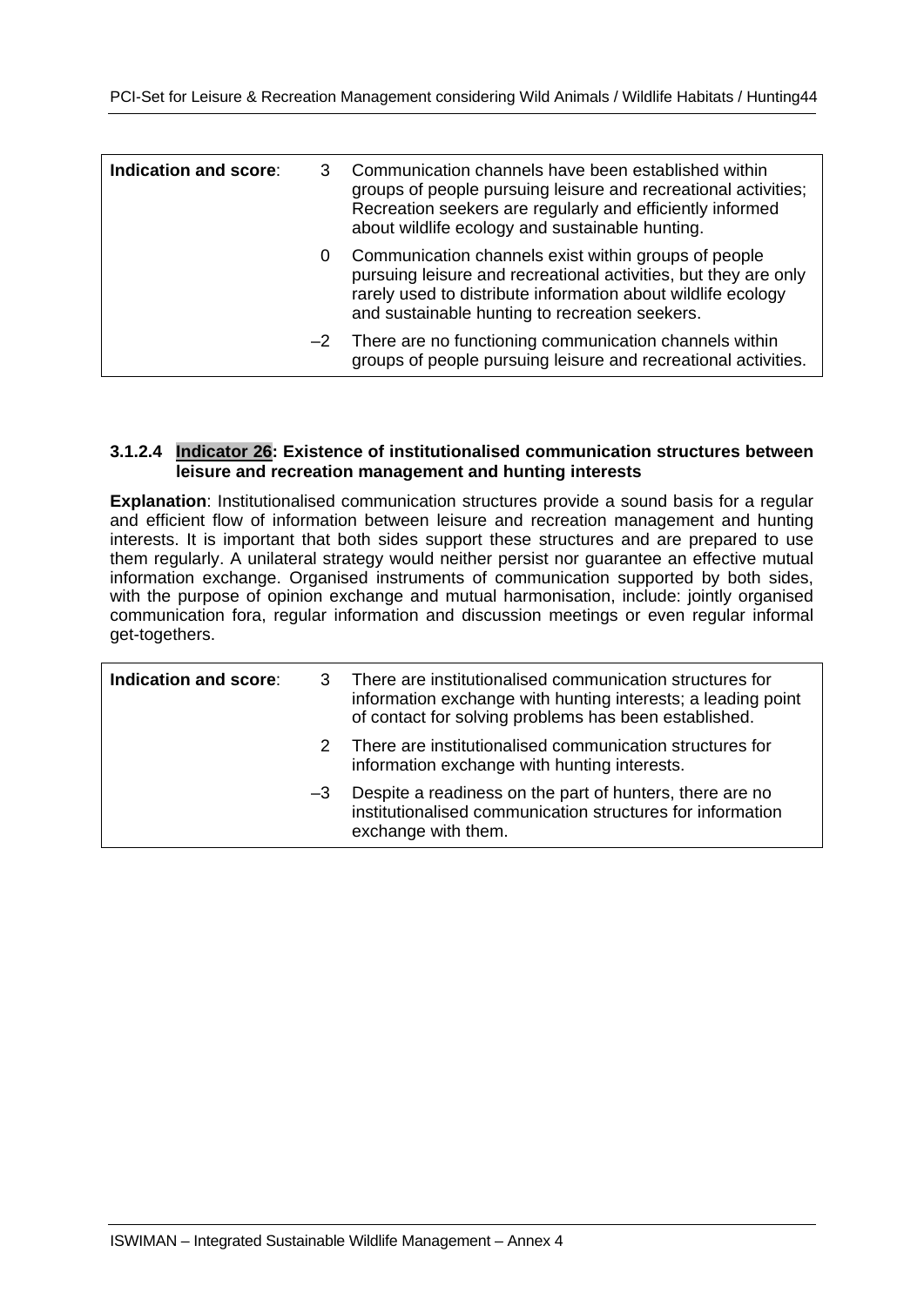| Indication and score: | | |
|---|---|---|
| | 3 | Communication channels have been established within groups of people pursuing leisure and recreational activities; Recreation seekers are regularly and efficiently informed about wildlife ecology and sustainable hunting. |
| | 0 | Communication channels exist within groups of people pursuing leisure and recreational activities, but they are only rarely used to distribute information about wildlife ecology and sustainable hunting to recreation seekers. |
| | –2 | There are no functioning communication channels within groups of people pursuing leisure and recreational activities. |

#### 3.1.2.4 Indicator 26: Existence of institutionalised communication structures between leisure and recreation management and hunting interests

**Explanation**: Institutionalised communication structures provide a sound basis for a regular and efficient flow of information between leisure and recreation management and hunting interests. It is important that both sides support these structures and are prepared to use them regularly. A unilateral strategy would neither persist nor guarantee an effective mutual information exchange. Organised instruments of communication supported by both sides, with the purpose of opinion exchange and mutual harmonisation, include: jointly organised communication fora, regular information and discussion meetings or even regular informal get-togethers.

| Indication and score: | | |
|---|---|---|
| | 3 | There are institutionalised communication structures for information exchange with hunting interests; a leading point of contact for solving problems has been established. |
| | 2 | There are institutionalised communication structures for information exchange with hunting interests. |
| | –3 | Despite a readiness on the part of hunters, there are no institutionalised communication structures for information exchange with them. |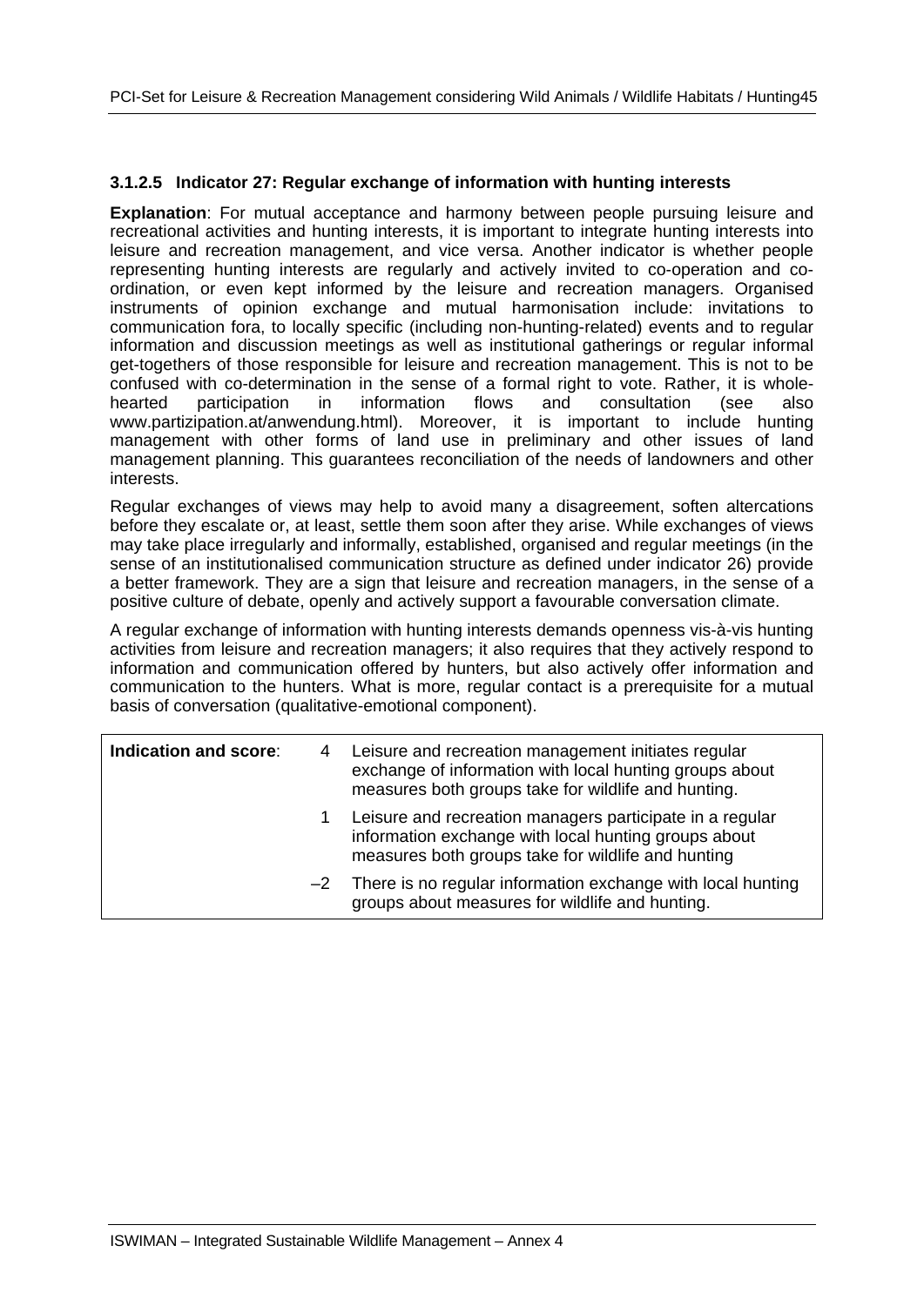### 3.1.2.5 Indicator 27: Regular exchange of information with hunting interests

**Explanation**: For mutual acceptance and harmony between people pursuing leisure and recreational activities and hunting interests, it is important to integrate hunting interests into leisure and recreation management, and vice versa. Another indicator is whether people representing hunting interests are regularly and actively invited to co-operation and co-ordination, or even kept informed by the leisure and recreation managers. Organised instruments of opinion exchange and mutual harmonisation include: invitations to communication fora, to locally specific (including non-hunting-related) events and to regular information and discussion meetings as well as institutional gatherings or regular informal get-togethers of those responsible for leisure and recreation management. This is not to be confused with co-determination in the sense of a formal right to vote. Rather, it is whole-hearted participation in information flows and consultation (see also www.partizipation.at/anwendung.html). Moreover, it is important to include hunting management with other forms of land use in preliminary and other issues of land management planning. This guarantees reconciliation of the needs of landowners and other interests.

Regular exchanges of views may help to avoid many a disagreement, soften altercations before they escalate or, at least, settle them soon after they arise. While exchanges of views may take place irregularly and informally, established, organised and regular meetings (in the sense of an institutionalised communication structure as defined under indicator 26) provide a better framework. They are a sign that leisure and recreation managers, in the sense of a positive culture of debate, openly and actively support a favourable conversation climate.

A regular exchange of information with hunting interests demands openness vis-à-vis hunting activities from leisure and recreation managers; it also requires that they actively respond to information and communication offered by hunters, but also actively offer information and communication to the hunters. What is more, regular contact is a prerequisite for a mutual basis of conversation (qualitative-emotional component).

| **Indication and score**: | | |
|---|---|---|
| | 4 | Leisure and recreation management initiates regular exchange of information with local hunting groups about measures both groups take for wildlife and hunting. |
| | 1 | Leisure and recreation managers participate in a regular information exchange with local hunting groups about measures both groups take for wildlife and hunting |
| | –2 | There is no regular information exchange with local hunting groups about measures for wildlife and hunting. |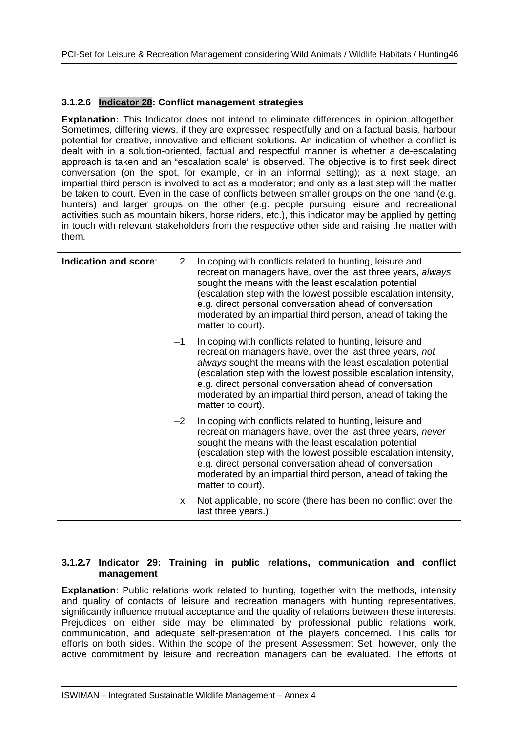### 3.1.2.6 Indicator 28: Conflict management strategies

**Explanation:** This Indicator does not intend to eliminate differences in opinion altogether. Sometimes, differing views, if they are expressed respectfully and on a factual basis, harbour potential for creative, innovative and efficient solutions. An indication of whether a conflict is dealt with in a solution-oriented, factual and respectful manner is whether a de-escalating approach is taken and an "escalation scale" is observed. The objective is to first seek direct conversation (on the spot, for example, or in an informal setting); as a next stage, an impartial third person is involved to act as a moderator; and only as a last step will the matter be taken to court. Even in the case of conflicts between smaller groups on the one hand (e.g. hunters) and larger groups on the other (e.g. people pursuing leisure and recreational activities such as mountain bikers, horse riders, etc.), this indicator may be applied by getting in touch with relevant stakeholders from the respective other side and raising the matter with them.

| Indication and score: | | |
|---|---|---|
| | 2 | In coping with conflicts related to hunting, leisure and recreation managers have, over the last three years, *always* sought the means with the least escalation potential (escalation step with the lowest possible escalation intensity, e.g. direct personal conversation ahead of conversation moderated by an impartial third person, ahead of taking the matter to court). |
| | –1 | In coping with conflicts related to hunting, leisure and recreation managers have, over the last three years, *not always* sought the means with the least escalation potential (escalation step with the lowest possible escalation intensity, e.g. direct personal conversation ahead of conversation moderated by an impartial third person, ahead of taking the matter to court). |
| | –2 | In coping with conflicts related to hunting, leisure and recreation managers have, over the last three years, *never* sought the means with the least escalation potential (escalation step with the lowest possible escalation intensity, e.g. direct personal conversation ahead of conversation moderated by an impartial third person, ahead of taking the matter to court). |
| | x | Not applicable, no score (there has been no conflict over the last three years.) |

### 3.1.2.7 Indicator 29: Training in public relations, communication and conflict management

**Explanation**: Public relations work related to hunting, together with the methods, intensity and quality of contacts of leisure and recreation managers with hunting representatives, significantly influence mutual acceptance and the quality of relations between these interests. Prejudices on either side may be eliminated by professional public relations work, communication, and adequate self-presentation of the players concerned. This calls for efforts on both sides. Within the scope of the present Assessment Set, however, only the active commitment by leisure and recreation managers can be evaluated. The efforts of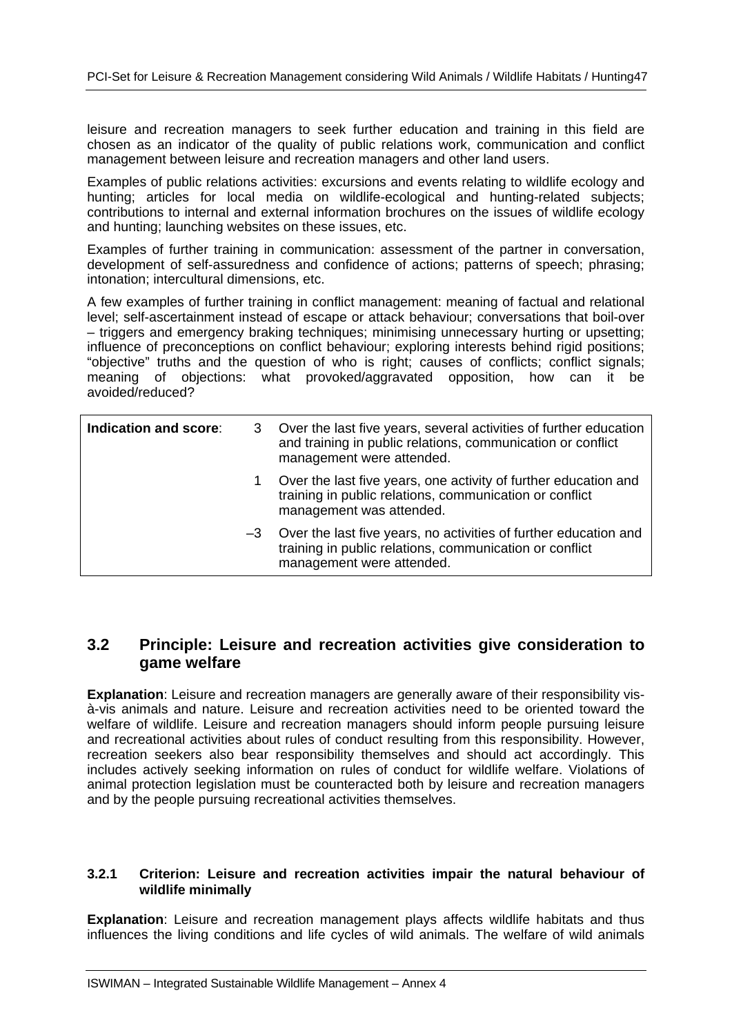leisure and recreation managers to seek further education and training in this field are chosen as an indicator of the quality of public relations work, communication and conflict management between leisure and recreation managers and other land users.

Examples of public relations activities: excursions and events relating to wildlife ecology and hunting; articles for local media on wildlife-ecological and hunting-related subjects; contributions to internal and external information brochures on the issues of wildlife ecology and hunting; launching websites on these issues, etc.

Examples of further training in communication: assessment of the partner in conversation, development of self-assuredness and confidence of actions; patterns of speech; phrasing; intonation; intercultural dimensions, etc.

A few examples of further training in conflict management: meaning of factual and relational level; self-ascertainment instead of escape or attack behaviour; conversations that boil-over – triggers and emergency braking techniques; minimising unnecessary hurting or upsetting; influence of preconceptions on conflict behaviour; exploring interests behind rigid positions; "objective" truths and the question of who is right; causes of conflicts; conflict signals; meaning of objections: what provoked/aggravated opposition, how can it be avoided/reduced?

| **Indication and score**: | 3 | Over the last five years, several activities of further education and training in public relations, communication or conflict management were attended. |
|---|---|---|
| | 1 | Over the last five years, one activity of further education and training in public relations, communication or conflict management was attended. |
| | –3 | Over the last five years, no activities of further education and training in public relations, communication or conflict management were attended. |

## 3.2 Principle: Leisure and recreation activities give consideration to game welfare

**Explanation**: Leisure and recreation managers are generally aware of their responsibility vis-à-vis animals and nature. Leisure and recreation activities need to be oriented toward the welfare of wildlife. Leisure and recreation managers should inform people pursuing leisure and recreational activities about rules of conduct resulting from this responsibility. However, recreation seekers also bear responsibility themselves and should act accordingly. This includes actively seeking information on rules of conduct for wildlife welfare. Violations of animal protection legislation must be counteracted both by leisure and recreation managers and by the people pursuing recreational activities themselves.

### 3.2.1 Criterion: Leisure and recreation activities impair the natural behaviour of wildlife minimally

**Explanation**: Leisure and recreation management plays affects wildlife habitats and thus influences the living conditions and life cycles of wild animals. The welfare of wild animals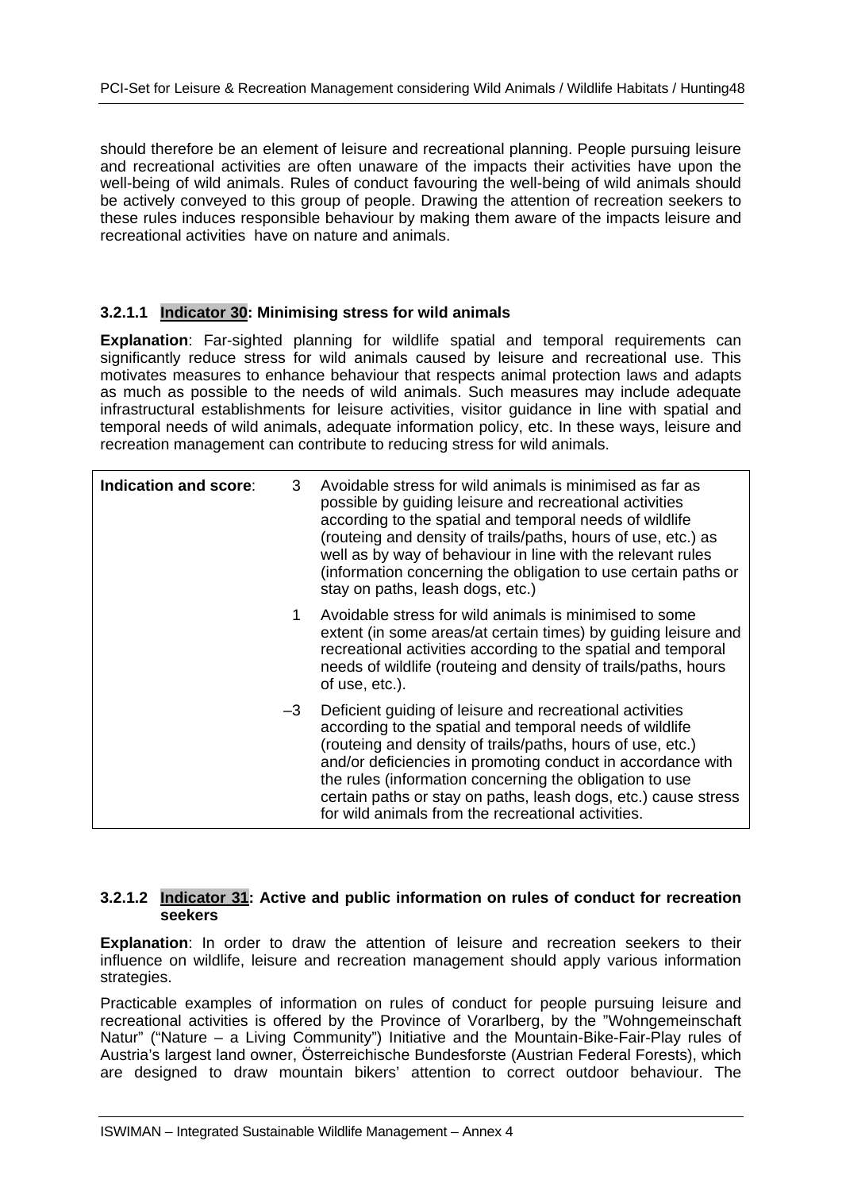should therefore be an element of leisure and recreational planning. People pursuing leisure and recreational activities are often unaware of the impacts their activities have upon the well-being of wild animals. Rules of conduct favouring the well-being of wild animals should be actively conveyed to this group of people. Drawing the attention of recreation seekers to these rules induces responsible behaviour by making them aware of the impacts leisure and recreational activities have on nature and animals.

### 3.2.1.1 Indicator 30: Minimising stress for wild animals

**Explanation**: Far-sighted planning for wildlife spatial and temporal requirements can significantly reduce stress for wild animals caused by leisure and recreational use. This motivates measures to enhance behaviour that respects animal protection laws and adapts as much as possible to the needs of wild animals. Such measures may include adequate infrastructural establishments for leisure activities, visitor guidance in line with spatial and temporal needs of wild animals, adequate information policy, etc. In these ways, leisure and recreation management can contribute to reducing stress for wild animals.

| **Indication and score**: | | |
|---|---|---|
| | 3 | Avoidable stress for wild animals is minimised as far as possible by guiding leisure and recreational activities according to the spatial and temporal needs of wildlife (routeing and density of trails/paths, hours of use, etc.) as well as by way of behaviour in line with the relevant rules (information concerning the obligation to use certain paths or stay on paths, leash dogs, etc.) |
| | 1 | Avoidable stress for wild animals is minimised to some extent (in some areas/at certain times) by guiding leisure and recreational activities according to the spatial and temporal needs of wildlife (routeing and density of trails/paths, hours of use, etc.). |
| | –3 | Deficient guiding of leisure and recreational activities according to the spatial and temporal needs of wildlife (routeing and density of trails/paths, hours of use, etc.) and/or deficiencies in promoting conduct in accordance with the rules (information concerning the obligation to use certain paths or stay on paths, leash dogs, etc.) cause stress for wild animals from the recreational activities. |

### 3.2.1.2 Indicator 31: Active and public information on rules of conduct for recreation seekers

**Explanation**: In order to draw the attention of leisure and recreation seekers to their influence on wildlife, leisure and recreation management should apply various information strategies.

Practicable examples of information on rules of conduct for people pursuing leisure and recreational activities is offered by the Province of Vorarlberg, by the "Wohngemeinschaft Natur" ("Nature – a Living Community") Initiative and the Mountain-Bike-Fair-Play rules of Austria's largest land owner, Österreichische Bundesforste (Austrian Federal Forests), which are designed to draw mountain bikers' attention to correct outdoor behaviour. The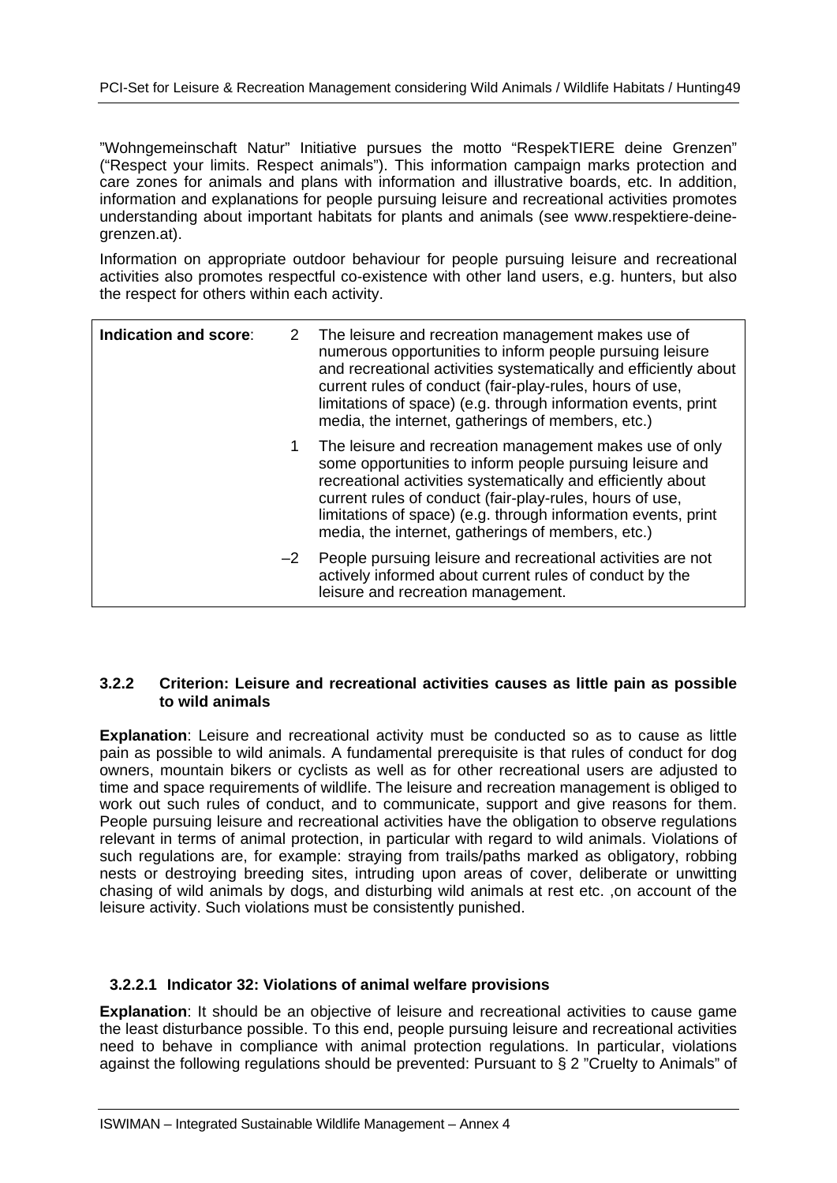"Wohngemeinschaft Natur" Initiative pursues the motto "RespekTIERE deine Grenzen" ("Respect your limits. Respect animals"). This information campaign marks protection and care zones for animals and plans with information and illustrative boards, etc. In addition, information and explanations for people pursuing leisure and recreational activities promotes understanding about important habitats for plants and animals (see www.respektiere-deine-grenzen.at).

Information on appropriate outdoor behaviour for people pursuing leisure and recreational activities also promotes respectful co-existence with other land users, e.g. hunters, but also the respect for others within each activity.

| **Indication and score**: | | |
|---|---|---|
| | 2 | The leisure and recreation management makes use of numerous opportunities to inform people pursuing leisure and recreational activities systematically and efficiently about current rules of conduct (fair-play-rules, hours of use, limitations of space) (e.g. through information events, print media, the internet, gatherings of members, etc.) |
| | 1 | The leisure and recreation management makes use of only some opportunities to inform people pursuing leisure and recreational activities systematically and efficiently about current rules of conduct (fair-play-rules, hours of use, limitations of space) (e.g. through information events, print media, the internet, gatherings of members, etc.) |
| | –2 | People pursuing leisure and recreational activities are not actively informed about current rules of conduct by the leisure and recreation management. |

### 3.2.2 Criterion: Leisure and recreational activities causes as little pain as possible to wild animals

**Explanation**: Leisure and recreational activity must be conducted so as to cause as little pain as possible to wild animals. A fundamental prerequisite is that rules of conduct for dog owners, mountain bikers or cyclists as well as for other recreational users are adjusted to time and space requirements of wildlife. The leisure and recreation management is obliged to work out such rules of conduct, and to communicate, support and give reasons for them. People pursuing leisure and recreational activities have the obligation to observe regulations relevant in terms of animal protection, in particular with regard to wild animals. Violations of such regulations are, for example: straying from trails/paths marked as obligatory, robbing nests or destroying breeding sites, intruding upon areas of cover, deliberate or unwitting chasing of wild animals by dogs, and disturbing wild animals at rest etc. ,on account of the leisure activity. Such violations must be consistently punished.

#### 3.2.2.1 Indicator 32: Violations of animal welfare provisions

**Explanation**: It should be an objective of leisure and recreational activities to cause game the least disturbance possible. To this end, people pursuing leisure and recreational activities need to behave in compliance with animal protection regulations. In particular, violations against the following regulations should be prevented: Pursuant to § 2 "Cruelty to Animals" of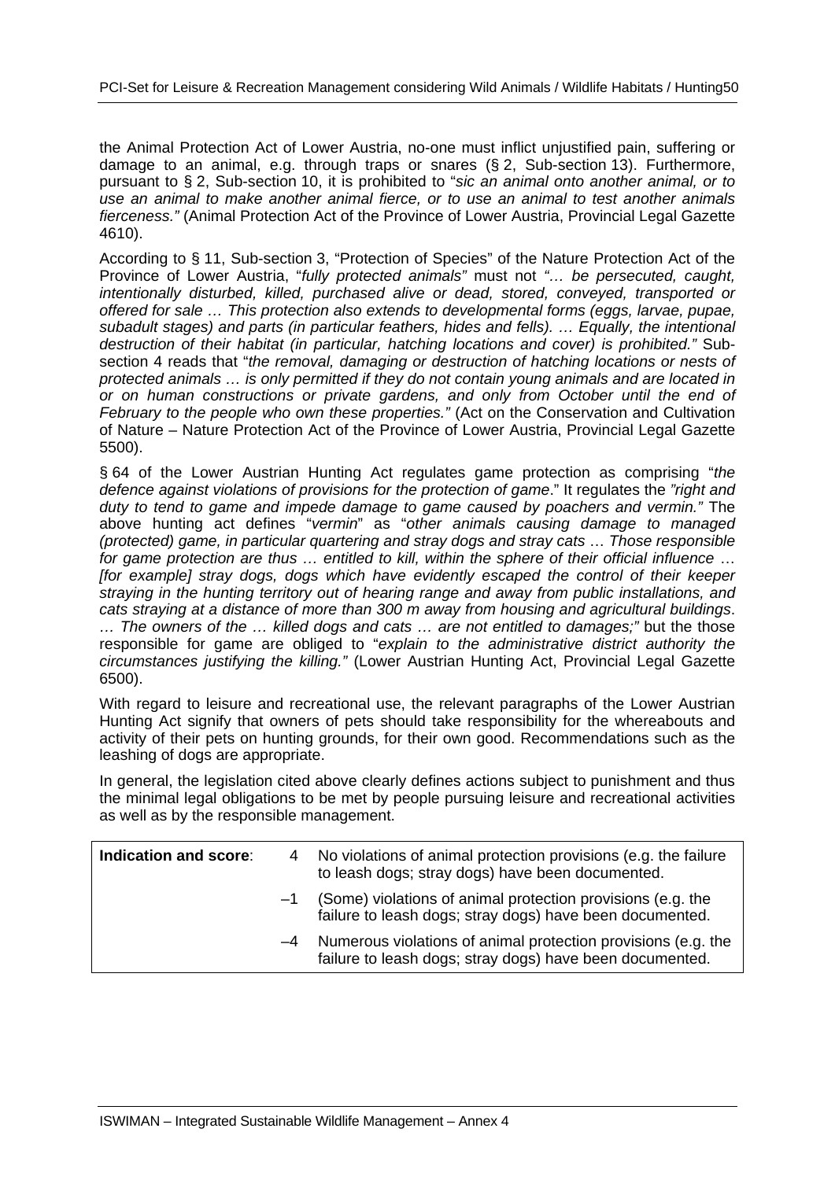the Animal Protection Act of Lower Austria, no-one must inflict unjustified pain, suffering or damage to an animal, e.g. through traps or snares (§ 2, Sub-section 13). Furthermore, pursuant to § 2, Sub-section 10, it is prohibited to "*sic an animal onto another animal, or to use an animal to make another animal fierce, or to use an animal to test another animals fierceness."* (Animal Protection Act of the Province of Lower Austria, Provincial Legal Gazette 4610).

According to § 11, Sub-section 3, "Protection of Species" of the Nature Protection Act of the Province of Lower Austria, "*fully protected animals"* must not *"… be persecuted, caught, intentionally disturbed, killed, purchased alive or dead, stored, conveyed, transported or offered for sale … This protection also extends to developmental forms (eggs, larvae, pupae, subadult stages) and parts (in particular feathers, hides and fells). … Equally, the intentional destruction of their habitat (in particular, hatching locations and cover) is prohibited."* Sub-section 4 reads that "*the removal, damaging or destruction of hatching locations or nests of protected animals … is only permitted if they do not contain young animals and are located in or on human constructions or private gardens, and only from October until the end of February to the people who own these properties."* (Act on the Conservation and Cultivation of Nature – Nature Protection Act of the Province of Lower Austria, Provincial Legal Gazette 5500).

§ 64 of the Lower Austrian Hunting Act regulates game protection as comprising "*the defence against violations of provisions for the protection of game*." It regulates the *"right and duty to tend to game and impede damage to game caused by poachers and vermin."* The above hunting act defines "*vermin*" as "*other animals causing damage to managed (protected) game, in particular quartering and stray dogs and stray cats … Those responsible for game protection are thus … entitled to kill, within the sphere of their official influence … [for example] stray dogs, dogs which have evidently escaped the control of their keeper straying in the hunting territory out of hearing range and away from public installations, and cats straying at a distance of more than 300 m away from housing and agricultural buildings*. *… The owners of the … killed dogs and cats … are not entitled to damages;"* but the those responsible for game are obliged to "*explain to the administrative district authority the circumstances justifying the killing."* (Lower Austrian Hunting Act, Provincial Legal Gazette 6500).

With regard to leisure and recreational use, the relevant paragraphs of the Lower Austrian Hunting Act signify that owners of pets should take responsibility for the whereabouts and activity of their pets on hunting grounds, for their own good. Recommendations such as the leashing of dogs are appropriate.

In general, the legislation cited above clearly defines actions subject to punishment and thus the minimal legal obligations to be met by people pursuing leisure and recreational activities as well as by the responsible management.

| **Indication and score**: | | |
|---|---|---|
| | 4 | No violations of animal protection provisions (e.g. the failure to leash dogs; stray dogs) have been documented. |
| | –1 | (Some) violations of animal protection provisions (e.g. the failure to leash dogs; stray dogs) have been documented. |
| | –4 | Numerous violations of animal protection provisions (e.g. the failure to leash dogs; stray dogs) have been documented. |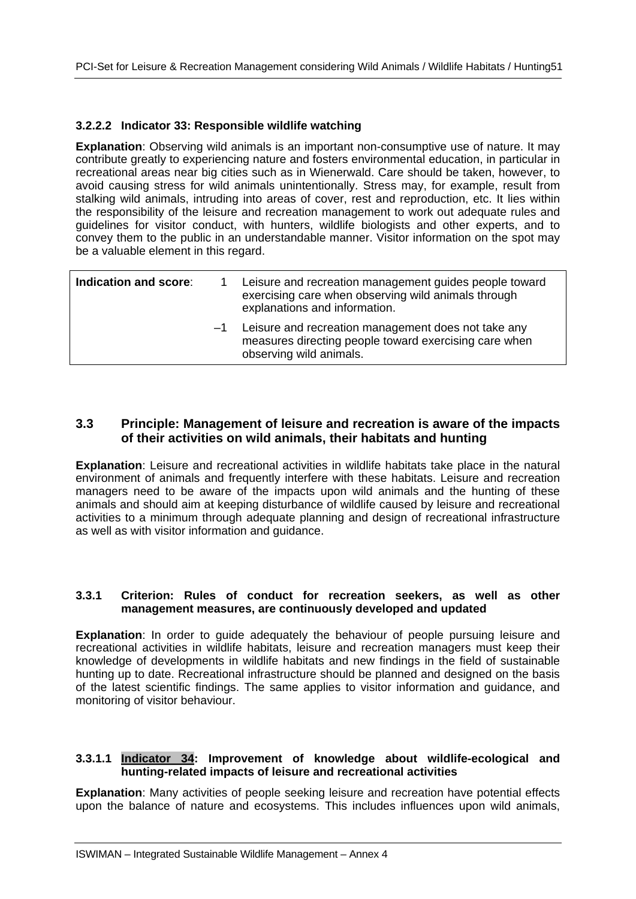#### 3.2.2.2 Indicator 33: Responsible wildlife watching

**Explanation**: Observing wild animals is an important non-consumptive use of nature. It may contribute greatly to experiencing nature and fosters environmental education, in particular in recreational areas near big cities such as in Wienerwald. Care should be taken, however, to avoid causing stress for wild animals unintentionally. Stress may, for example, result from stalking wild animals, intruding into areas of cover, rest and reproduction, etc. It lies within the responsibility of the leisure and recreation management to work out adequate rules and guidelines for visitor conduct, with hunters, wildlife biologists and other experts, and to convey them to the public in an understandable manner. Visitor information on the spot may be a valuable element in this regard.

| **Indication and score**: | 1 | Leisure and recreation management guides people toward exercising care when observing wild animals through explanations and information. |
|---|---|---|
| | –1 | Leisure and recreation management does not take any measures directing people toward exercising care when observing wild animals. |

## 3.3 Principle: Management of leisure and recreation is aware of the impacts of their activities on wild animals, their habitats and hunting

**Explanation**: Leisure and recreational activities in wildlife habitats take place in the natural environment of animals and frequently interfere with these habitats. Leisure and recreation managers need to be aware of the impacts upon wild animals and the hunting of these animals and should aim at keeping disturbance of wildlife caused by leisure and recreational activities to a minimum through adequate planning and design of recreational infrastructure as well as with visitor information and guidance.

### 3.3.1 Criterion: Rules of conduct for recreation seekers, as well as other management measures, are continuously developed and updated

**Explanation**: In order to guide adequately the behaviour of people pursuing leisure and recreational activities in wildlife habitats, leisure and recreation managers must keep their knowledge of developments in wildlife habitats and new findings in the field of sustainable hunting up to date. Recreational infrastructure should be planned and designed on the basis of the latest scientific findings. The same applies to visitor information and guidance, and monitoring of visitor behaviour.

#### 3.3.1.1 Indicator 34: Improvement of knowledge about wildlife-ecological and hunting-related impacts of leisure and recreational activities

**Explanation**: Many activities of people seeking leisure and recreation have potential effects upon the balance of nature and ecosystems. This includes influences upon wild animals,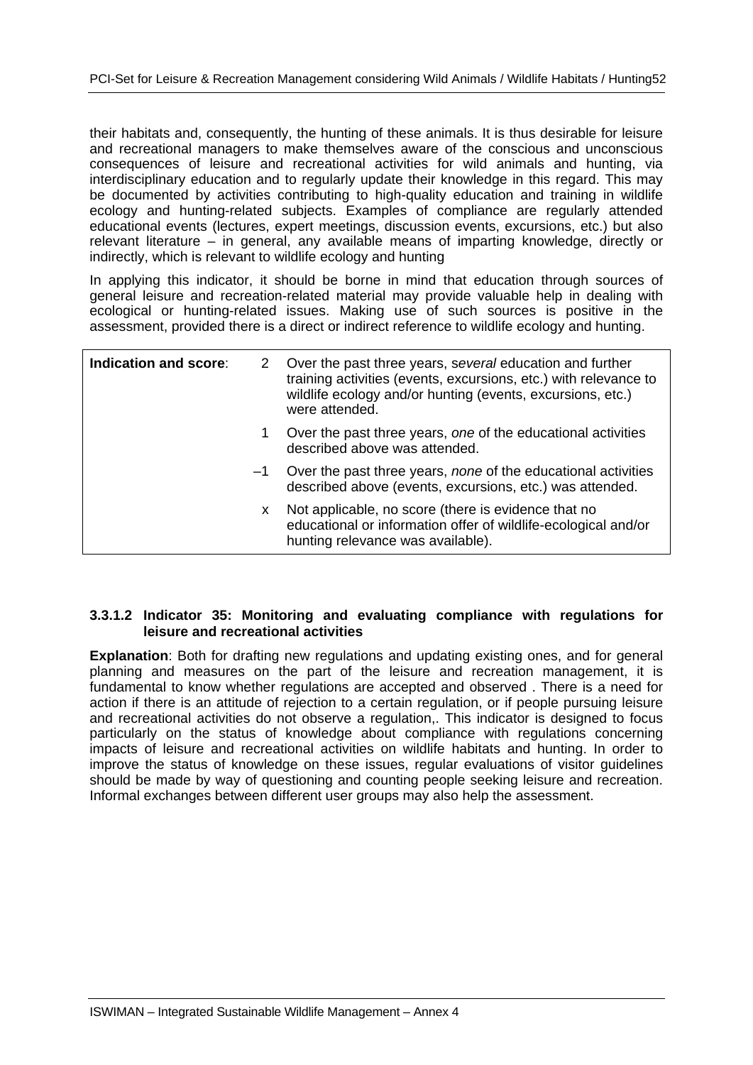their habitats and, consequently, the hunting of these animals. It is thus desirable for leisure and recreational managers to make themselves aware of the conscious and unconscious consequences of leisure and recreational activities for wild animals and hunting, via interdisciplinary education and to regularly update their knowledge in this regard. This may be documented by activities contributing to high-quality education and training in wildlife ecology and hunting-related subjects. Examples of compliance are regularly attended educational events (lectures, expert meetings, discussion events, excursions, etc.) but also relevant literature – in general, any available means of imparting knowledge, directly or indirectly, which is relevant to wildlife ecology and hunting

In applying this indicator, it should be borne in mind that education through sources of general leisure and recreation-related material may provide valuable help in dealing with ecological or hunting-related issues. Making use of such sources is positive in the assessment, provided there is a direct or indirect reference to wildlife ecology and hunting.

| **Indication and score**: | | |
|---|---|---|
| | 2 | Over the past three years, s*everal* education and further training activities (events, excursions, etc.) with relevance to wildlife ecology and/or hunting (events, excursions, etc.) were attended. |
| | 1 | Over the past three years, *one* of the educational activities described above was attended. |
| | –1 | Over the past three years, *none* of the educational activities described above (events, excursions, etc.) was attended. |
| | x | Not applicable, no score (there is evidence that no educational or information offer of wildlife-ecological and/or hunting relevance was available). |

#### 3.3.1.2 Indicator 35: Monitoring and evaluating compliance with regulations for leisure and recreational activities

**Explanation**: Both for drafting new regulations and updating existing ones, and for general planning and measures on the part of the leisure and recreation management, it is fundamental to know whether regulations are accepted and observed . There is a need for action if there is an attitude of rejection to a certain regulation, or if people pursuing leisure and recreational activities do not observe a regulation,. This indicator is designed to focus particularly on the status of knowledge about compliance with regulations concerning impacts of leisure and recreational activities on wildlife habitats and hunting. In order to improve the status of knowledge on these issues, regular evaluations of visitor guidelines should be made by way of questioning and counting people seeking leisure and recreation. Informal exchanges between different user groups may also help the assessment.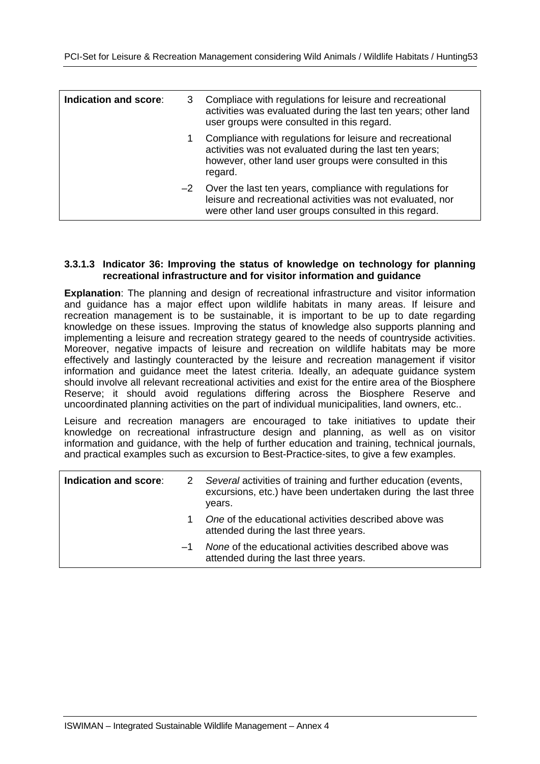| Indication and score: | | |
|---|---|---|
| | 3 | Compliace with regulations for leisure and recreational activities was evaluated during the last ten years; other land user groups were consulted in this regard. |
| | 1 | Compliance with regulations for leisure and recreational activities was not evaluated during the last ten years; however, other land user groups were consulted in this regard. |
| | –2 | Over the last ten years, compliance with regulations for leisure and recreational activities was not evaluated, nor were other land user groups consulted in this regard. |

### 3.3.1.3 Indicator 36: Improving the status of knowledge on technology for planning recreational infrastructure and for visitor information and guidance

**Explanation**: The planning and design of recreational infrastructure and visitor information and guidance has a major effect upon wildlife habitats in many areas. If leisure and recreation management is to be sustainable, it is important to be up to date regarding knowledge on these issues. Improving the status of knowledge also supports planning and implementing a leisure and recreation strategy geared to the needs of countryside activities. Moreover, negative impacts of leisure and recreation on wildlife habitats may be more effectively and lastingly counteracted by the leisure and recreation management if visitor information and guidance meet the latest criteria. Ideally, an adequate guidance system should involve all relevant recreational activities and exist for the entire area of the Biosphere Reserve; it should avoid regulations differing across the Biosphere Reserve and uncoordinated planning activities on the part of individual municipalities, land owners, etc..

Leisure and recreation managers are encouraged to take initiatives to update their knowledge on recreational infrastructure design and planning, as well as on visitor information and guidance, with the help of further education and training, technical journals, and practical examples such as excursion to Best-Practice-sites, to give a few examples.

| Indication and score: | | |
|---|---|---|
| | 2 | *Several* activities of training and further education (events, excursions, etc.) have been undertaken during the last three years. |
| | 1 | *One* of the educational activities described above was attended during the last three years. |
| | –1 | *None* of the educational activities described above was attended during the last three years. |